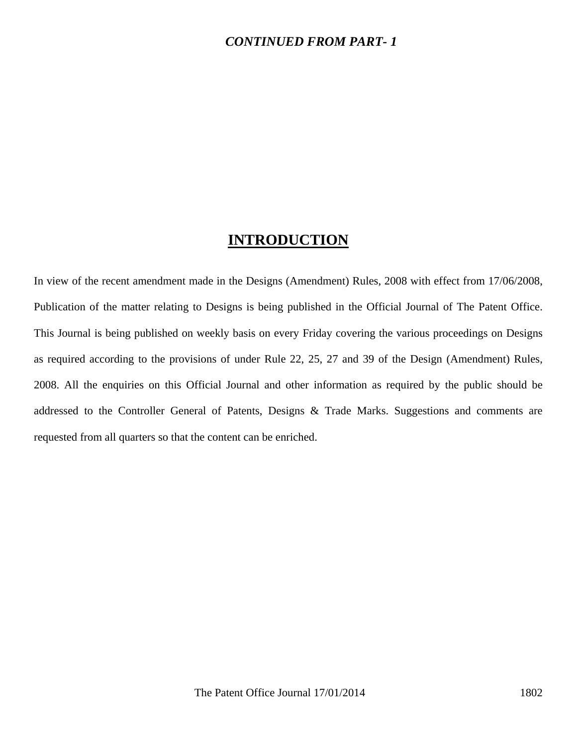***CONTINUED FROM PART- 1***

# INTRODUCTION

In view of the recent amendment made in the Designs (Amendment) Rules, 2008 with effect from 17/06/2008, Publication of the matter relating to Designs is being published in the Official Journal of The Patent Office. This Journal is being published on weekly basis on every Friday covering the various proceedings on Designs as required according to the provisions of under Rule 22, 25, 27 and 39 of the Design (Amendment) Rules, 2008. All the enquiries on this Official Journal and other information as required by the public should be addressed to the Controller General of Patents, Designs & Trade Marks. Suggestions and comments are requested from all quarters so that the content can be enriched.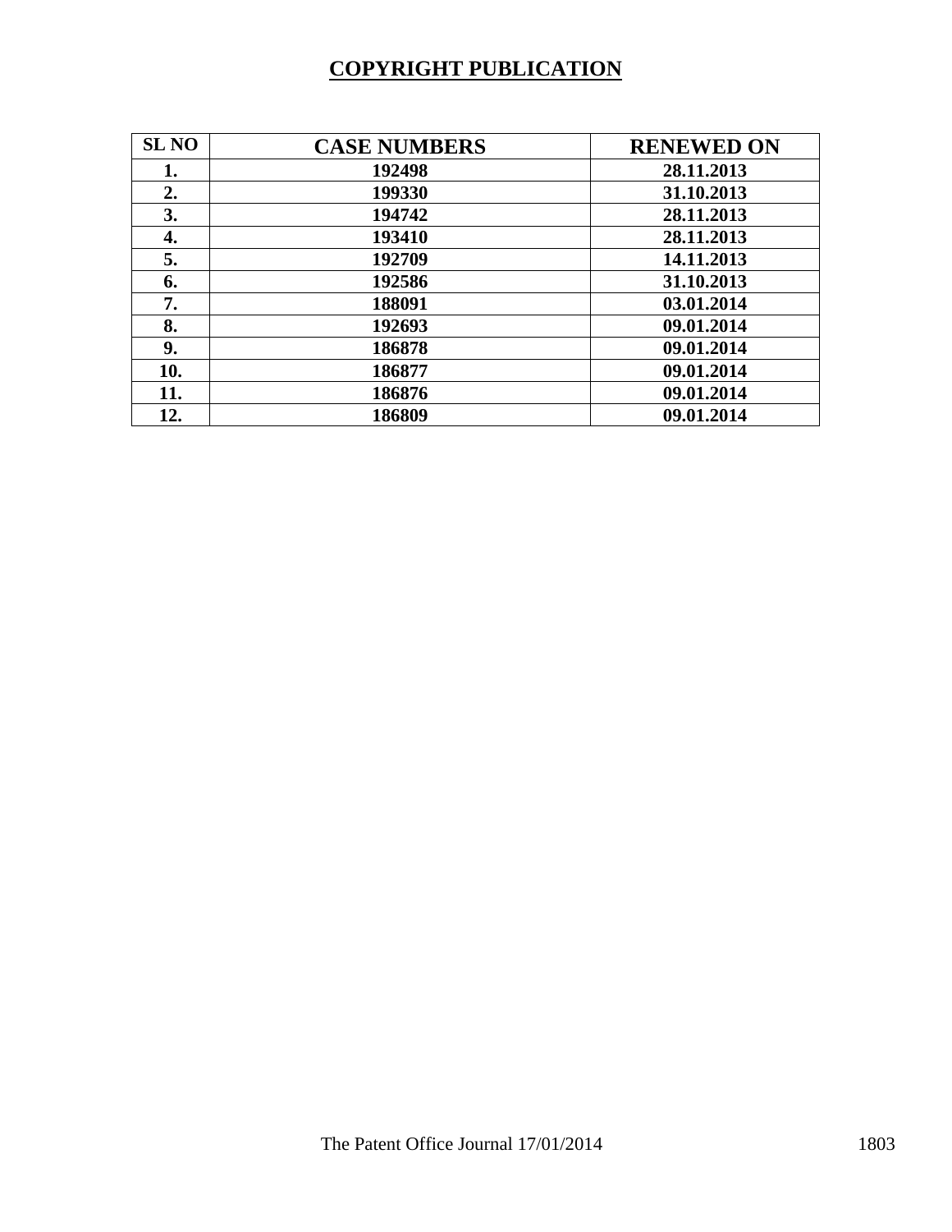# COPYRIGHT PUBLICATION

| SL NO | CASE NUMBERS | RENEWED ON |
|---|---|---|
| 1. | 192498 | 28.11.2013 |
| 2. | 199330 | 31.10.2013 |
| 3. | 194742 | 28.11.2013 |
| 4. | 193410 | 28.11.2013 |
| 5. | 192709 | 14.11.2013 |
| 6. | 192586 | 31.10.2013 |
| 7. | 188091 | 03.01.2014 |
| 8. | 192693 | 09.01.2014 |
| 9. | 186878 | 09.01.2014 |
| 10. | 186877 | 09.01.2014 |
| 11. | 186876 | 09.01.2014 |
| 12. | 186809 | 09.01.2014 |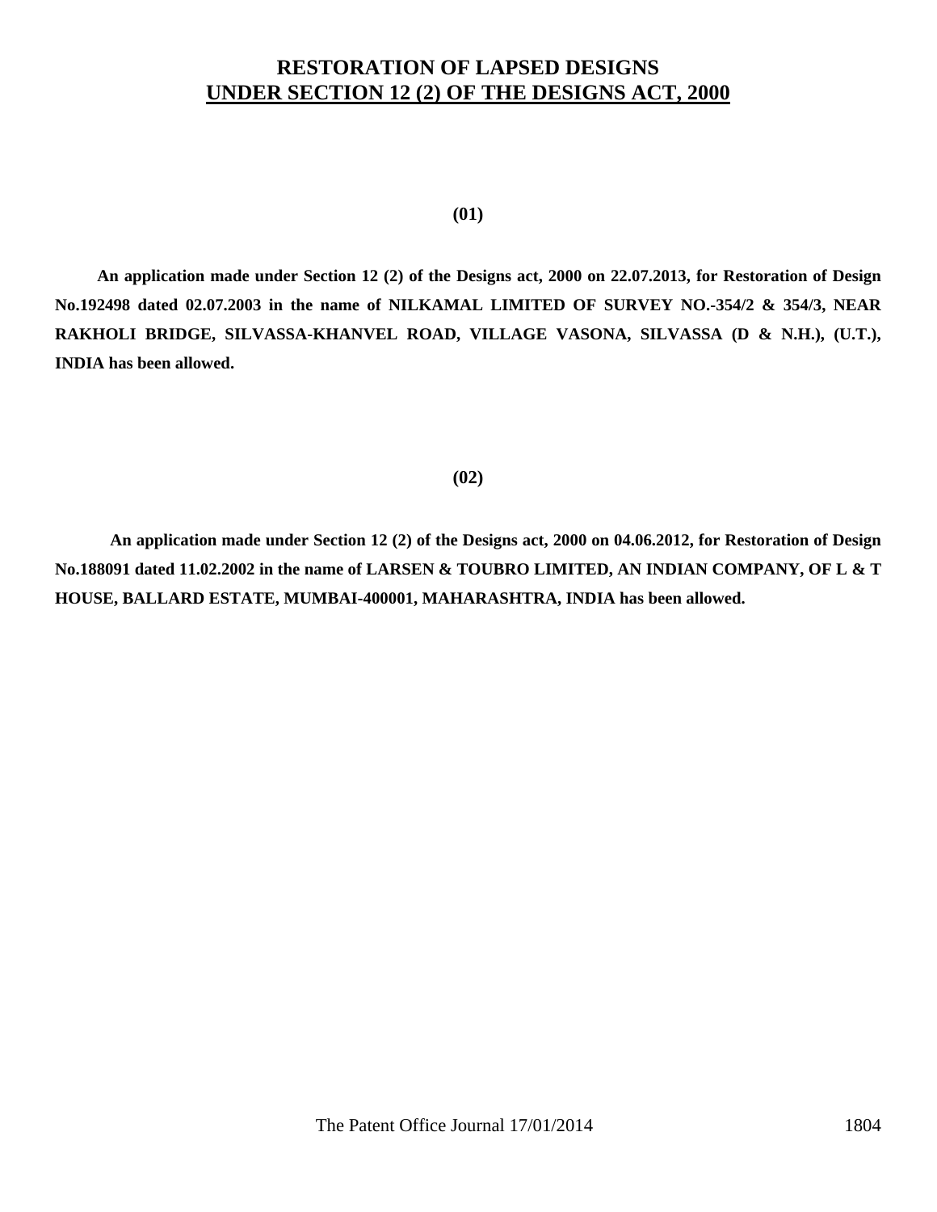# RESTORATION OF LAPSED DESIGNS
## UNDER SECTION 12 (2) OF THE DESIGNS ACT, 2000

**(01)**

**An application made under Section 12 (2) of the Designs act, 2000 on 22.07.2013, for Restoration of Design No.192498 dated 02.07.2003 in the name of NILKAMAL LIMITED OF SURVEY NO.-354/2 & 354/3, NEAR RAKHOLI BRIDGE, SILVASSA-KHANVEL ROAD, VILLAGE VASONA, SILVASSA (D & N.H.), (U.T.), INDIA has been allowed.**

**(02)**

**An application made under Section 12 (2) of the Designs act, 2000 on 04.06.2012, for Restoration of Design No.188091 dated 11.02.2002 in the name of LARSEN & TOUBRO LIMITED, AN INDIAN COMPANY, OF L & T HOUSE, BALLARD ESTATE, MUMBAI-400001, MAHARASHTRA, INDIA has been allowed.**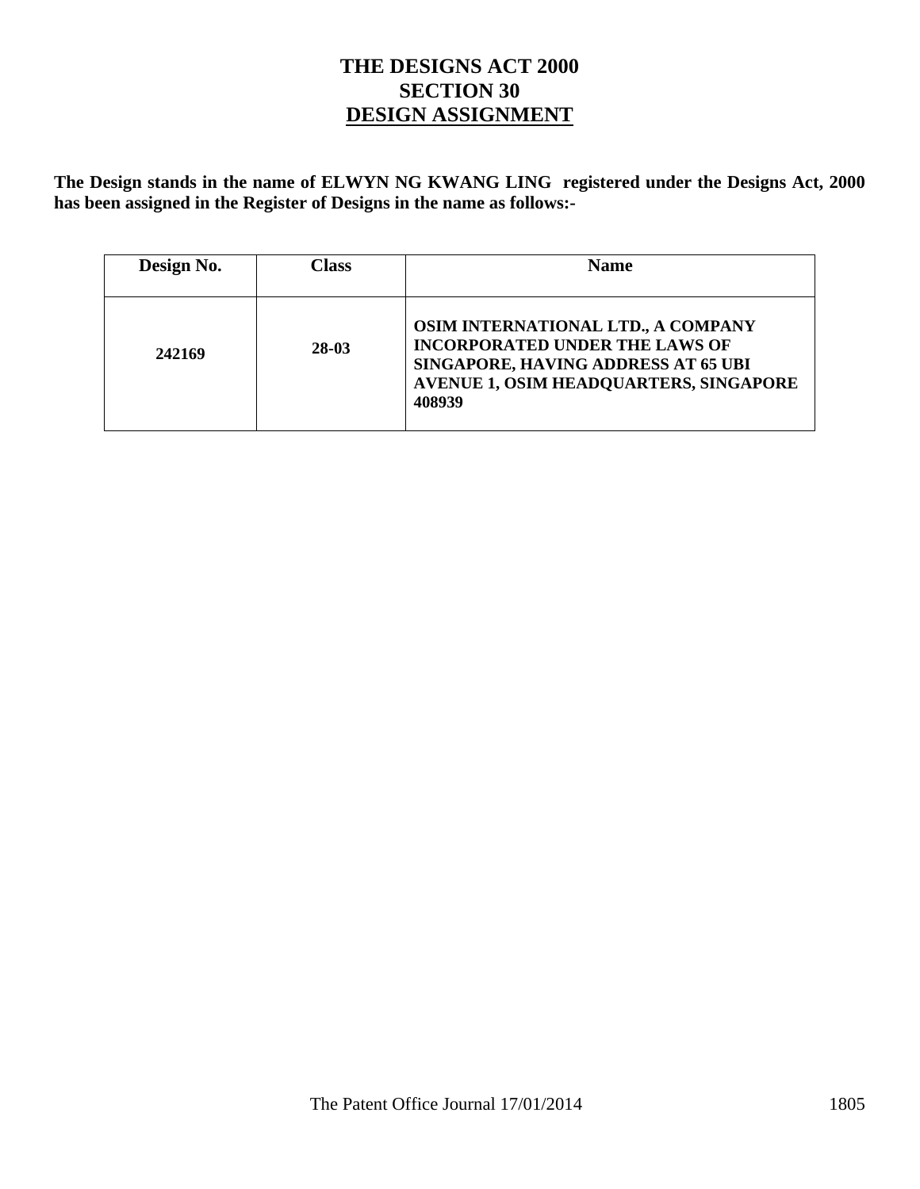# THE DESIGNS ACT 2000
# SECTION 30
# DESIGN ASSIGNMENT

**The Design stands in the name of ELWYN NG KWANG LING registered under the Designs Act, 2000 has been assigned in the Register of Designs in the name as follows:-**

| Design No. | Class | Name |
|---|---|---|
| 242169 | 28-03 | OSIM INTERNATIONAL LTD., A COMPANY INCORPORATED UNDER THE LAWS OF SINGAPORE, HAVING ADDRESS AT 65 UBI AVENUE 1, OSIM HEADQUARTERS, SINGAPORE 408939 |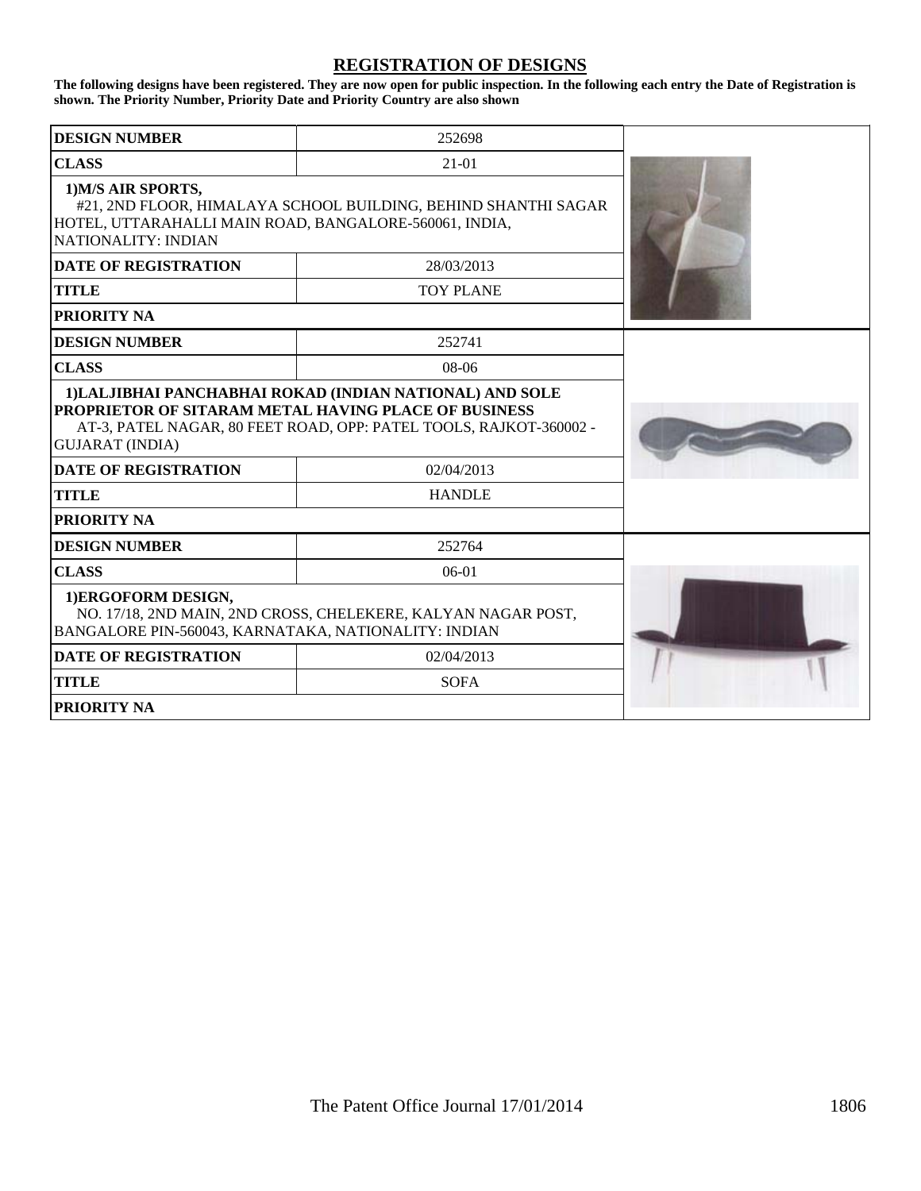## REGISTRATION OF DESIGNS

**The following designs have been registered. They are now open for public inspection. In the following each entry the Date of Registration is shown. The Priority Number, Priority Date and Priority Country are also shown**

| | |
|---|---|
| **DESIGN NUMBER** | 252698 |
| **CLASS** | 21-01 |
| **1)M/S AIR SPORTS,** #21, 2ND FLOOR, HIMALAYA SCHOOL BUILDING, BEHIND SHANTHI SAGAR HOTEL, UTTARAHALLI MAIN ROAD, BANGALORE-560061, INDIA, NATIONALITY: INDIAN | |
| **DATE OF REGISTRATION** | 28/03/2013 |
| **TITLE** | TOY PLANE |
| **PRIORITY NA** | |

| | |
|---|---|
| **DESIGN NUMBER** | 252741 |
| **CLASS** | 08-06 |
| **1)LALJIBHAI PANCHABHAI ROKAD (INDIAN NATIONAL) AND SOLE PROPRIETOR OF SITARAM METAL HAVING PLACE OF BUSINESS** AT-3, PATEL NAGAR, 80 FEET ROAD, OPP: PATEL TOOLS, RAJKOT-360002 - GUJARAT (INDIA) | |
| **DATE OF REGISTRATION** | 02/04/2013 |
| **TITLE** | HANDLE |
| **PRIORITY NA** | |

| | |
|---|---|
| **DESIGN NUMBER** | 252764 |
| **CLASS** | 06-01 |
| **1)ERGOFORM DESIGN,** NO. 17/18, 2ND MAIN, 2ND CROSS, CHELEKERE, KALYAN NAGAR POST, BANGALORE PIN-560043, KARNATAKA, NATIONALITY: INDIAN | |
| **DATE OF REGISTRATION** | 02/04/2013 |
| **TITLE** | SOFA |
| **PRIORITY NA** | |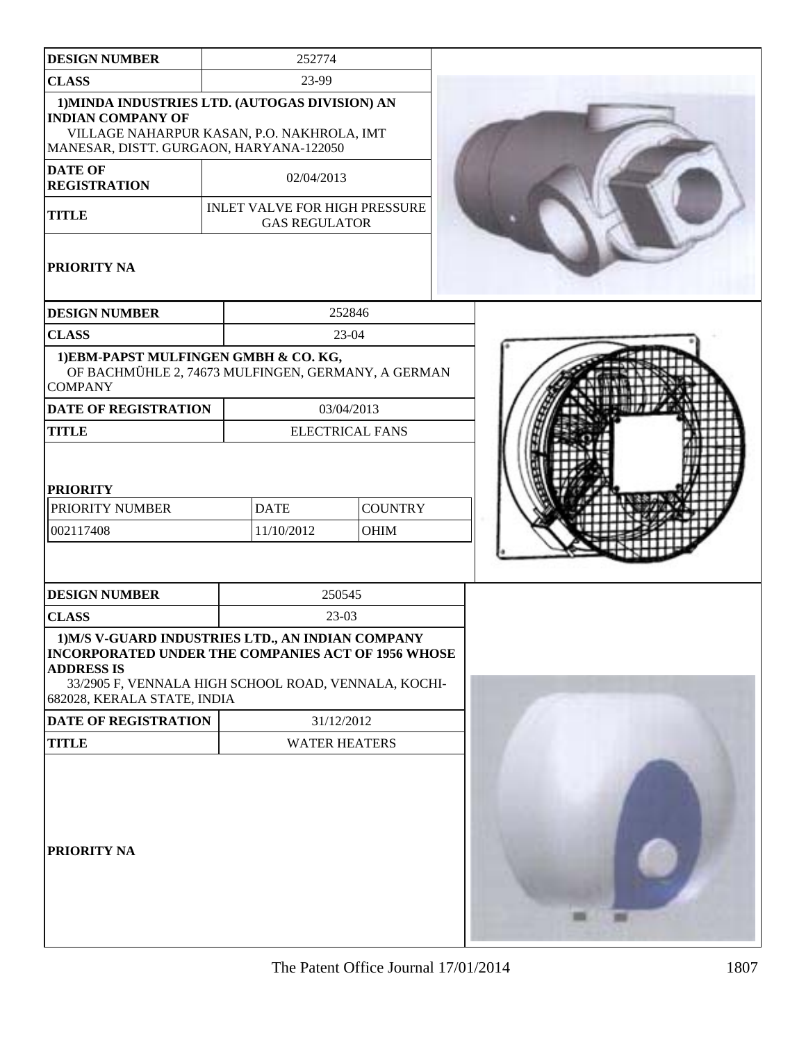| DESIGN NUMBER | 252774 |
| --- | --- |
| CLASS | 23-99 |
| 1)MINDA INDUSTRIES LTD. (AUTOGAS DIVISION) AN INDIAN COMPANY OF VILLAGE NAHARPUR KASAN, P.O. NAKHROLA, IMT MANESAR, DISTT. GURGAON, HARYANA-122050 | |
| DATE OF REGISTRATION | 02/04/2013 |
| TITLE | INLET VALVE FOR HIGH PRESSURE GAS REGULATOR |
| PRIORITY NA | |

| DESIGN NUMBER | 252846 | |
| --- | --- | --- |
| CLASS | 23-04 | |
| 1)EBM-PAPST MULFINGEN GMBH & CO. KG, OF BACHMÜHLE 2, 74673 MULFINGEN, GERMANY, A GERMAN COMPANY | | |
| DATE OF REGISTRATION | 03/04/2013 | |
| TITLE | ELECTRICAL FANS | |
| PRIORITY | | |
| PRIORITY NUMBER | DATE | COUNTRY |
| 002117408 | 11/10/2012 | OHIM |

| DESIGN NUMBER | 250545 |
| --- | --- |
| CLASS | 23-03 |
| 1)M/S V-GUARD INDUSTRIES LTD., AN INDIAN COMPANY INCORPORATED UNDER THE COMPANIES ACT OF 1956 WHOSE ADDRESS IS 33/2905 F, VENNALA HIGH SCHOOL ROAD, VENNALA, KOCHI-682028, KERALA STATE, INDIA | |
| DATE OF REGISTRATION | 31/12/2012 |
| TITLE | WATER HEATERS |
| PRIORITY NA | |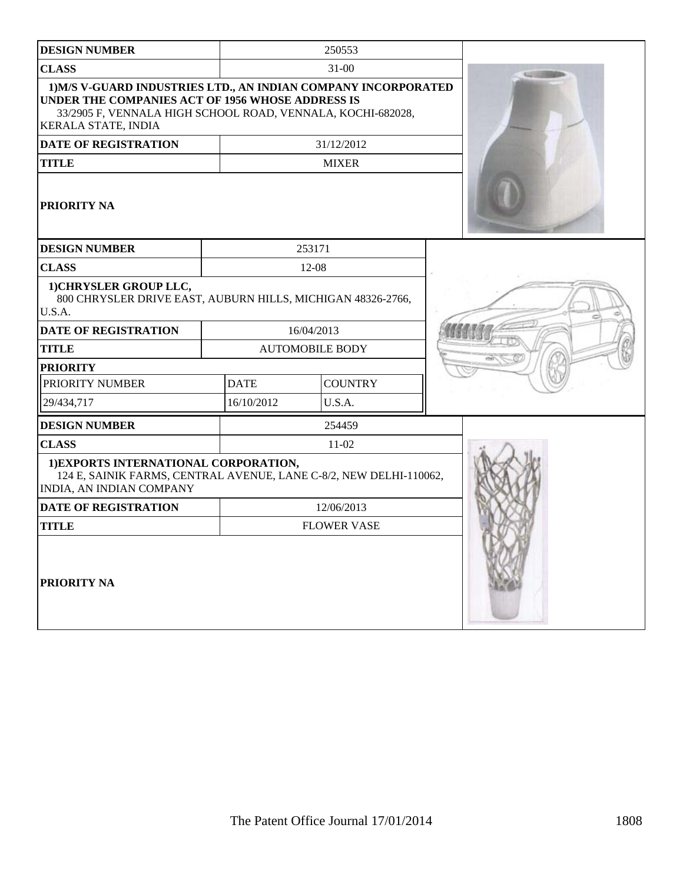| DESIGN NUMBER | 250553 |
|---|---|
| CLASS | 31-00 |
| **1)M/S V-GUARD INDUSTRIES LTD., AN INDIAN COMPANY INCORPORATED UNDER THE COMPANIES ACT OF 1956 WHOSE ADDRESS IS** 33/2905 F, VENNALA HIGH SCHOOL ROAD, VENNALA, KOCHI-682028, KERALA STATE, INDIA | |
| DATE OF REGISTRATION | 31/12/2012 |
| TITLE | MIXER |
| PRIORITY NA | |

| DESIGN NUMBER | 253171 | |
|---|---|---|
| CLASS | 12-08 | |
| **1)CHRYSLER GROUP LLC,** 800 CHRYSLER DRIVE EAST, AUBURN HILLS, MICHIGAN 48326-2766, U.S.A. | | |
| DATE OF REGISTRATION | 16/04/2013 | |
| TITLE | AUTOMOBILE BODY | |
| PRIORITY | | |
| PRIORITY NUMBER | DATE | COUNTRY |
| 29/434,717 | 16/10/2012 | U.S.A. |

| DESIGN NUMBER | 254459 |
|---|---|
| CLASS | 11-02 |
| **1)EXPORTS INTERNATIONAL CORPORATION,** 124 E, SAINIK FARMS, CENTRAL AVENUE, LANE C-8/2, NEW DELHI-110062, INDIA, AN INDIAN COMPANY | |
| DATE OF REGISTRATION | 12/06/2013 |
| TITLE | FLOWER VASE |
| PRIORITY NA | |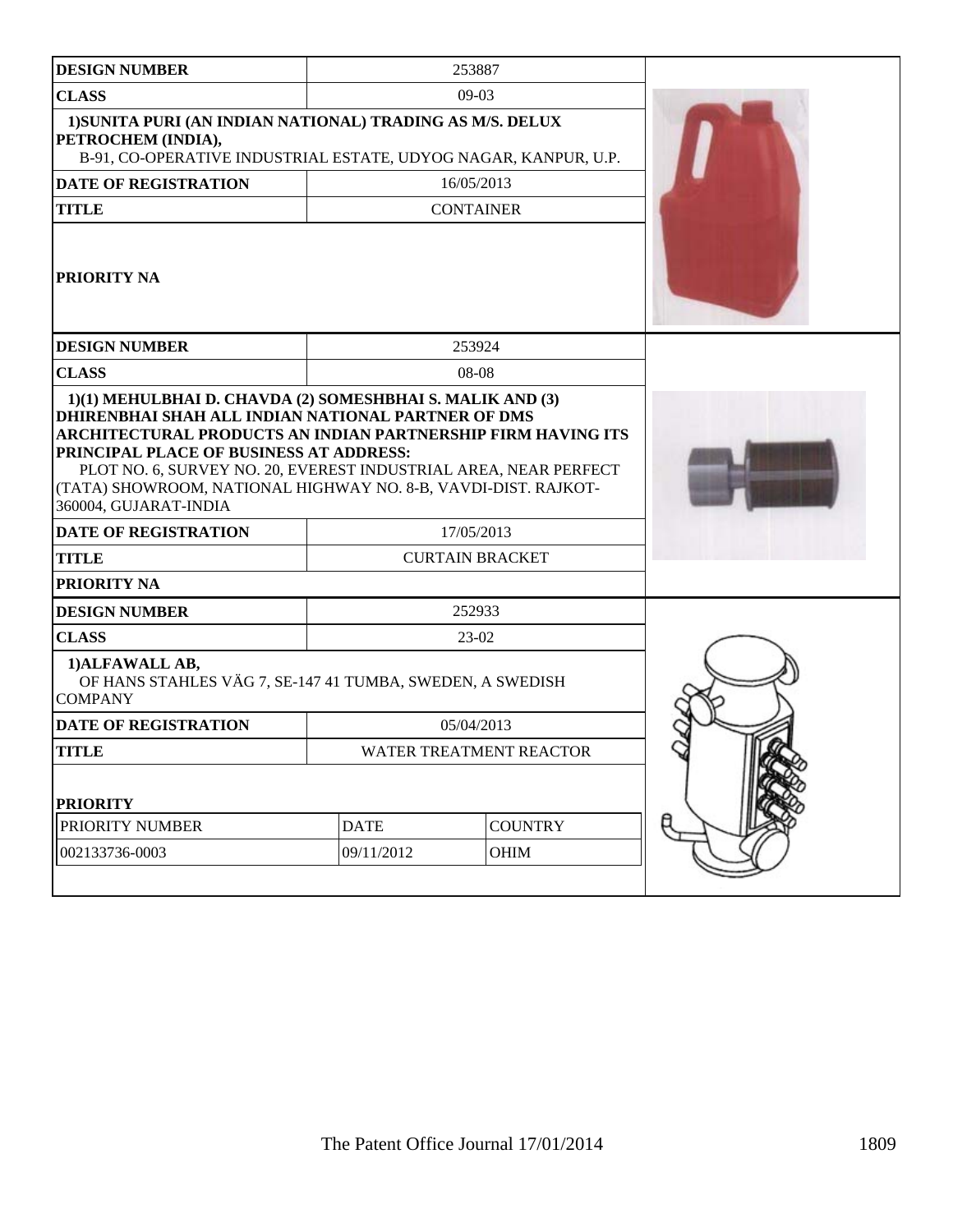| DESIGN NUMBER | 253887 |
|---|---|
| CLASS | 09-03 |
| 1)SUNITA PURI (AN INDIAN NATIONAL) TRADING AS M/S. DELUX PETROCHEM (INDIA), B-91, CO-OPERATIVE INDUSTRIAL ESTATE, UDYOG NAGAR, KANPUR, U.P. | |
| DATE OF REGISTRATION | 16/05/2013 |
| TITLE | CONTAINER |
| PRIORITY NA | |

| DESIGN NUMBER | 253924 |
|---|---|
| CLASS | 08-08 |
| 1)(1) MEHULBHAI D. CHAVDA (2) SOMESHBHAI S. MALIK AND (3) DHIRENBHAI SHAH ALL INDIAN NATIONAL PARTNER OF DMS ARCHITECTURAL PRODUCTS AN INDIAN PARTNERSHIP FIRM HAVING ITS PRINCIPAL PLACE OF BUSINESS AT ADDRESS: PLOT NO. 6, SURVEY NO. 20, EVEREST INDUSTRIAL AREA, NEAR PERFECT (TATA) SHOWROOM, NATIONAL HIGHWAY NO. 8-B, VAVDI-DIST. RAJKOT-360004, GUJARAT-INDIA | |
| DATE OF REGISTRATION | 17/05/2013 |
| TITLE | CURTAIN BRACKET |
| PRIORITY NA | |

| DESIGN NUMBER | 252933 | |
|---|---|---|
| CLASS | 23-02 | |
| 1)ALFAWALL AB, OF HANS STAHLES VÄG 7, SE-147 41 TUMBA, SWEDEN, A SWEDISH COMPANY | | |
| DATE OF REGISTRATION | 05/04/2013 | |
| TITLE | WATER TREATMENT REACTOR | |
| PRIORITY | | |
| PRIORITY NUMBER | DATE | COUNTRY |
| 002133736-0003 | 09/11/2012 | OHIM |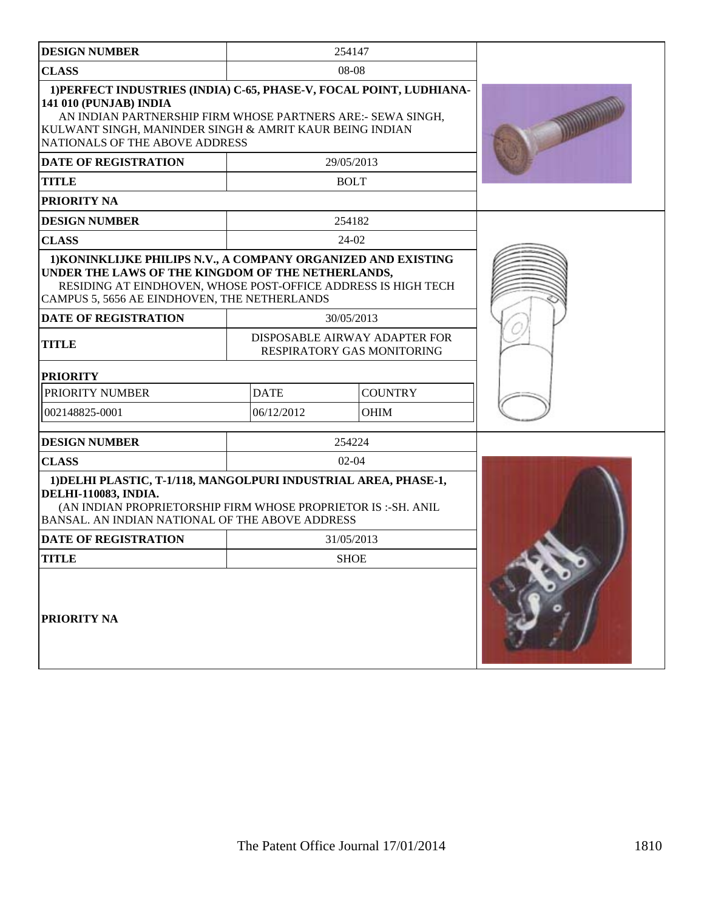| DESIGN NUMBER | 254147 | |
|---|---|---|
| CLASS | 08-08 | |
| **1)PERFECT INDUSTRIES (INDIA) C-65, PHASE-V, FOCAL POINT, LUDHIANA-141 010 (PUNJAB) INDIA**<br>AN INDIAN PARTNERSHIP FIRM WHOSE PARTNERS ARE:- SEWA SINGH, KULWANT SINGH, MANINDER SINGH & AMRIT KAUR BEING INDIAN NATIONALS OF THE ABOVE ADDRESS | | |
| DATE OF REGISTRATION | 29/05/2013 | |
| TITLE | BOLT | |
| PRIORITY NA | | |

| DESIGN NUMBER | 254182 | |
|---|---|---|
| CLASS | 24-02 | |
| **1)KONINKLIJKE PHILIPS N.V., A COMPANY ORGANIZED AND EXISTING UNDER THE LAWS OF THE KINGDOM OF THE NETHERLANDS,**<br>RESIDING AT EINDHOVEN, WHOSE POST-OFFICE ADDRESS IS HIGH TECH CAMPUS 5, 5656 AE EINDHOVEN, THE NETHERLANDS | | |
| DATE OF REGISTRATION | 30/05/2013 | |
| TITLE | DISPOSABLE AIRWAY ADAPTER FOR RESPIRATORY GAS MONITORING | |
| PRIORITY | | |
| PRIORITY NUMBER | DATE | COUNTRY |
| 002148825-0001 | 06/12/2012 | OHIM |

| DESIGN NUMBER | 254224 | |
|---|---|---|
| CLASS | 02-04 | |
| **1)DELHI PLASTIC, T-1/118, MANGOLPURI INDUSTRIAL AREA, PHASE-1, DELHI-110083, INDIA.**<br>(AN INDIAN PROPRIETORSHIP FIRM WHOSE PROPRIETOR IS :-SH. ANIL BANSAL. AN INDIAN NATIONAL OF THE ABOVE ADDRESS | | |
| DATE OF REGISTRATION | 31/05/2013 | |
| TITLE | SHOE | |
| PRIORITY NA | | |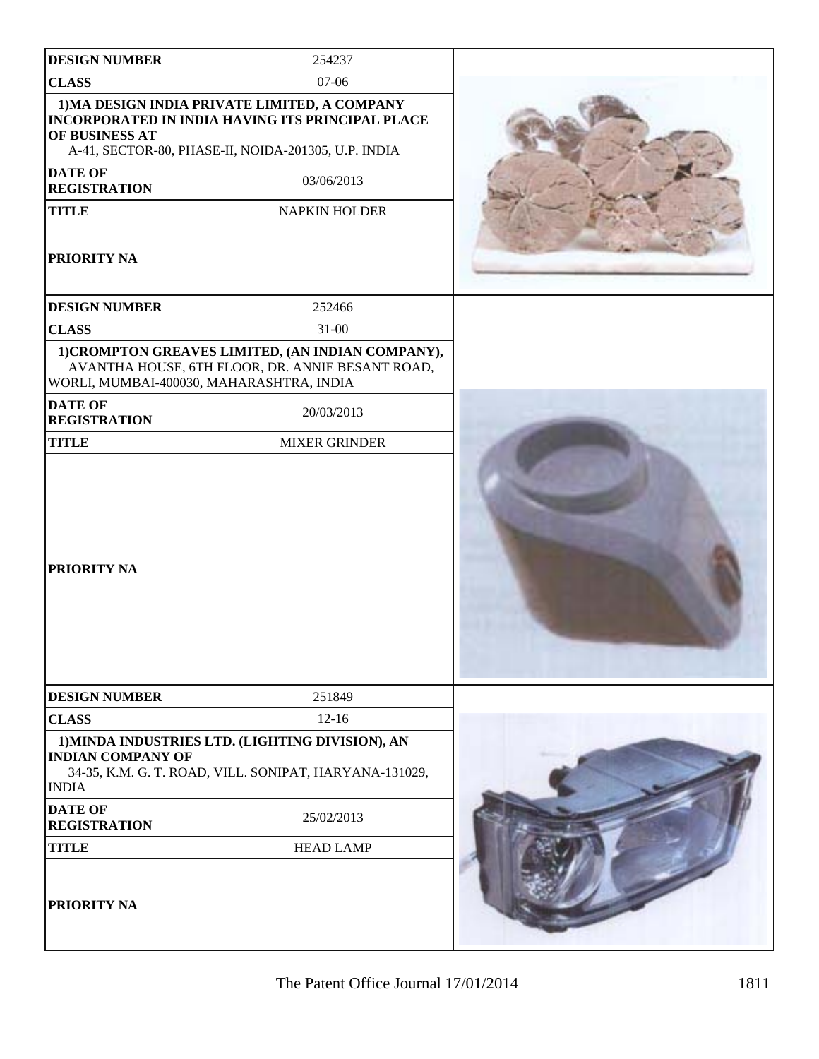| DESIGN NUMBER | 254237 |
| --- | --- |
| CLASS | 07-06 |
| 1)MA DESIGN INDIA PRIVATE LIMITED, A COMPANY INCORPORATED IN INDIA HAVING ITS PRINCIPAL PLACE OF BUSINESS AT A-41, SECTOR-80, PHASE-II, NOIDA-201305, U.P. INDIA | |
| DATE OF REGISTRATION | 03/06/2013 |
| TITLE | NAPKIN HOLDER |
| PRIORITY NA | |

| DESIGN NUMBER | 252466 |
| --- | --- |
| CLASS | 31-00 |
| 1)CROMPTON GREAVES LIMITED, (AN INDIAN COMPANY), AVANTHA HOUSE, 6TH FLOOR, DR. ANNIE BESANT ROAD, WORLI, MUMBAI-400030, MAHARASHTRA, INDIA | |
| DATE OF REGISTRATION | 20/03/2013 |
| TITLE | MIXER GRINDER |
| PRIORITY NA | |

| DESIGN NUMBER | 251849 |
| --- | --- |
| CLASS | 12-16 |
| 1)MINDA INDUSTRIES LTD. (LIGHTING DIVISION), AN INDIAN COMPANY OF 34-35, K.M. G. T. ROAD, VILL. SONIPAT, HARYANA-131029, INDIA | |
| DATE OF REGISTRATION | 25/02/2013 |
| TITLE | HEAD LAMP |
| PRIORITY NA | |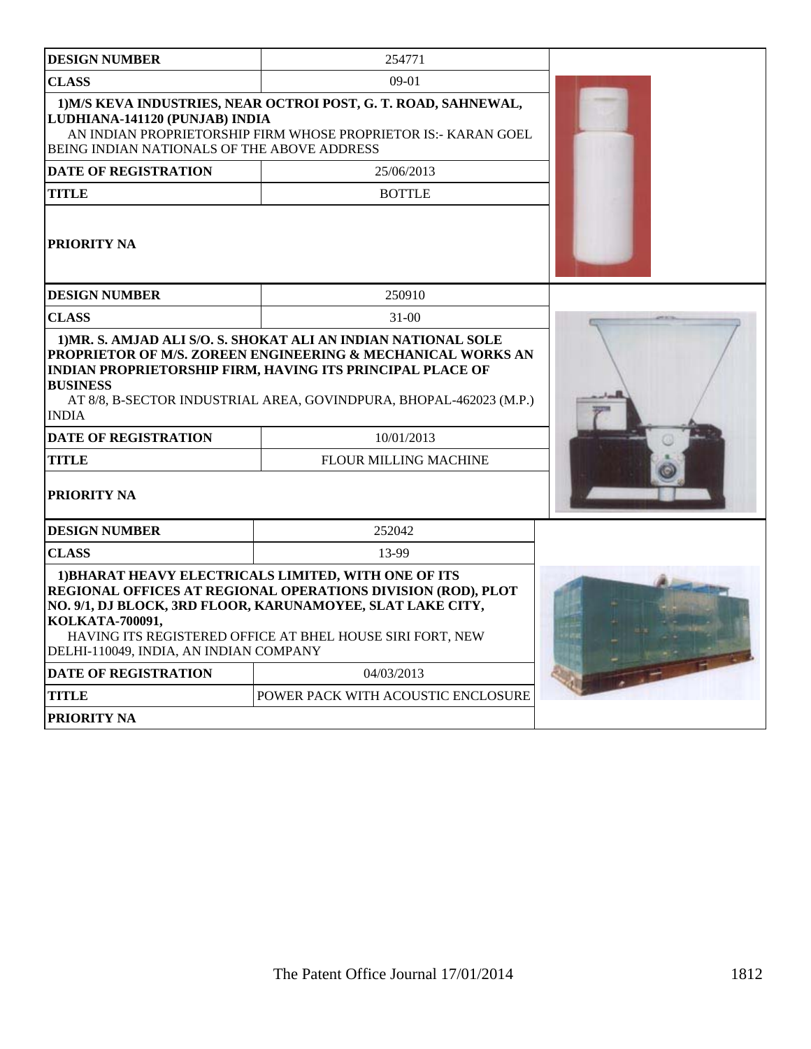| DESIGN NUMBER | 254771 |
| --- | --- |
| CLASS | 09-01 |
| 1)M/S KEVA INDUSTRIES, NEAR OCTROI POST, G. T. ROAD, SAHNEWAL, LUDHIANA-141120 (PUNJAB) INDIA<br>AN INDIAN PROPRIETORSHIP FIRM WHOSE PROPRIETOR IS:- KARAN GOEL BEING INDIAN NATIONALS OF THE ABOVE ADDRESS | |
| DATE OF REGISTRATION | 25/06/2013 |
| TITLE | BOTTLE |
| PRIORITY NA | |

| DESIGN NUMBER | 250910 |
| --- | --- |
| CLASS | 31-00 |
| 1)MR. S. AMJAD ALI S/O. S. SHOKAT ALI AN INDIAN NATIONAL SOLE PROPRIETOR OF M/S. ZOREEN ENGINEERING & MECHANICAL WORKS AN INDIAN PROPRIETORSHIP FIRM, HAVING ITS PRINCIPAL PLACE OF BUSINESS<br>AT 8/8, B-SECTOR INDUSTRIAL AREA, GOVINDPURA, BHOPAL-462023 (M.P.) INDIA | |
| DATE OF REGISTRATION | 10/01/2013 |
| TITLE | FLOUR MILLING MACHINE |
| PRIORITY NA | |

| DESIGN NUMBER | 252042 |
| --- | --- |
| CLASS | 13-99 |
| 1)BHARAT HEAVY ELECTRICALS LIMITED, WITH ONE OF ITS REGIONAL OFFICES AT REGIONAL OPERATIONS DIVISION (ROD), PLOT NO. 9/1, DJ BLOCK, 3RD FLOOR, KARUNAMOYEE, SLAT LAKE CITY, KOLKATA-700091,<br>HAVING ITS REGISTERED OFFICE AT BHEL HOUSE SIRI FORT, NEW DELHI-110049, INDIA, AN INDIAN COMPANY | |
| DATE OF REGISTRATION | 04/03/2013 |
| TITLE | POWER PACK WITH ACOUSTIC ENCLOSURE |
| PRIORITY NA | |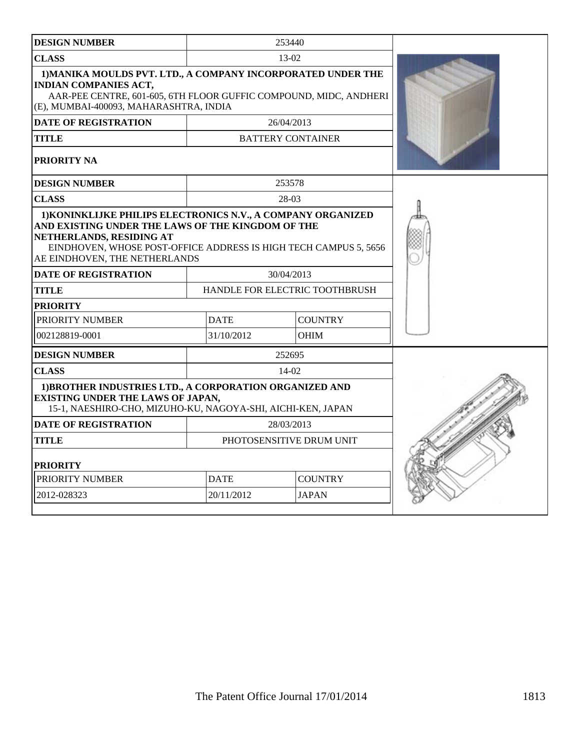| DESIGN NUMBER | 253440 | |
|---|---|---|
| CLASS | 13-02 | |
| 1)MANIKA MOULDS PVT. LTD., A COMPANY INCORPORATED UNDER THE INDIAN COMPANIES ACT, AAR-PEE CENTRE, 601-605, 6TH FLOOR GUFFIC COMPOUND, MIDC, ANDHERI (E), MUMBAI-400093, MAHARASHTRA, INDIA | | |
| DATE OF REGISTRATION | 26/04/2013 | |
| TITLE | BATTERY CONTAINER | |
| PRIORITY NA | | |

| DESIGN NUMBER | 253578 | |
|---|---|---|
| CLASS | 28-03 | |
| 1)KONINKLIJKE PHILIPS ELECTRONICS N.V., A COMPANY ORGANIZED AND EXISTING UNDER THE LAWS OF THE KINGDOM OF THE NETHERLANDS, RESIDING AT EINDHOVEN, WHOSE POST-OFFICE ADDRESS IS HIGH TECH CAMPUS 5, 5656 AE EINDHOVEN, THE NETHERLANDS | | |
| DATE OF REGISTRATION | 30/04/2013 | |
| TITLE | HANDLE FOR ELECTRIC TOOTHBRUSH | |
| PRIORITY | | |
| PRIORITY NUMBER | DATE | COUNTRY |
| 002128819-0001 | 31/10/2012 | OHIM |

| DESIGN NUMBER | 252695 | |
|---|---|---|
| CLASS | 14-02 | |
| 1)BROTHER INDUSTRIES LTD., A CORPORATION ORGANIZED AND EXISTING UNDER THE LAWS OF JAPAN, 15-1, NAESHIRO-CHO, MIZUHO-KU, NAGOYA-SHI, AICHI-KEN, JAPAN | | |
| DATE OF REGISTRATION | 28/03/2013 | |
| TITLE | PHOTOSENSITIVE DRUM UNIT | |
| PRIORITY | | |
| PRIORITY NUMBER | DATE | COUNTRY |
| 2012-028323 | 20/11/2012 | JAPAN |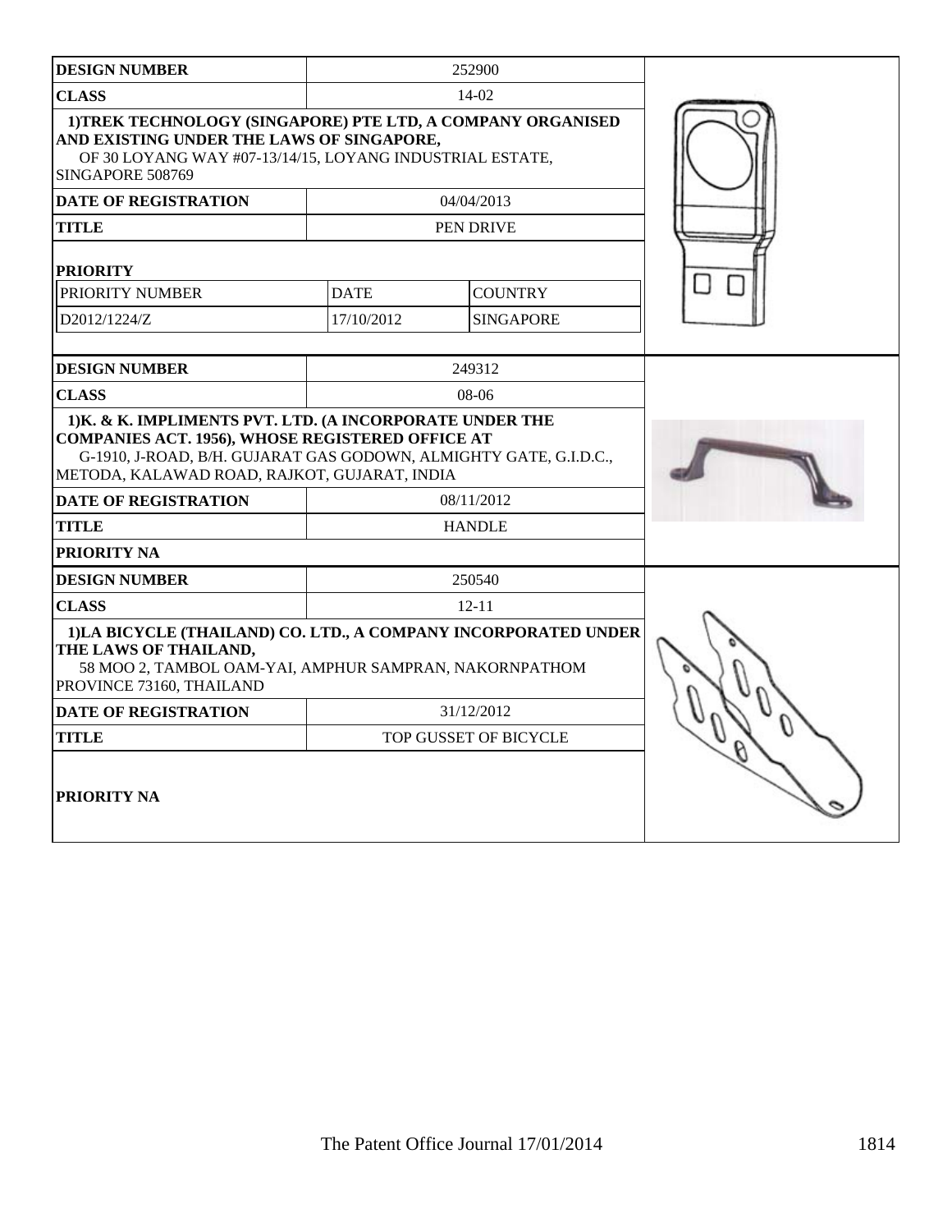| DESIGN NUMBER | 252900 | |
|---|---|---|
| CLASS | 14-02 | |
| 1)TREK TECHNOLOGY (SINGAPORE) PTE LTD, A COMPANY ORGANISED AND EXISTING UNDER THE LAWS OF SINGAPORE, OF 30 LOYANG WAY #07-13/14/15, LOYANG INDUSTRIAL ESTATE, SINGAPORE 508769 | | |
| DATE OF REGISTRATION | 04/04/2013 | |
| TITLE | PEN DRIVE | |
| PRIORITY | | |
| PRIORITY NUMBER | DATE | COUNTRY |
| D2012/1224/Z | 17/10/2012 | SINGAPORE |

| DESIGN NUMBER | 249312 |
|---|---|
| CLASS | 08-06 |
| 1)K. & K. IMPLIMENTS PVT. LTD. (A INCORPORATE UNDER THE COMPANIES ACT. 1956), WHOSE REGISTERED OFFICE AT G-1910, J-ROAD, B/H. GUJARAT GAS GODOWN, ALMIGHTY GATE, G.I.D.C., METODA, KALAWAD ROAD, RAJKOT, GUJARAT, INDIA | |
| DATE OF REGISTRATION | 08/11/2012 |
| TITLE | HANDLE |
| PRIORITY NA | |

| DESIGN NUMBER | 250540 |
|---|---|
| CLASS | 12-11 |
| 1)LA BICYCLE (THAILAND) CO. LTD., A COMPANY INCORPORATED UNDER THE LAWS OF THAILAND, 58 MOO 2, TAMBOL OAM-YAI, AMPHUR SAMPRAN, NAKORNPATHOM PROVINCE 73160, THAILAND | |
| DATE OF REGISTRATION | 31/12/2012 |
| TITLE | TOP GUSSET OF BICYCLE |
| PRIORITY NA | |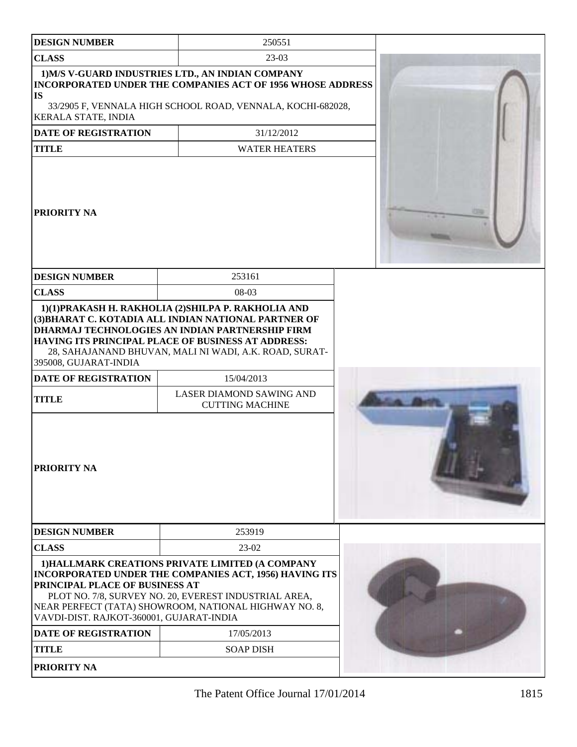| DESIGN NUMBER | 250551 |
| --- | --- |
| CLASS | 23-03 |
| 1)M/S V-GUARD INDUSTRIES LTD., AN INDIAN COMPANY INCORPORATED UNDER THE COMPANIES ACT OF 1956 WHOSE ADDRESS IS<br>33/2905 F, VENNALA HIGH SCHOOL ROAD, VENNALA, KOCHI-682028, KERALA STATE, INDIA | |
| DATE OF REGISTRATION | 31/12/2012 |
| TITLE | WATER HEATERS |
| PRIORITY NA | |

| DESIGN NUMBER | 253161 |
| --- | --- |
| CLASS | 08-03 |
| 1)(1)PRAKASH H. RAKHOLIA (2)SHILPA P. RAKHOLIA AND (3)BHARAT C. KOTADIA ALL INDIAN NATIONAL PARTNER OF DHARMAJ TECHNOLOGIES AN INDIAN PARTNERSHIP FIRM HAVING ITS PRINCIPAL PLACE OF BUSINESS AT ADDRESS:<br>28, SAHAJANAND BHUVAN, MALI NI WADI, A.K. ROAD, SURAT-395008, GUJARAT-INDIA | |
| DATE OF REGISTRATION | 15/04/2013 |
| TITLE | LASER DIAMOND SAWING AND CUTTING MACHINE |
| PRIORITY NA | |

| DESIGN NUMBER | 253919 |
| --- | --- |
| CLASS | 23-02 |
| 1)HALLMARK CREATIONS PRIVATE LIMITED (A COMPANY INCORPORATED UNDER THE COMPANIES ACT, 1956) HAVING ITS PRINCIPAL PLACE OF BUSINESS AT<br>PLOT NO. 7/8, SURVEY NO. 20, EVEREST INDUSTRIAL AREA, NEAR PERFECT (TATA) SHOWROOM, NATIONAL HIGHWAY NO. 8, VAVDI-DIST. RAJKOT-360001, GUJARAT-INDIA | |
| DATE OF REGISTRATION | 17/05/2013 |
| TITLE | SOAP DISH |
| PRIORITY NA | |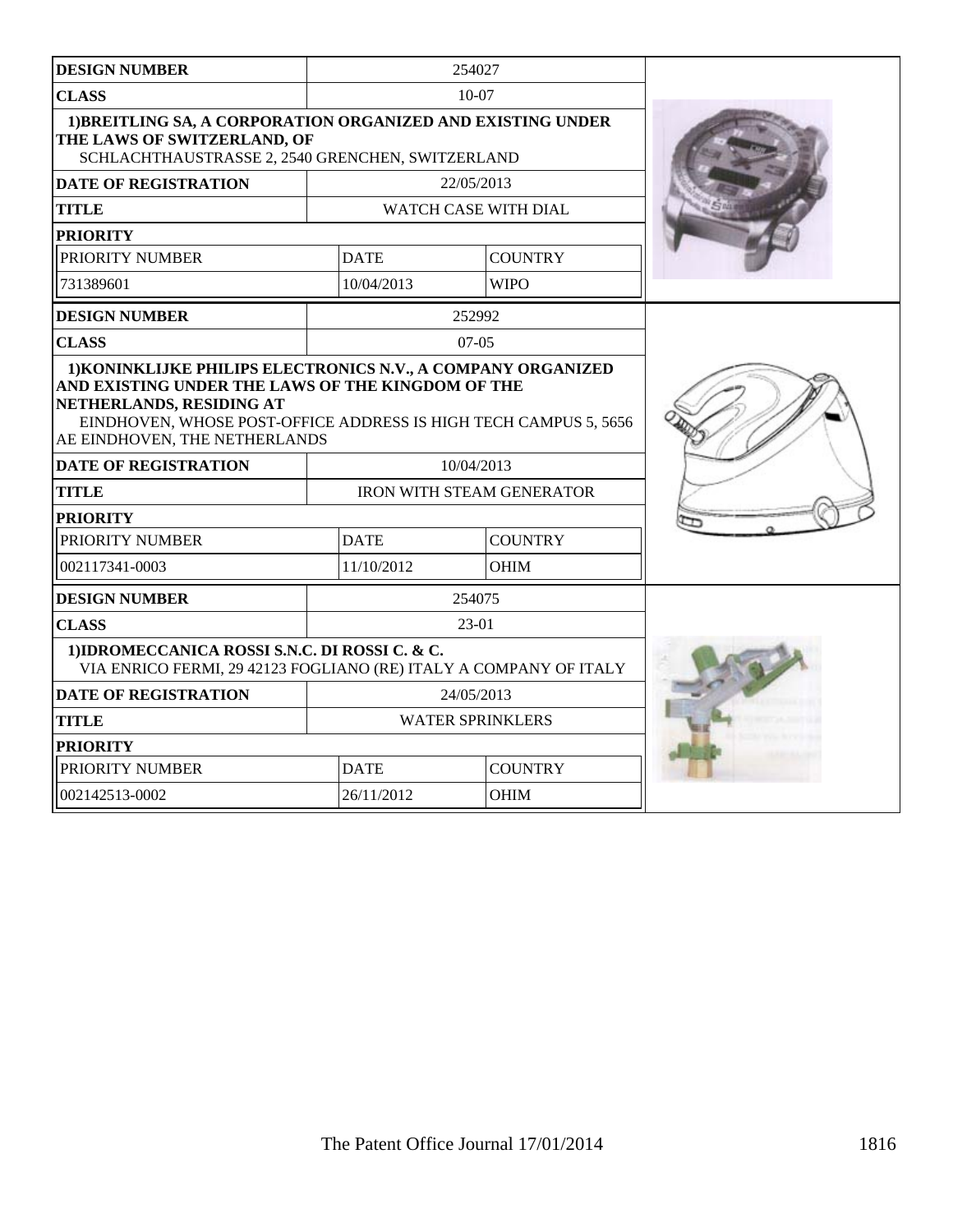| DESIGN NUMBER | 254027 | |
|---|---|---|
| CLASS | 10-07 | |
| 1)BREITLING SA, A CORPORATION ORGANIZED AND EXISTING UNDER THE LAWS OF SWITZERLAND, OF SCHLACHTHAUSTRASSE 2, 2540 GRENCHEN, SWITZERLAND | | |
| DATE OF REGISTRATION | 22/05/2013 | |
| TITLE | WATCH CASE WITH DIAL | |
| PRIORITY | | |
| PRIORITY NUMBER | DATE | COUNTRY |
| 731389601 | 10/04/2013 | WIPO |

| DESIGN NUMBER | 252992 | |
|---|---|---|
| CLASS | 07-05 | |
| 1)KONINKLIJKE PHILIPS ELECTRONICS N.V., A COMPANY ORGANIZED AND EXISTING UNDER THE LAWS OF THE KINGDOM OF THE NETHERLANDS, RESIDING AT EINDHOVEN, WHOSE POST-OFFICE ADDRESS IS HIGH TECH CAMPUS 5, 5656 AE EINDHOVEN, THE NETHERLANDS | | |
| DATE OF REGISTRATION | 10/04/2013 | |
| TITLE | IRON WITH STEAM GENERATOR | |
| PRIORITY | | |
| PRIORITY NUMBER | DATE | COUNTRY |
| 002117341-0003 | 11/10/2012 | OHIM |

| DESIGN NUMBER | 254075 | |
|---|---|---|
| CLASS | 23-01 | |
| 1)IDROMECCANICA ROSSI S.N.C. DI ROSSI C. & C. VIA ENRICO FERMI, 29 42123 FOGLIANO (RE) ITALY A COMPANY OF ITALY | | |
| DATE OF REGISTRATION | 24/05/2013 | |
| TITLE | WATER SPRINKLERS | |
| PRIORITY | | |
| PRIORITY NUMBER | DATE | COUNTRY |
| 002142513-0002 | 26/11/2012 | OHIM |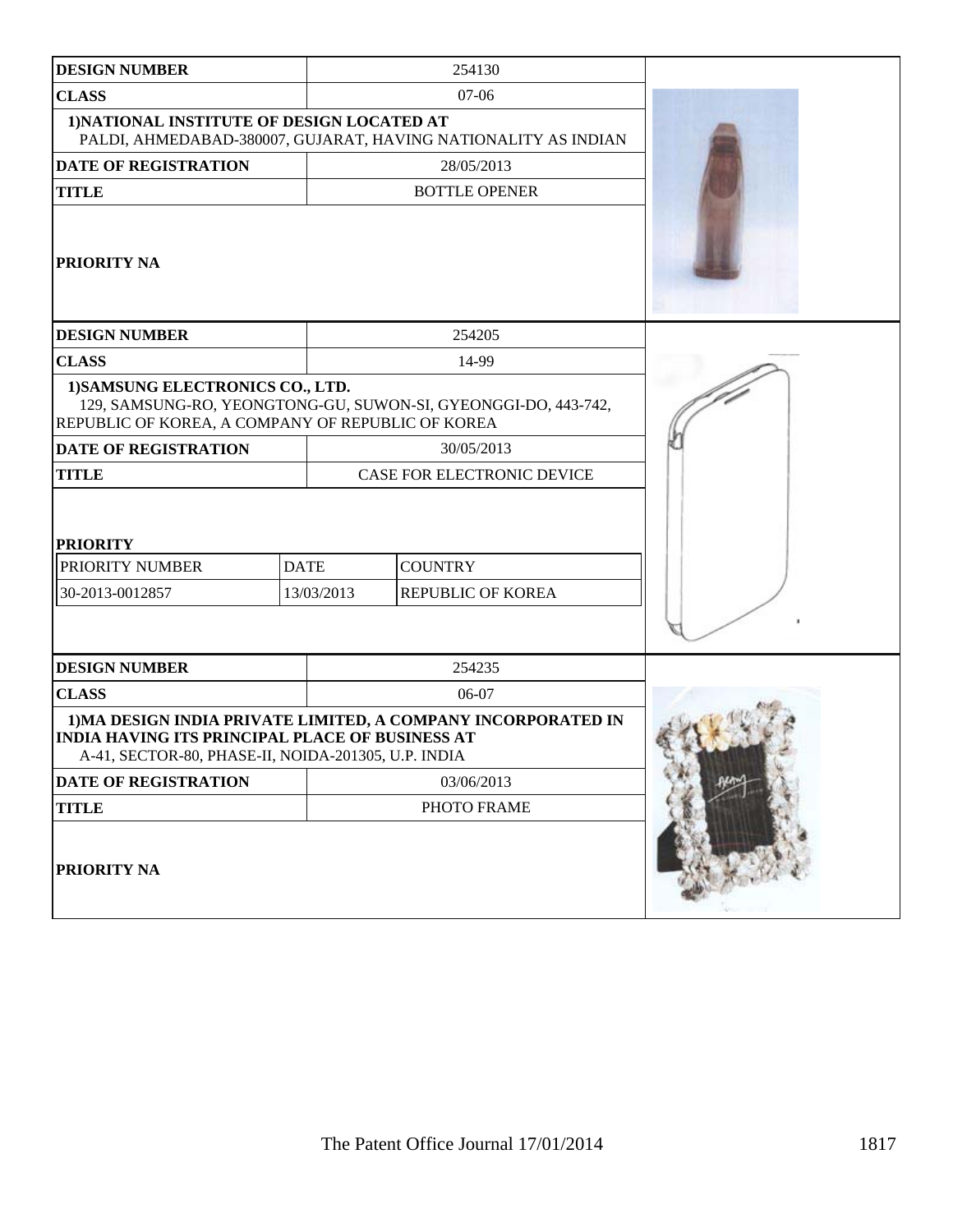| DESIGN NUMBER | 254130 |
|---|---|
| CLASS | 07-06 |
| 1)NATIONAL INSTITUTE OF DESIGN LOCATED AT PALDI, AHMEDABAD-380007, GUJARAT, HAVING NATIONALITY AS INDIAN | |
| DATE OF REGISTRATION | 28/05/2013 |
| TITLE | BOTTLE OPENER |
| PRIORITY NA | |

| DESIGN NUMBER | 254205 |
|---|---|
| CLASS | 14-99 |
| 1)SAMSUNG ELECTRONICS CO., LTD. 129, SAMSUNG-RO, YEONGTONG-GU, SUWON-SI, GYEONGGI-DO, 443-742, REPUBLIC OF KOREA, A COMPANY OF REPUBLIC OF KOREA | |
| DATE OF REGISTRATION | 30/05/2013 |
| TITLE | CASE FOR ELECTRONIC DEVICE |

**PRIORITY**

| PRIORITY NUMBER | DATE | COUNTRY |
|---|---|---|
| 30-2013-0012857 | 13/03/2013 | REPUBLIC OF KOREA |

| DESIGN NUMBER | 254235 |
|---|---|
| CLASS | 06-07 |
| 1)MA DESIGN INDIA PRIVATE LIMITED, A COMPANY INCORPORATED IN INDIA HAVING ITS PRINCIPAL PLACE OF BUSINESS AT A-41, SECTOR-80, PHASE-II, NOIDA-201305, U.P. INDIA | |
| DATE OF REGISTRATION | 03/06/2013 |
| TITLE | PHOTO FRAME |
| PRIORITY NA | |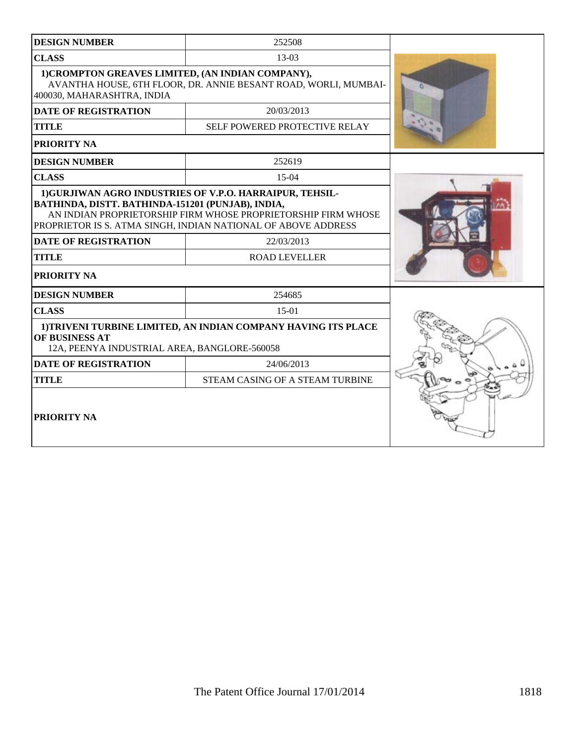| DESIGN NUMBER | 252508 |
| --- | --- |
| CLASS | 13-03 |
| 1)CROMPTON GREAVES LIMITED, (AN INDIAN COMPANY), AVANTHA HOUSE, 6TH FLOOR, DR. ANNIE BESANT ROAD, WORLI, MUMBAI-400030, MAHARASHTRA, INDIA | |
| DATE OF REGISTRATION | 20/03/2013 |
| TITLE | SELF POWERED PROTECTIVE RELAY |
| PRIORITY NA | |

| DESIGN NUMBER | 252619 |
| --- | --- |
| CLASS | 15-04 |
| 1)GURJIWAN AGRO INDUSTRIES OF V.P.O. HARRAIPUR, TEHSIL-BATHINDA, DISTT. BATHINDA-151201 (PUNJAB), INDIA, AN INDIAN PROPRIETORSHIP FIRM WHOSE PROPRIETORSHIP FIRM WHOSE PROPRIETOR IS S. ATMA SINGH, INDIAN NATIONAL OF ABOVE ADDRESS | |
| DATE OF REGISTRATION | 22/03/2013 |
| TITLE | ROAD LEVELLER |
| PRIORITY NA | |

| DESIGN NUMBER | 254685 |
| --- | --- |
| CLASS | 15-01 |
| 1)TRIVENI TURBINE LIMITED, AN INDIAN COMPANY HAVING ITS PLACE OF BUSINESS AT 12A, PEENYA INDUSTRIAL AREA, BANGLORE-560058 | |
| DATE OF REGISTRATION | 24/06/2013 |
| TITLE | STEAM CASING OF A STEAM TURBINE |
| PRIORITY NA | |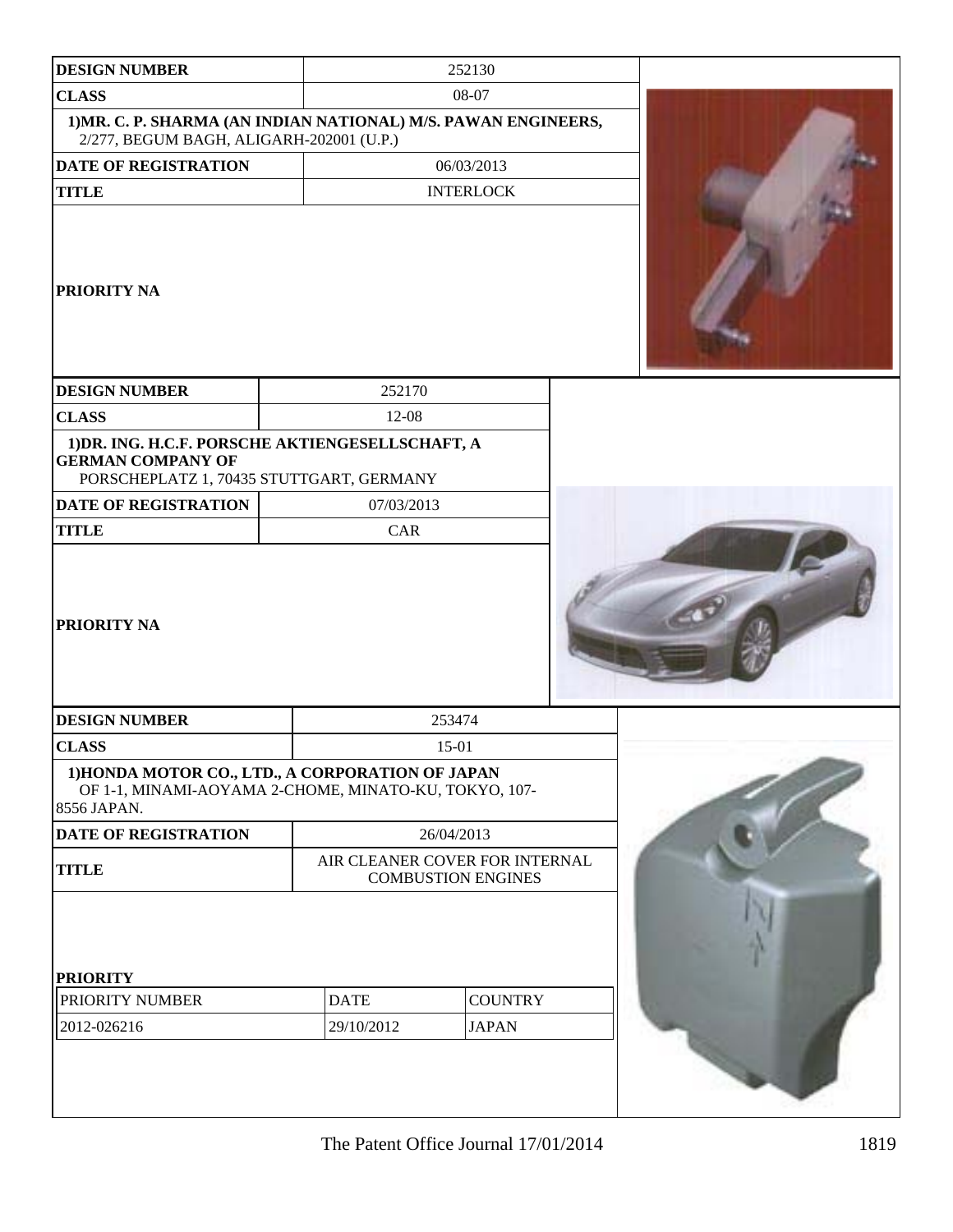| DESIGN NUMBER | 252130 |
| --- | --- |
| CLASS | 08-07 |
| 1)MR. C. P. SHARMA (AN INDIAN NATIONAL) M/S. PAWAN ENGINEERS, 2/277, BEGUM BAGH, ALIGARH-202001 (U.P.) | |
| DATE OF REGISTRATION | 06/03/2013 |
| TITLE | INTERLOCK |
| PRIORITY NA | |

| DESIGN NUMBER | 252170 |
| --- | --- |
| CLASS | 12-08 |
| 1)DR. ING. H.C.F. PORSCHE AKTIENGESELLSCHAFT, A GERMAN COMPANY OF PORSCHEPLATZ 1, 70435 STUTTGART, GERMANY | |
| DATE OF REGISTRATION | 07/03/2013 |
| TITLE | CAR |
| PRIORITY NA | |

| DESIGN NUMBER | 253474 |
| --- | --- |
| CLASS | 15-01 |
| 1)HONDA MOTOR CO., LTD., A CORPORATION OF JAPAN OF 1-1, MINAMI-AOYAMA 2-CHOME, MINATO-KU, TOKYO, 107-8556 JAPAN. | |
| DATE OF REGISTRATION | 26/04/2013 |
| TITLE | AIR CLEANER COVER FOR INTERNAL COMBUSTION ENGINES |

**PRIORITY**

| PRIORITY NUMBER | DATE | COUNTRY |
| --- | --- | --- |
| 2012-026216 | 29/10/2012 | JAPAN |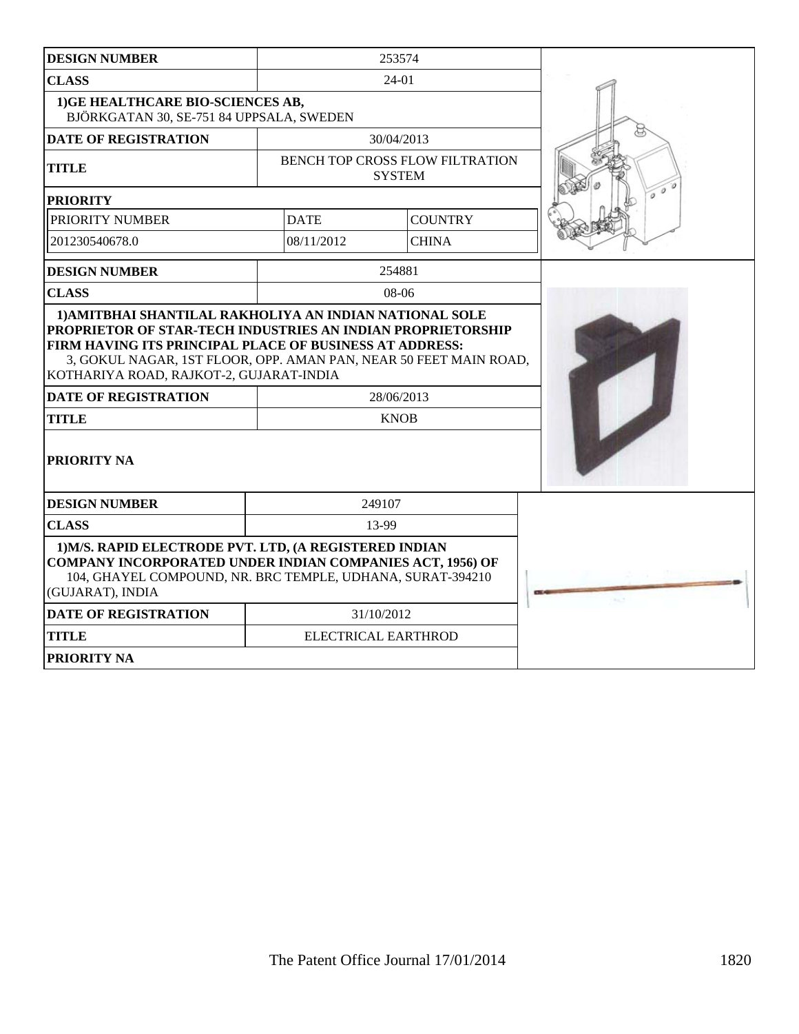| DESIGN NUMBER | 253574 | |
|---|---|---|
| CLASS | 24-01 | |
| 1)GE HEALTHCARE BIO-SCIENCES AB, BJÖRKGATAN 30, SE-751 84 UPPSALA, SWEDEN | | |
| DATE OF REGISTRATION | 30/04/2013 | |
| TITLE | BENCH TOP CROSS FLOW FILTRATION SYSTEM | |
| PRIORITY | | |
| PRIORITY NUMBER | DATE | COUNTRY |
| 201230540678.0 | 08/11/2012 | CHINA |

| DESIGN NUMBER | 254881 |
|---|---|
| CLASS | 08-06 |
| 1)AMITBHAI SHANTILAL RAKHOLIYA AN INDIAN NATIONAL SOLE PROPRIETOR OF STAR-TECH INDUSTRIES AN INDIAN PROPRIETORSHIP FIRM HAVING ITS PRINCIPAL PLACE OF BUSINESS AT ADDRESS: 3, GOKUL NAGAR, 1ST FLOOR, OPP. AMAN PAN, NEAR 50 FEET MAIN ROAD, KOTHARIYA ROAD, RAJKOT-2, GUJARAT-INDIA | |
| DATE OF REGISTRATION | 28/06/2013 |
| TITLE | KNOB |
| PRIORITY NA | |

| DESIGN NUMBER | 249107 |
|---|---|
| CLASS | 13-99 |
| 1)M/S. RAPID ELECTRODE PVT. LTD, (A REGISTERED INDIAN COMPANY INCORPORATED UNDER INDIAN COMPANIES ACT, 1956) OF 104, GHAYEL COMPOUND, NR. BRC TEMPLE, UDHANA, SURAT-394210 (GUJARAT), INDIA | |
| DATE OF REGISTRATION | 31/10/2012 |
| TITLE | ELECTRICAL EARTHROD |
| PRIORITY NA | |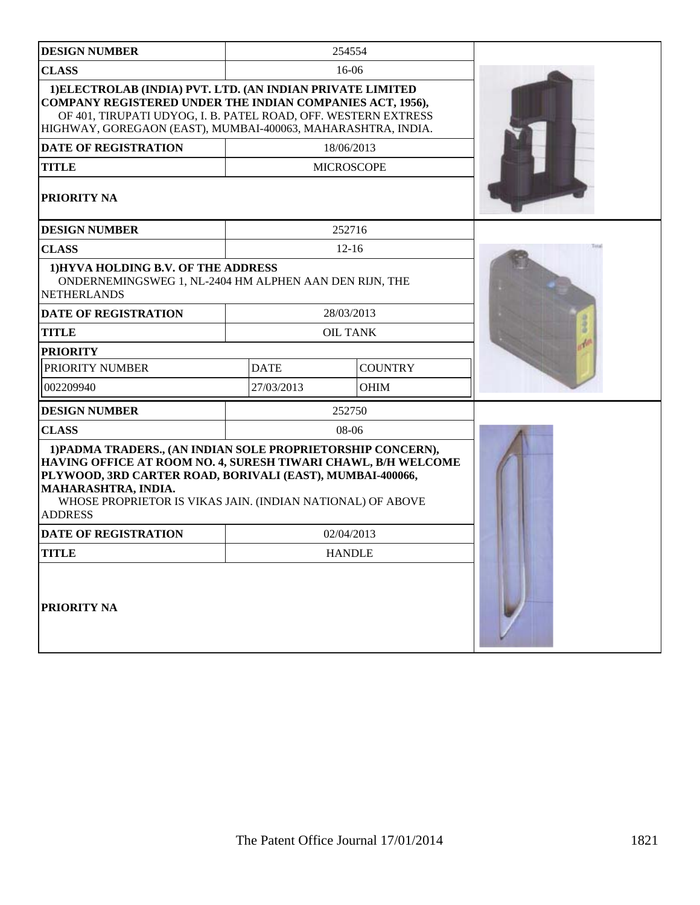| DESIGN NUMBER | 254554 | |
|---|---|---|
| CLASS | 16-06 | |
| **1)ELECTROLAB (INDIA) PVT. LTD. (AN INDIAN PRIVATE LIMITED COMPANY REGISTERED UNDER THE INDIAN COMPANIES ACT, 1956),** OF 401, TIRUPATI UDYOG, I. B. PATEL ROAD, OFF. WESTERN EXTRESS HIGHWAY, GOREGAON (EAST), MUMBAI-400063, MAHARASHTRA, INDIA. | | |
| DATE OF REGISTRATION | 18/06/2013 | |
| TITLE | MICROSCOPE | |
| PRIORITY NA | | |

| DESIGN NUMBER | 252716 | |
|---|---|---|
| CLASS | 12-16 | |
| **1)HYVA HOLDING B.V. OF THE ADDRESS** ONDERNEMINGSWEG 1, NL-2404 HM ALPHEN AAN DEN RIJN, THE NETHERLANDS | | |
| DATE OF REGISTRATION | 28/03/2013 | |
| TITLE | OIL TANK | |
| PRIORITY | | |
| PRIORITY NUMBER | DATE | COUNTRY |
| 002209940 | 27/03/2013 | OHIM |

| DESIGN NUMBER | 252750 | |
|---|---|---|
| CLASS | 08-06 | |
| **1)PADMA TRADERS., (AN INDIAN SOLE PROPRIETORSHIP CONCERN), HAVING OFFICE AT ROOM NO. 4, SURESH TIWARI CHAWL, B/H WELCOME PLYWOOD, 3RD CARTER ROAD, BORIVALI (EAST), MUMBAI-400066, MAHARASHTRA, INDIA.** WHOSE PROPRIETOR IS VIKAS JAIN. (INDIAN NATIONAL) OF ABOVE ADDRESS | | |
| DATE OF REGISTRATION | 02/04/2013 | |
| TITLE | HANDLE | |
| PRIORITY NA | | |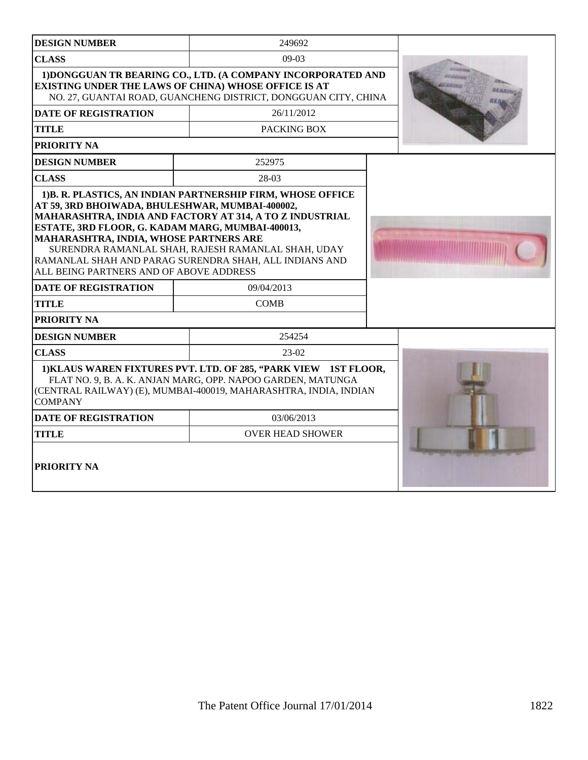| DESIGN NUMBER | 249692 |
|---|---|
| CLASS | 09-03 |
| 1)DONGGUAN TR BEARING CO., LTD. (A COMPANY INCORPORATED AND EXISTING UNDER THE LAWS OF CHINA) WHOSE OFFICE IS AT NO. 27, GUANTAI ROAD, GUANCHENG DISTRICT, DONGGUAN CITY, CHINA | |
| DATE OF REGISTRATION | 26/11/2012 |
| TITLE | PACKING BOX |
| PRIORITY NA | |

| DESIGN NUMBER | 252975 |
|---|---|
| CLASS | 28-03 |
| 1)B. R. PLASTICS, AN INDIAN PARTNERSHIP FIRM, WHOSE OFFICE AT 59, 3RD BHOIWADA, BHULESHWAR, MUMBAI-400002, MAHARASHTRA, INDIA AND FACTORY AT 314, A TO Z INDUSTRIAL ESTATE, 3RD FLOOR, G. KADAM MARG, MUMBAI-400013, MAHARASHTRA, INDIA, WHOSE PARTNERS ARE SURENDRA RAMANLAL SHAH, RAJESH RAMANLAL SHAH, UDAY RAMANLAL SHAH AND PARAG SURENDRA SHAH, ALL INDIANS AND ALL BEING PARTNERS AND OF ABOVE ADDRESS | |
| DATE OF REGISTRATION | 09/04/2013 |
| TITLE | COMB |
| PRIORITY NA | |

| DESIGN NUMBER | 254254 |
|---|---|
| CLASS | 23-02 |
| 1)KLAUS WAREN FIXTURES PVT. LTD. OF 285, "PARK VIEW 1ST FLOOR, FLAT NO. 9, B. A. K. ANJAN MARG, OPP. NAPOO GARDEN, MATUNGA (CENTRAL RAILWAY) (E), MUMBAI-400019, MAHARASHTRA, INDIA, INDIAN COMPANY | |
| DATE OF REGISTRATION | 03/06/2013 |
| TITLE | OVER HEAD SHOWER |
| PRIORITY NA | |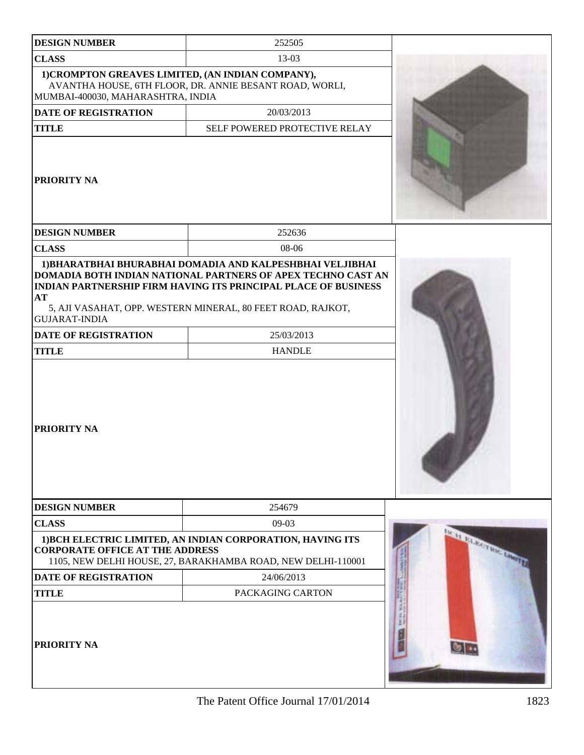| DESIGN NUMBER | 252505 |
| --- | --- |
| CLASS | 13-03 |
| 1)CROMPTON GREAVES LIMITED, (AN INDIAN COMPANY), AVANTHA HOUSE, 6TH FLOOR, DR. ANNIE BESANT ROAD, WORLI, MUMBAI-400030, MAHARASHTRA, INDIA | |
| DATE OF REGISTRATION | 20/03/2013 |
| TITLE | SELF POWERED PROTECTIVE RELAY |
| PRIORITY NA | |

| DESIGN NUMBER | 252636 |
| --- | --- |
| CLASS | 08-06 |
| 1)BHARATBHAI BHURABHAI DOMADIA AND KALPESHBHAI VELJIBHAI DOMADIA BOTH INDIAN NATIONAL PARTNERS OF APEX TECHNO CAST AN INDIAN PARTNERSHIP FIRM HAVING ITS PRINCIPAL PLACE OF BUSINESS AT 5, AJI VASAHAT, OPP. WESTERN MINERAL, 80 FEET ROAD, RAJKOT, GUJARAT-INDIA | |
| DATE OF REGISTRATION | 25/03/2013 |
| TITLE | HANDLE |
| PRIORITY NA | |

| DESIGN NUMBER | 254679 |
| --- | --- |
| CLASS | 09-03 |
| 1)BCH ELECTRIC LIMITED, AN INDIAN CORPORATION, HAVING ITS CORPORATE OFFICE AT THE ADDRESS 1105, NEW DELHI HOUSE, 27, BARAKHAMBA ROAD, NEW DELHI-110001 | |
| DATE OF REGISTRATION | 24/06/2013 |
| TITLE | PACKAGING CARTON |
| PRIORITY NA | |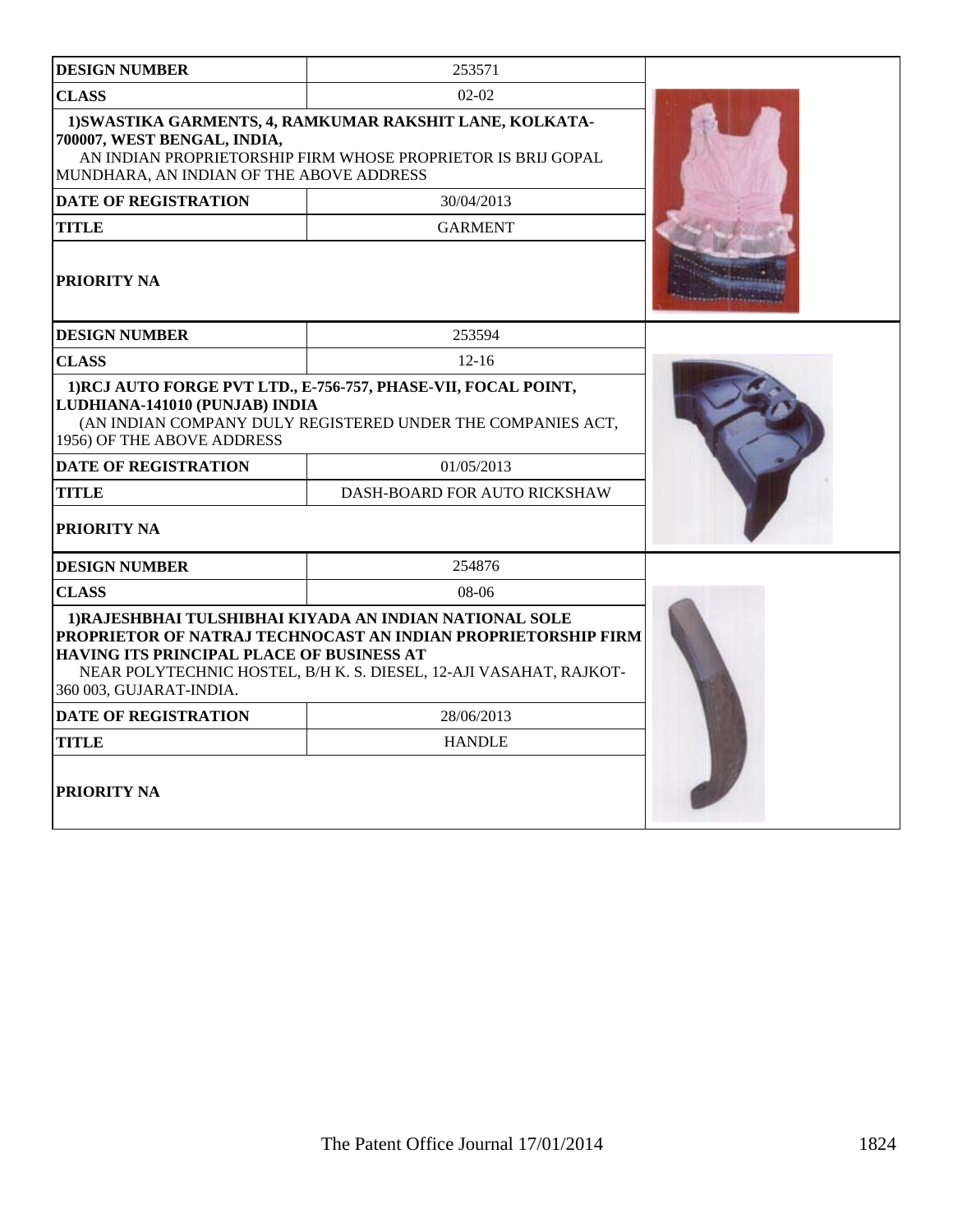| DESIGN NUMBER | 253571 |
|---|---|
| CLASS | 02-02 |
| 1)SWASTIKA GARMENTS, 4, RAMKUMAR RAKSHIT LANE, KOLKATA-700007, WEST BENGAL, INDIA, AN INDIAN PROPRIETORSHIP FIRM WHOSE PROPRIETOR IS BRIJ GOPAL MUNDHARA, AN INDIAN OF THE ABOVE ADDRESS | |
| DATE OF REGISTRATION | 30/04/2013 |
| TITLE | GARMENT |
| PRIORITY NA | |

| DESIGN NUMBER | 253594 |
|---|---|
| CLASS | 12-16 |
| 1)RCJ AUTO FORGE PVT LTD., E-756-757, PHASE-VII, FOCAL POINT, LUDHIANA-141010 (PUNJAB) INDIA (AN INDIAN COMPANY DULY REGISTERED UNDER THE COMPANIES ACT, 1956) OF THE ABOVE ADDRESS | |
| DATE OF REGISTRATION | 01/05/2013 |
| TITLE | DASH-BOARD FOR AUTO RICKSHAW |
| PRIORITY NA | |

| DESIGN NUMBER | 254876 |
|---|---|
| CLASS | 08-06 |
| 1)RAJESHBHAI TULSHIBHAI KIYADA AN INDIAN NATIONAL SOLE PROPRIETOR OF NATRAJ TECHNOCAST AN INDIAN PROPRIETORSHIP FIRM HAVING ITS PRINCIPAL PLACE OF BUSINESS AT NEAR POLYTECHNIC HOSTEL, B/H K. S. DIESEL, 12-AJI VASAHAT, RAJKOT-360 003, GUJARAT-INDIA. | |
| DATE OF REGISTRATION | 28/06/2013 |
| TITLE | HANDLE |
| PRIORITY NA | |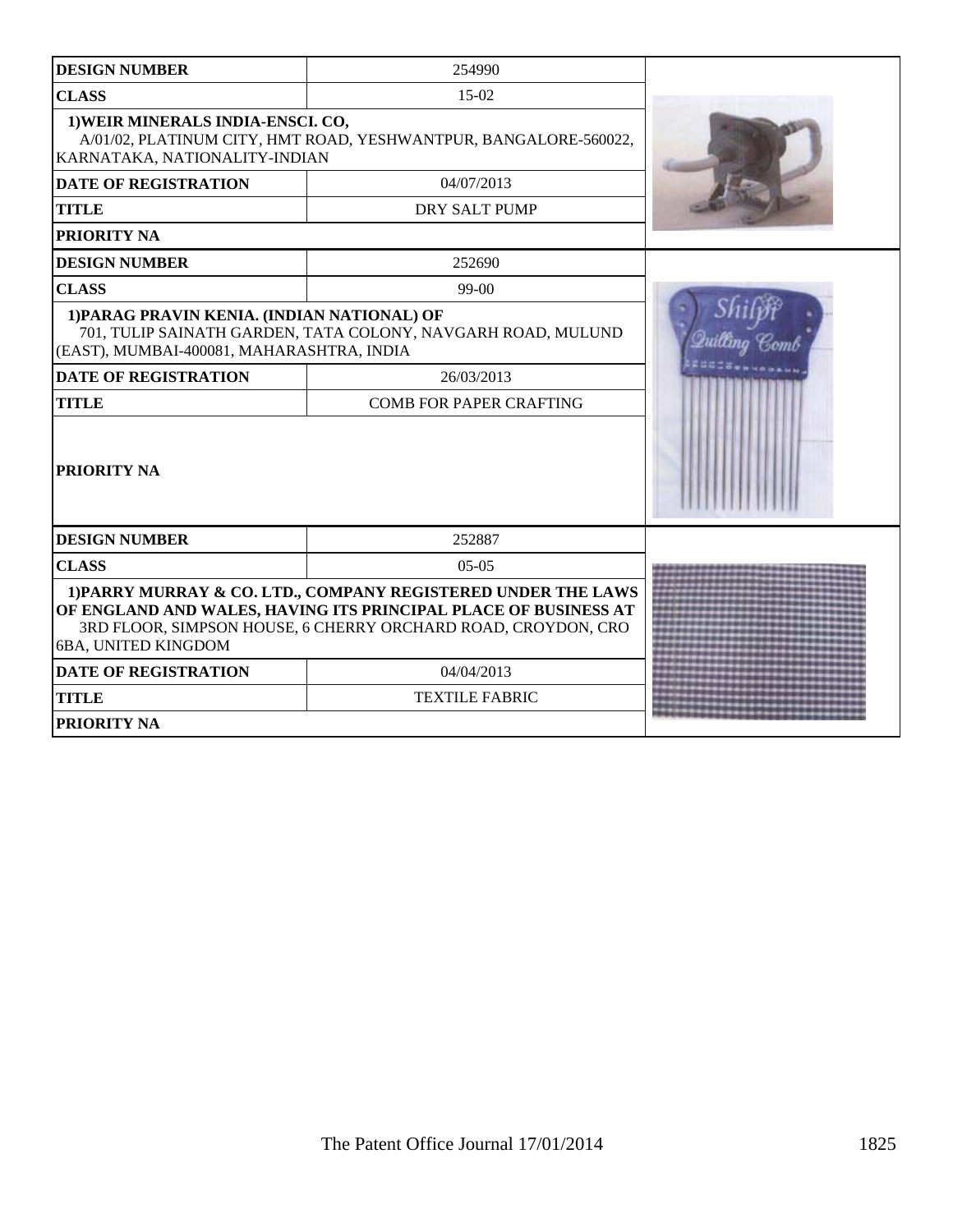| DESIGN NUMBER | 254990 |
|---|---|
| CLASS | 15-02 |
| 1)WEIR MINERALS INDIA-ENSCI. CO, A/01/02, PLATINUM CITY, HMT ROAD, YESHWANTPUR, BANGALORE-560022, KARNATAKA, NATIONALITY-INDIAN | |
| DATE OF REGISTRATION | 04/07/2013 |
| TITLE | DRY SALT PUMP |
| PRIORITY NA | |

| DESIGN NUMBER | 252690 |
|---|---|
| CLASS | 99-00 |
| 1)PARAG PRAVIN KENIA. (INDIAN NATIONAL) OF 701, TULIP SAINATH GARDEN, TATA COLONY, NAVGARH ROAD, MULUND (EAST), MUMBAI-400081, MAHARASHTRA, INDIA | |
| DATE OF REGISTRATION | 26/03/2013 |
| TITLE | COMB FOR PAPER CRAFTING |
| PRIORITY NA | |

| DESIGN NUMBER | 252887 |
|---|---|
| CLASS | 05-05 |
| 1)PARRY MURRAY & CO. LTD., COMPANY REGISTERED UNDER THE LAWS OF ENGLAND AND WALES, HAVING ITS PRINCIPAL PLACE OF BUSINESS AT 3RD FLOOR, SIMPSON HOUSE, 6 CHERRY ORCHARD ROAD, CROYDON, CRO 6BA, UNITED KINGDOM | |
| DATE OF REGISTRATION | 04/04/2013 |
| TITLE | TEXTILE FABRIC |
| PRIORITY NA | |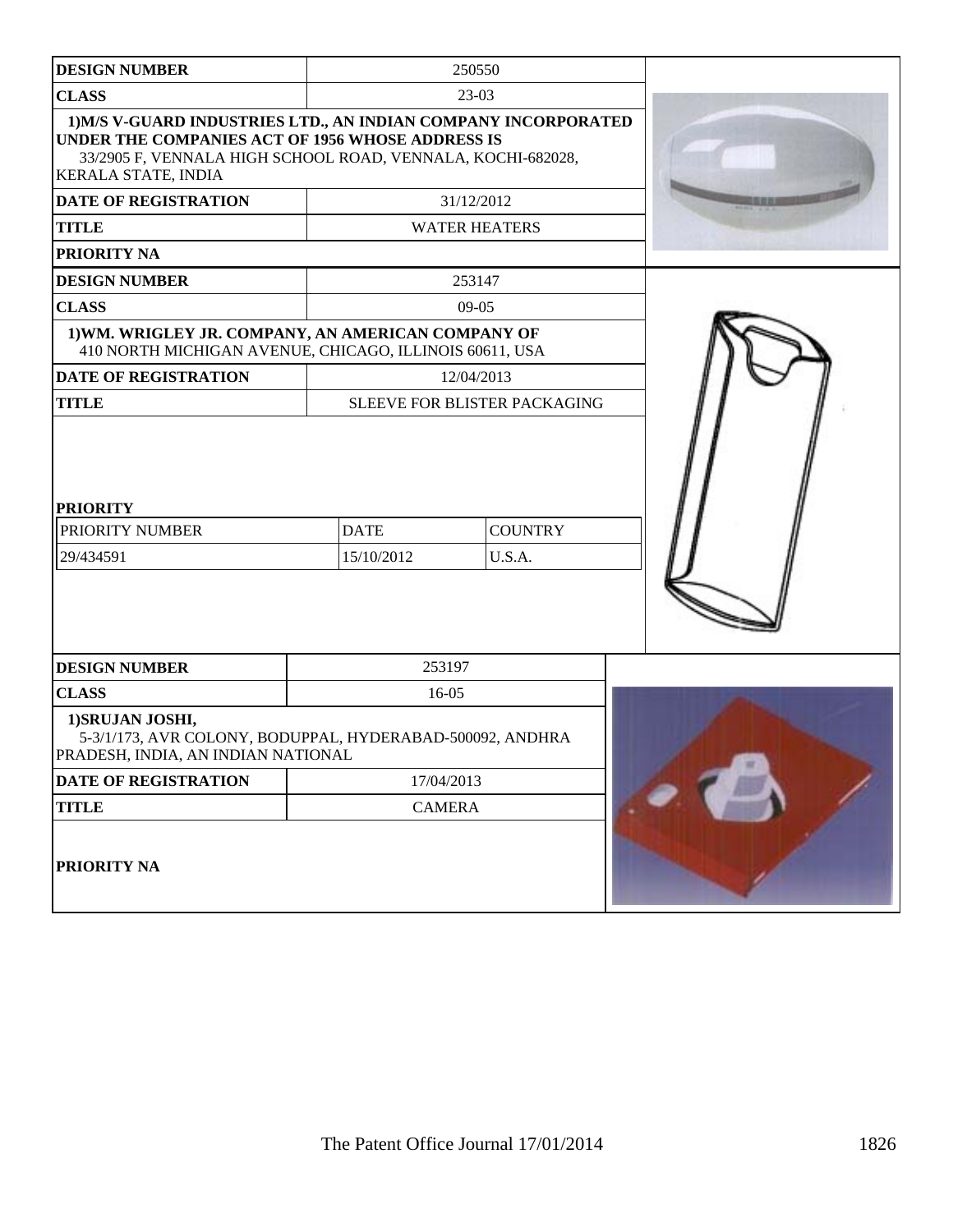| DESIGN NUMBER | 250550 |
|---|---|
| CLASS | 23-03 |
| 1)M/S V-GUARD INDUSTRIES LTD., AN INDIAN COMPANY INCORPORATED UNDER THE COMPANIES ACT OF 1956 WHOSE ADDRESS IS 33/2905 F, VENNALA HIGH SCHOOL ROAD, VENNALA, KOCHI-682028, KERALA STATE, INDIA | |
| DATE OF REGISTRATION | 31/12/2012 |
| TITLE | WATER HEATERS |
| PRIORITY NA | |

| DESIGN NUMBER | 253147 | |
|---|---|---|
| CLASS | 09-05 | |
| 1)WM. WRIGLEY JR. COMPANY, AN AMERICAN COMPANY OF 410 NORTH MICHIGAN AVENUE, CHICAGO, ILLINOIS 60611, USA | | |
| DATE OF REGISTRATION | 12/04/2013 | |
| TITLE | SLEEVE FOR BLISTER PACKAGING | |
| PRIORITY | | |
| PRIORITY NUMBER | DATE | COUNTRY |
| 29/434591 | 15/10/2012 | U.S.A. |

| DESIGN NUMBER | 253197 |
|---|---|
| CLASS | 16-05 |
| 1)SRUJAN JOSHI, 5-3/1/173, AVR COLONY, BODUPPAL, HYDERABAD-500092, ANDHRA PRADESH, INDIA, AN INDIAN NATIONAL | |
| DATE OF REGISTRATION | 17/04/2013 |
| TITLE | CAMERA |
| PRIORITY NA | |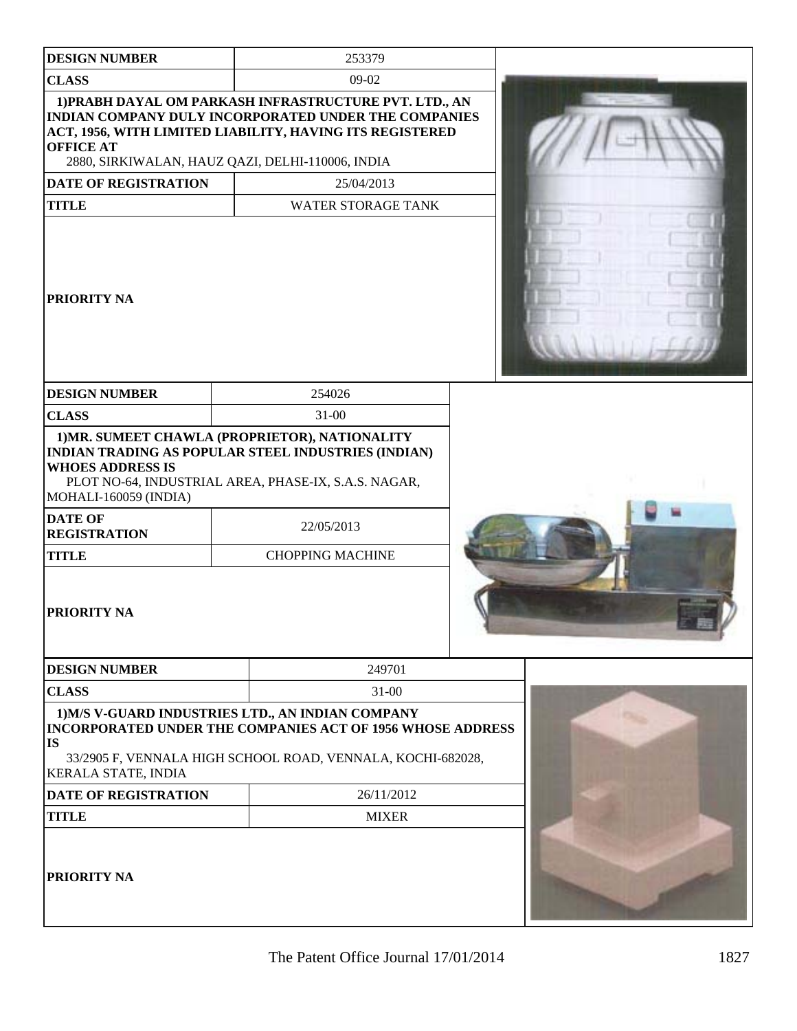| DESIGN NUMBER | 253379 |
|---|---|
| CLASS | 09-02 |
| 1)PRABH DAYAL OM PARKASH INFRASTRUCTURE PVT. LTD., AN INDIAN COMPANY DULY INCORPORATED UNDER THE COMPANIES ACT, 1956, WITH LIMITED LIABILITY, HAVING ITS REGISTERED OFFICE AT 2880, SIRKIWALAN, HAUZ QAZI, DELHI-110006, INDIA | |
| DATE OF REGISTRATION | 25/04/2013 |
| TITLE | WATER STORAGE TANK |
| PRIORITY NA | |

| DESIGN NUMBER | 254026 |
|---|---|
| CLASS | 31-00 |
| 1)MR. SUMEET CHAWLA (PROPRIETOR), NATIONALITY INDIAN TRADING AS POPULAR STEEL INDUSTRIES (INDIAN) WHOES ADDRESS IS PLOT NO-64, INDUSTRIAL AREA, PHASE-IX, S.A.S. NAGAR, MOHALI-160059 (INDIA) | |
| DATE OF REGISTRATION | 22/05/2013 |
| TITLE | CHOPPING MACHINE |
| PRIORITY NA | |

| DESIGN NUMBER | 249701 |
|---|---|
| CLASS | 31-00 |
| 1)M/S V-GUARD INDUSTRIES LTD., AN INDIAN COMPANY INCORPORATED UNDER THE COMPANIES ACT OF 1956 WHOSE ADDRESS IS 33/2905 F, VENNALA HIGH SCHOOL ROAD, VENNALA, KOCHI-682028, KERALA STATE, INDIA | |
| DATE OF REGISTRATION | 26/11/2012 |
| TITLE | MIXER |
| PRIORITY NA | |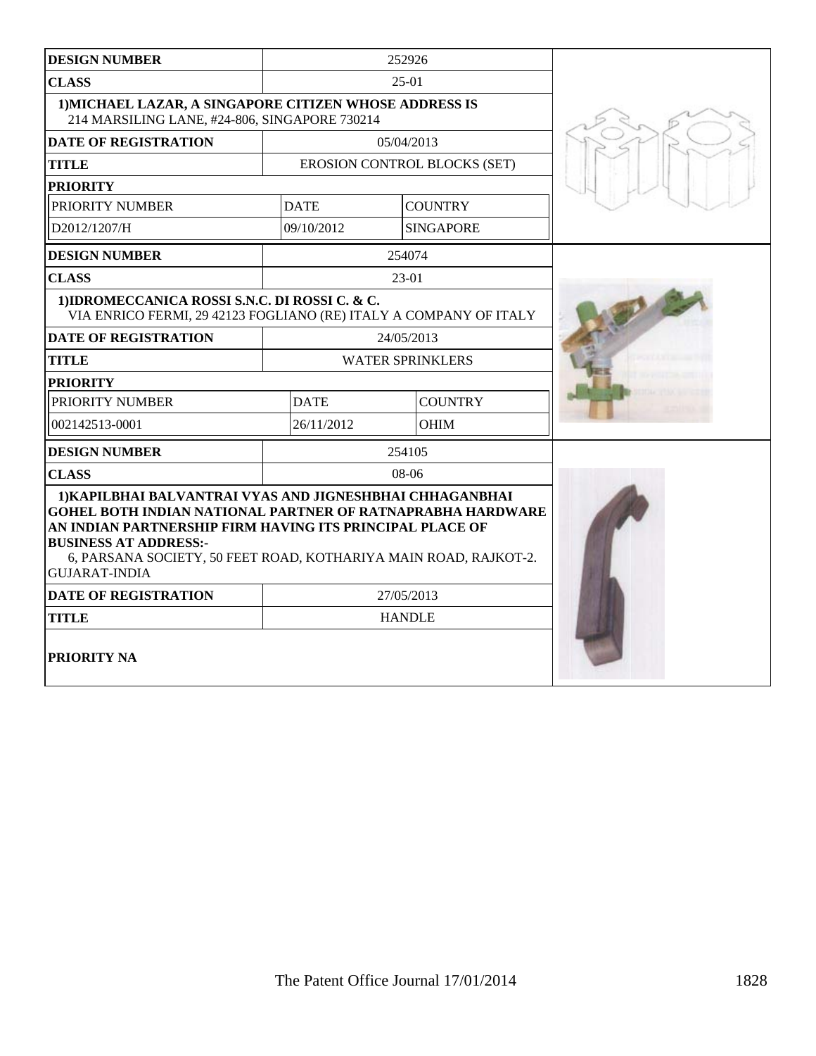| | | | |
|---|---|---|---|
| **DESIGN NUMBER** | 252926 | | |
| **CLASS** | 25-01 | | |
| **1)MICHAEL LAZAR, A SINGAPORE CITIZEN WHOSE ADDRESS IS** 214 MARSILING LANE, #24-806, SINGAPORE 730214 | | | |
| **DATE OF REGISTRATION** | 05/04/2013 | | |
| **TITLE** | EROSION CONTROL BLOCKS (SET) | | |
| **PRIORITY** | | | |
| PRIORITY NUMBER | DATE | COUNTRY | |
| D2012/1207/H | 09/10/2012 | SINGAPORE | |

| | | | |
|---|---|---|---|
| **DESIGN NUMBER** | 254074 | | |
| **CLASS** | 23-01 | | |
| **1)IDROMECCANICA ROSSI S.N.C. DI ROSSI C. & C.** VIA ENRICO FERMI, 29 42123 FOGLIANO (RE) ITALY A COMPANY OF ITALY | | | |
| **DATE OF REGISTRATION** | 24/05/2013 | | |
| **TITLE** | WATER SPRINKLERS | | |
| **PRIORITY** | | | |
| PRIORITY NUMBER | DATE | COUNTRY | |
| 002142513-0001 | 26/11/2012 | OHIM | |

| | |
|---|---|
| **DESIGN NUMBER** | 254105 |
| **CLASS** | 08-06 |
| **1)KAPILBHAI BALVANTRAI VYAS AND JIGNESHBHAI CHHAGANBHAI GOHEL BOTH INDIAN NATIONAL PARTNER OF RATNAPRABHA HARDWARE AN INDIAN PARTNERSHIP FIRM HAVING ITS PRINCIPAL PLACE OF BUSINESS AT ADDRESS:-** 6, PARSANA SOCIETY, 50 FEET ROAD, KOTHARIYA MAIN ROAD, RAJKOT-2. GUJARAT-INDIA | |
| **DATE OF REGISTRATION** | 27/05/2013 |
| **TITLE** | HANDLE |
| **PRIORITY NA** | |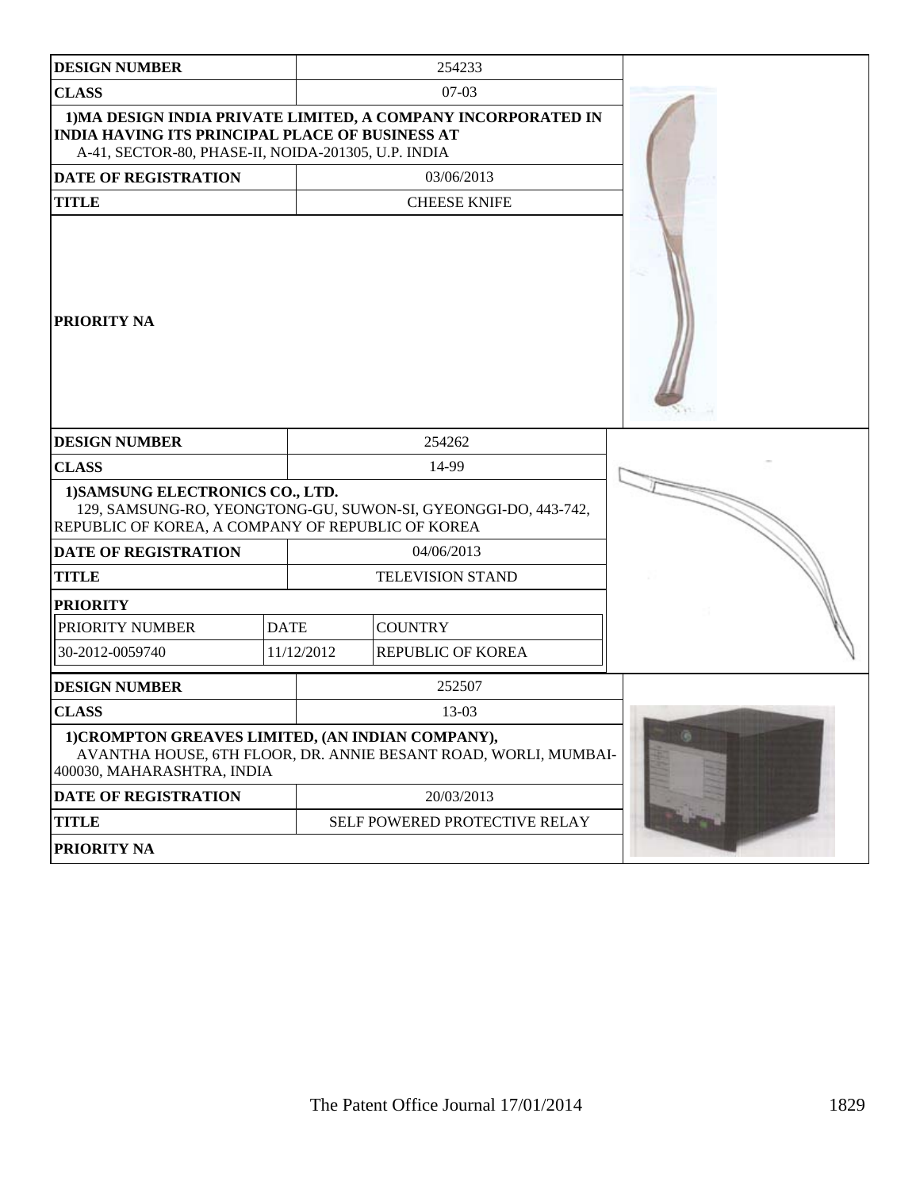| DESIGN NUMBER | 254233 |
|---|---|
| CLASS | 07-03 |
| 1)MA DESIGN INDIA PRIVATE LIMITED, A COMPANY INCORPORATED IN INDIA HAVING ITS PRINCIPAL PLACE OF BUSINESS AT A-41, SECTOR-80, PHASE-II, NOIDA-201305, U.P. INDIA | |
| DATE OF REGISTRATION | 03/06/2013 |
| TITLE | CHEESE KNIFE |
| PRIORITY NA | |

| DESIGN NUMBER | 254262 | |
|---|---|---|
| CLASS | 14-99 | |
| 1)SAMSUNG ELECTRONICS CO., LTD. 129, SAMSUNG-RO, YEONGTONG-GU, SUWON-SI, GYEONGGI-DO, 443-742, REPUBLIC OF KOREA, A COMPANY OF REPUBLIC OF KOREA | | |
| DATE OF REGISTRATION | 04/06/2013 | |
| TITLE | TELEVISION STAND | |
| PRIORITY | | |
| PRIORITY NUMBER | DATE | COUNTRY |
| 30-2012-0059740 | 11/12/2012 | REPUBLIC OF KOREA |

| DESIGN NUMBER | 252507 |
|---|---|
| CLASS | 13-03 |
| 1)CROMPTON GREAVES LIMITED, (AN INDIAN COMPANY), AVANTHA HOUSE, 6TH FLOOR, DR. ANNIE BESANT ROAD, WORLI, MUMBAI-400030, MAHARASHTRA, INDIA | |
| DATE OF REGISTRATION | 20/03/2013 |
| TITLE | SELF POWERED PROTECTIVE RELAY |
| PRIORITY NA | |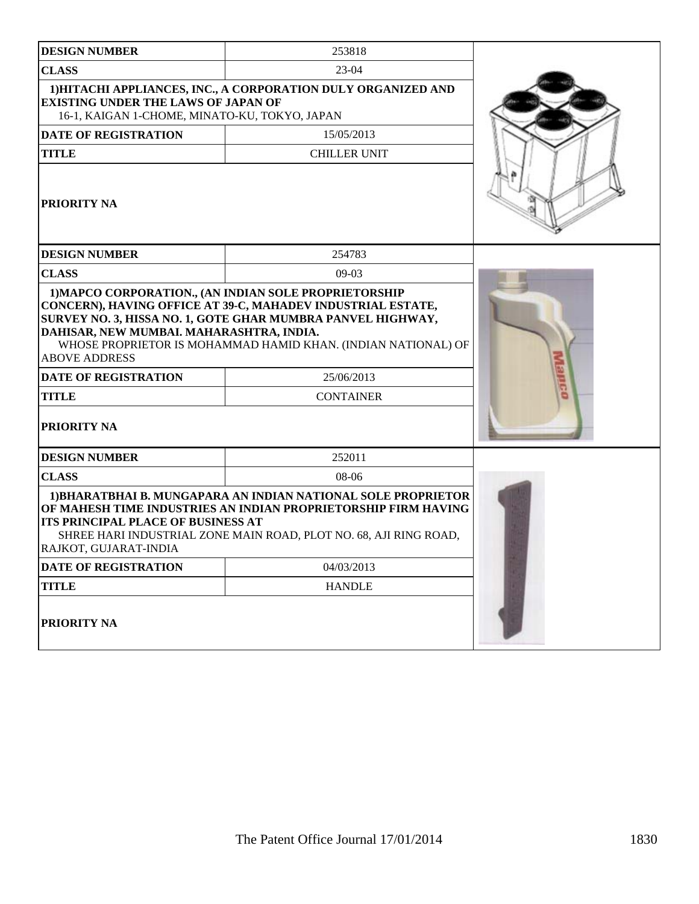| DESIGN NUMBER | 253818 |
|---|---|
| CLASS | 23-04 |
| 1)HITACHI APPLIANCES, INC., A CORPORATION DULY ORGANIZED AND EXISTING UNDER THE LAWS OF JAPAN OF 16-1, KAIGAN 1-CHOME, MINATO-KU, TOKYO, JAPAN | |
| DATE OF REGISTRATION | 15/05/2013 |
| TITLE | CHILLER UNIT |
| PRIORITY NA | |

| DESIGN NUMBER | 254783 |
|---|---|
| CLASS | 09-03 |
| 1)MAPCO CORPORATION., (AN INDIAN SOLE PROPRIETORSHIP CONCERN), HAVING OFFICE AT 39-C, MAHADEV INDUSTRIAL ESTATE, SURVEY NO. 3, HISSA NO. 1, GOTE GHAR MUMBRA PANVEL HIGHWAY, DAHISAR, NEW MUMBAI. MAHARASHTRA, INDIA. WHOSE PROPRIETOR IS MOHAMMAD HAMID KHAN. (INDIAN NATIONAL) OF ABOVE ADDRESS | |
| DATE OF REGISTRATION | 25/06/2013 |
| TITLE | CONTAINER |
| PRIORITY NA | |

| DESIGN NUMBER | 252011 |
|---|---|
| CLASS | 08-06 |
| 1)BHARATBHAI B. MUNGAPARA AN INDIAN NATIONAL SOLE PROPRIETOR OF MAHESH TIME INDUSTRIES AN INDIAN PROPRIETORSHIP FIRM HAVING ITS PRINCIPAL PLACE OF BUSINESS AT SHREE HARI INDUSTRIAL ZONE MAIN ROAD, PLOT NO. 68, AJI RING ROAD, RAJKOT, GUJARAT-INDIA | |
| DATE OF REGISTRATION | 04/03/2013 |
| TITLE | HANDLE |
| PRIORITY NA | |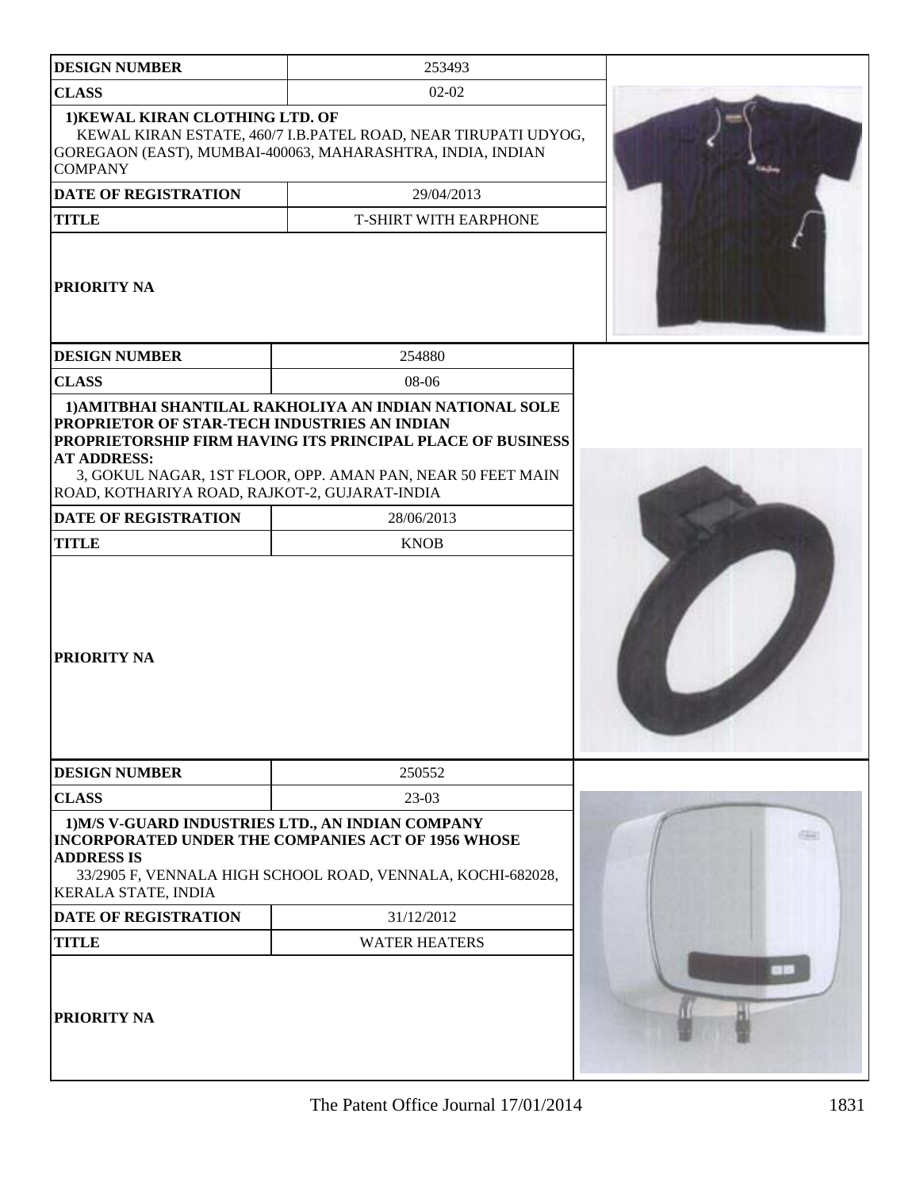| DESIGN NUMBER | 253493 |
|---|---|
| CLASS | 02-02 |
| 1)KEWAL KIRAN CLOTHING LTD. OF KEWAL KIRAN ESTATE, 460/7 I.B.PATEL ROAD, NEAR TIRUPATI UDYOG, GOREGAON (EAST), MUMBAI-400063, MAHARASHTRA, INDIA, INDIAN COMPANY | |
| DATE OF REGISTRATION | 29/04/2013 |
| TITLE | T-SHIRT WITH EARPHONE |
| PRIORITY NA | |

| DESIGN NUMBER | 254880 |
|---|---|
| CLASS | 08-06 |
| 1)AMITBHAI SHANTILAL RAKHOLIYA AN INDIAN NATIONAL SOLE PROPRIETOR OF STAR-TECH INDUSTRIES AN INDIAN PROPRIETORSHIP FIRM HAVING ITS PRINCIPAL PLACE OF BUSINESS AT ADDRESS: 3, GOKUL NAGAR, 1ST FLOOR, OPP. AMAN PAN, NEAR 50 FEET MAIN ROAD, KOTHARIYA ROAD, RAJKOT-2, GUJARAT-INDIA | |
| DATE OF REGISTRATION | 28/06/2013 |
| TITLE | KNOB |
| PRIORITY NA | |

| DESIGN NUMBER | 250552 |
|---|---|
| CLASS | 23-03 |
| 1)M/S V-GUARD INDUSTRIES LTD., AN INDIAN COMPANY INCORPORATED UNDER THE COMPANIES ACT OF 1956 WHOSE ADDRESS IS 33/2905 F, VENNALA HIGH SCHOOL ROAD, VENNALA, KOCHI-682028, KERALA STATE, INDIA | |
| DATE OF REGISTRATION | 31/12/2012 |
| TITLE | WATER HEATERS |
| PRIORITY NA | |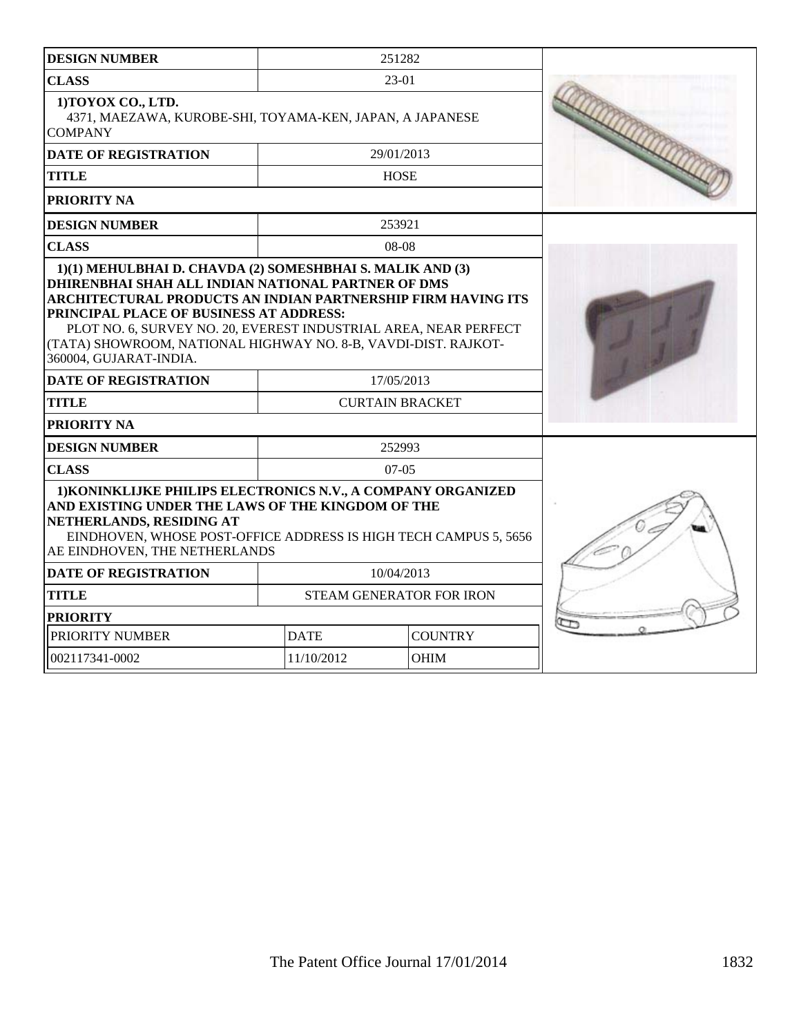| DESIGN NUMBER | 251282 | |
|---|---|---|
| CLASS | 23-01 | |
| 1)TOYOX CO., LTD.<br>4371, MAEZAWA, KUROBE-SHI, TOYAMA-KEN, JAPAN, A JAPANESE COMPANY | | |
| DATE OF REGISTRATION | 29/01/2013 | |
| TITLE | HOSE | |
| PRIORITY NA | | |

| DESIGN NUMBER | 253921 | |
|---|---|---|
| CLASS | 08-08 | |
| 1)(1) MEHULBHAI D. CHAVDA (2) SOMESHBHAI S. MALIK AND (3) DHIRENBHAI SHAH ALL INDIAN NATIONAL PARTNER OF DMS ARCHITECTURAL PRODUCTS AN INDIAN PARTNERSHIP FIRM HAVING ITS PRINCIPAL PLACE OF BUSINESS AT ADDRESS:<br>PLOT NO. 6, SURVEY NO. 20, EVEREST INDUSTRIAL AREA, NEAR PERFECT (TATA) SHOWROOM, NATIONAL HIGHWAY NO. 8-B, VAVDI-DIST. RAJKOT-360004, GUJARAT-INDIA. | | |
| DATE OF REGISTRATION | 17/05/2013 | |
| TITLE | CURTAIN BRACKET | |
| PRIORITY NA | | |

| DESIGN NUMBER | 252993 | |
|---|---|---|
| CLASS | 07-05 | |
| 1)KONINKLIJKE PHILIPS ELECTRONICS N.V., A COMPANY ORGANIZED AND EXISTING UNDER THE LAWS OF THE KINGDOM OF THE NETHERLANDS, RESIDING AT<br>EINDHOVEN, WHOSE POST-OFFICE ADDRESS IS HIGH TECH CAMPUS 5, 5656 AE EINDHOVEN, THE NETHERLANDS | | |
| DATE OF REGISTRATION | 10/04/2013 | |
| TITLE | STEAM GENERATOR FOR IRON | |
| PRIORITY | | |
| PRIORITY NUMBER | DATE | COUNTRY |
| 002117341-0002 | 11/10/2012 | OHIM |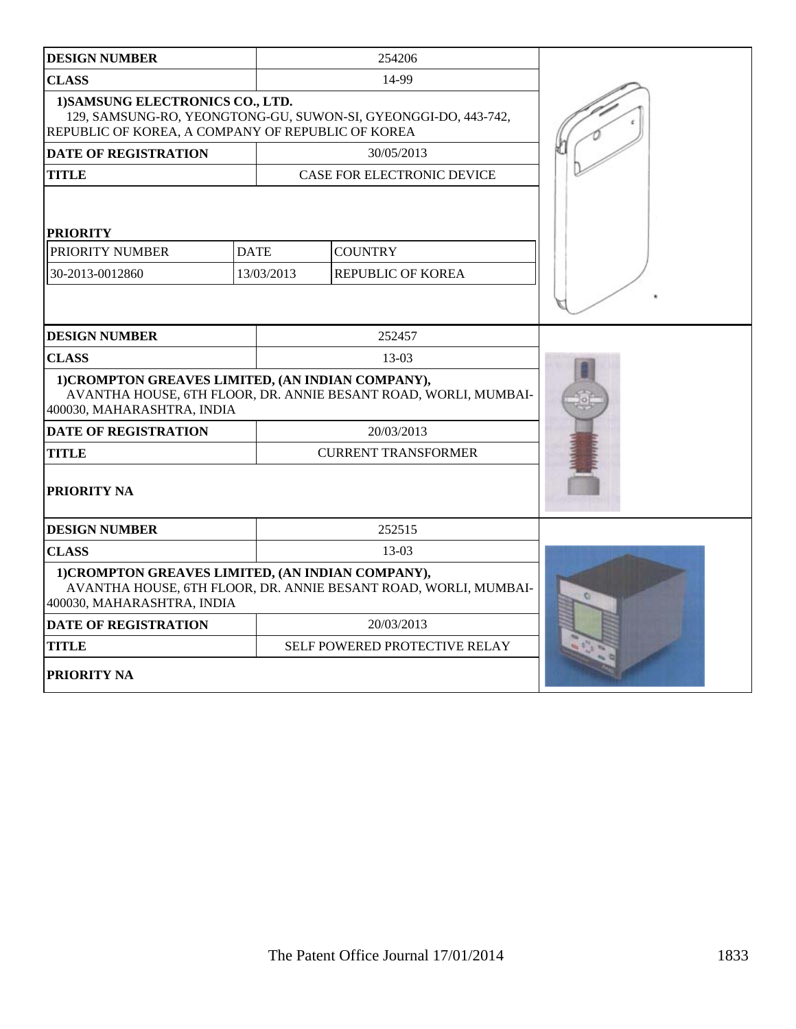| DESIGN NUMBER | 254206 | |
|---|---|---|
| CLASS | 14-99 | |
| 1)SAMSUNG ELECTRONICS CO., LTD. 129, SAMSUNG-RO, YEONGTONG-GU, SUWON-SI, GYEONGGI-DO, 443-742, REPUBLIC OF KOREA, A COMPANY OF REPUBLIC OF KOREA | | |
| DATE OF REGISTRATION | 30/05/2013 | |
| TITLE | CASE FOR ELECTRONIC DEVICE | |

**PRIORITY**

| PRIORITY NUMBER | DATE | COUNTRY |
|---|---|---|
| 30-2013-0012860 | 13/03/2013 | REPUBLIC OF KOREA |

| DESIGN NUMBER | 252457 |
|---|---|
| CLASS | 13-03 |
| 1)CROMPTON GREAVES LIMITED, (AN INDIAN COMPANY), AVANTHA HOUSE, 6TH FLOOR, DR. ANNIE BESANT ROAD, WORLI, MUMBAI-400030, MAHARASHTRA, INDIA | |
| DATE OF REGISTRATION | 20/03/2013 |
| TITLE | CURRENT TRANSFORMER |
| PRIORITY NA | |

| DESIGN NUMBER | 252515 |
|---|---|
| CLASS | 13-03 |
| 1)CROMPTON GREAVES LIMITED, (AN INDIAN COMPANY), AVANTHA HOUSE, 6TH FLOOR, DR. ANNIE BESANT ROAD, WORLI, MUMBAI-400030, MAHARASHTRA, INDIA | |
| DATE OF REGISTRATION | 20/03/2013 |
| TITLE | SELF POWERED PROTECTIVE RELAY |
| PRIORITY NA | |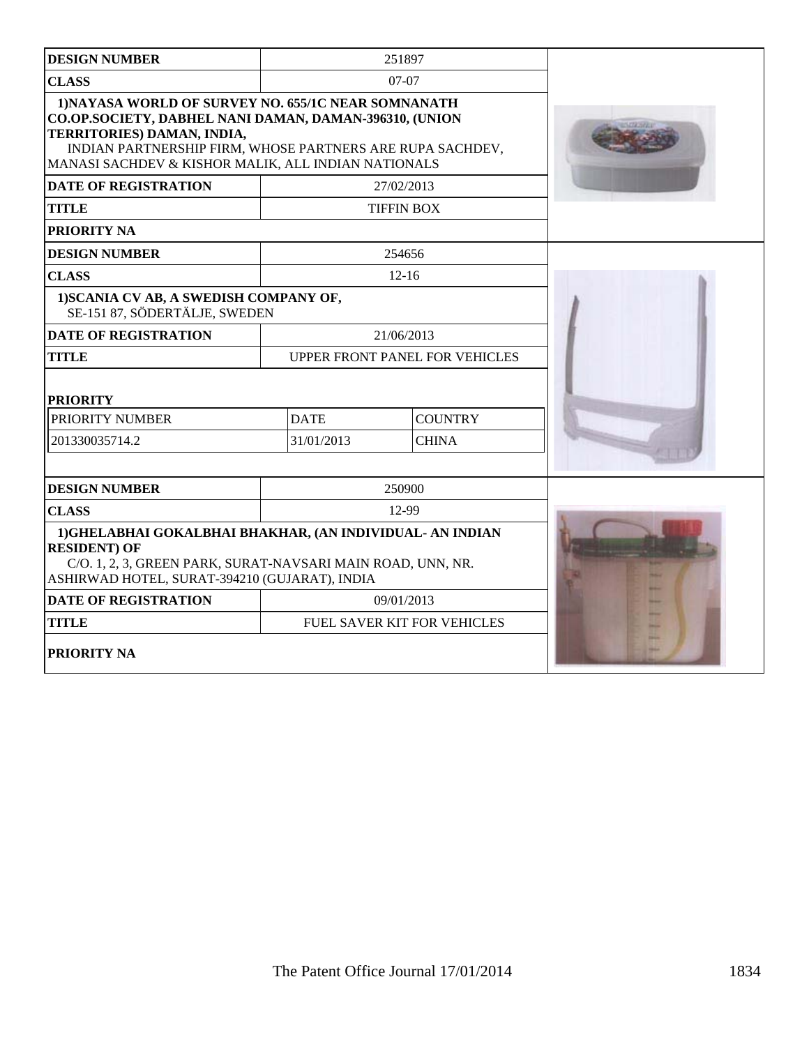| DESIGN NUMBER | 251897 |
|---|---|
| CLASS | 07-07 |
| 1)NAYASA WORLD OF SURVEY NO. 655/1C NEAR SOMNANATH CO.OP.SOCIETY, DABHEL NANI DAMAN, DAMAN-396310, (UNION TERRITORIES) DAMAN, INDIA, INDIAN PARTNERSHIP FIRM, WHOSE PARTNERS ARE RUPA SACHDEV, MANASI SACHDEV & KISHOR MALIK, ALL INDIAN NATIONALS | |
| DATE OF REGISTRATION | 27/02/2013 |
| TITLE | TIFFIN BOX |
| PRIORITY NA | |

| DESIGN NUMBER | 254656 | |
|---|---|---|
| CLASS | 12-16 | |
| 1)SCANIA CV AB, A SWEDISH COMPANY OF, SE-151 87, SÖDERTÄLJE, SWEDEN | | |
| DATE OF REGISTRATION | 21/06/2013 | |
| TITLE | UPPER FRONT PANEL FOR VEHICLES | |
| **PRIORITY** | | |
| PRIORITY NUMBER | DATE | COUNTRY |
| 201330035714.2 | 31/01/2013 | CHINA |

| DESIGN NUMBER | 250900 |
|---|---|
| CLASS | 12-99 |
| 1)GHELABHAI GOKALBHAI BHAKHAR, (AN INDIVIDUAL- AN INDIAN RESIDENT) OF C/O. 1, 2, 3, GREEN PARK, SURAT-NAVSARI MAIN ROAD, UNN, NR. ASHIRWAD HOTEL, SURAT-394210 (GUJARAT), INDIA | |
| DATE OF REGISTRATION | 09/01/2013 |
| TITLE | FUEL SAVER KIT FOR VEHICLES |
| PRIORITY NA | |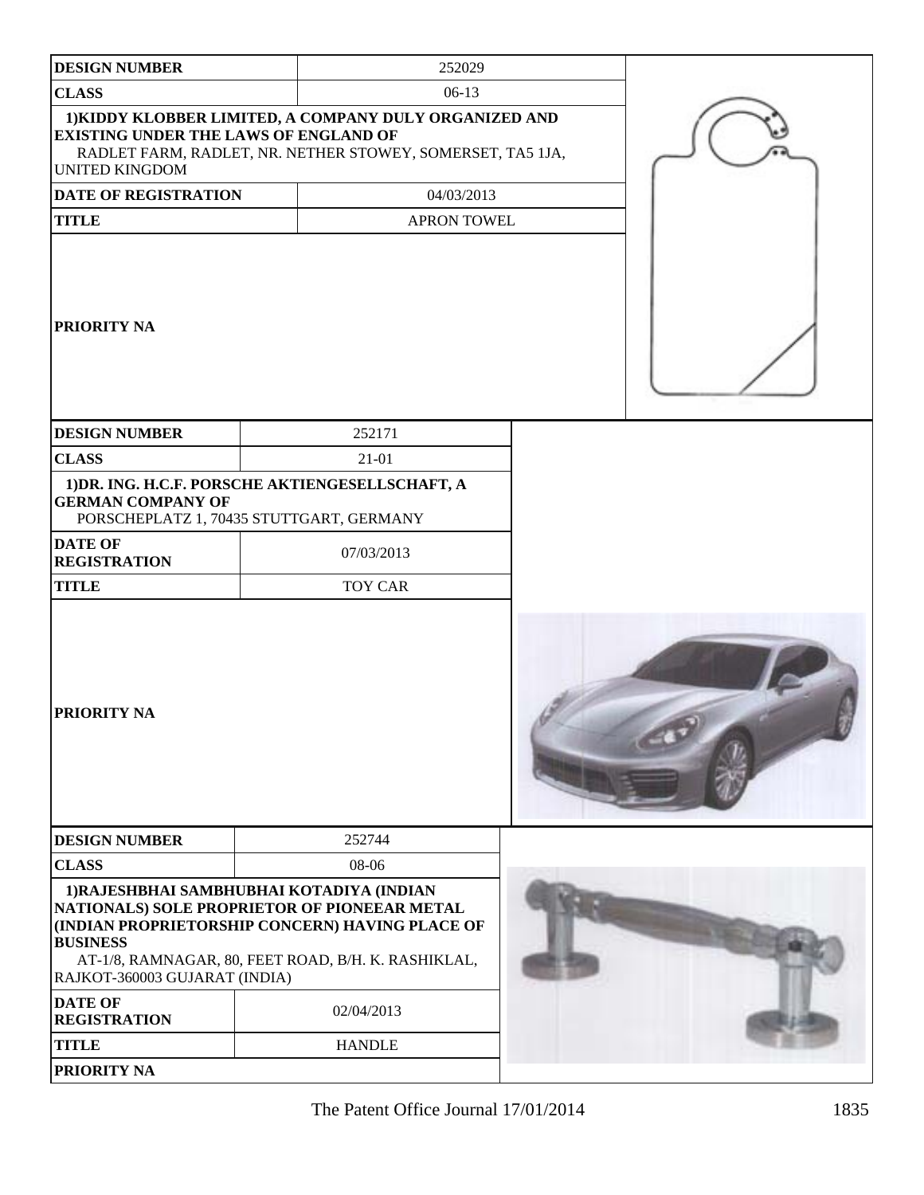| DESIGN NUMBER | 252029 |
|---|---|
| CLASS | 06-13 |
| 1)KIDDY KLOBBER LIMITED, A COMPANY DULY ORGANIZED AND EXISTING UNDER THE LAWS OF ENGLAND OF RADLET FARM, RADLET, NR. NETHER STOWEY, SOMERSET, TA5 1JA, UNITED KINGDOM | |
| DATE OF REGISTRATION | 04/03/2013 |
| TITLE | APRON TOWEL |
| PRIORITY NA | |

| DESIGN NUMBER | 252171 |
|---|---|
| CLASS | 21-01 |
| 1)DR. ING. H.C.F. PORSCHE AKTIENGESELLSCHAFT, A GERMAN COMPANY OF PORSCHEPLATZ 1, 70435 STUTTGART, GERMANY | |
| DATE OF REGISTRATION | 07/03/2013 |
| TITLE | TOY CAR |
| PRIORITY NA | |

| DESIGN NUMBER | 252744 |
|---|---|
| CLASS | 08-06 |
| 1)RAJESHBHAI SAMBHUBHAI KOTADIYA (INDIAN NATIONALS) SOLE PROPRIETOR OF PIONEEAR METAL (INDIAN PROPRIETORSHIP CONCERN) HAVING PLACE OF BUSINESS AT-1/8, RAMNAGAR, 80, FEET ROAD, B/H. K. RASHIKLAL, RAJKOT-360003 GUJARAT (INDIA) | |
| DATE OF REGISTRATION | 02/04/2013 |
| TITLE | HANDLE |
| PRIORITY NA | |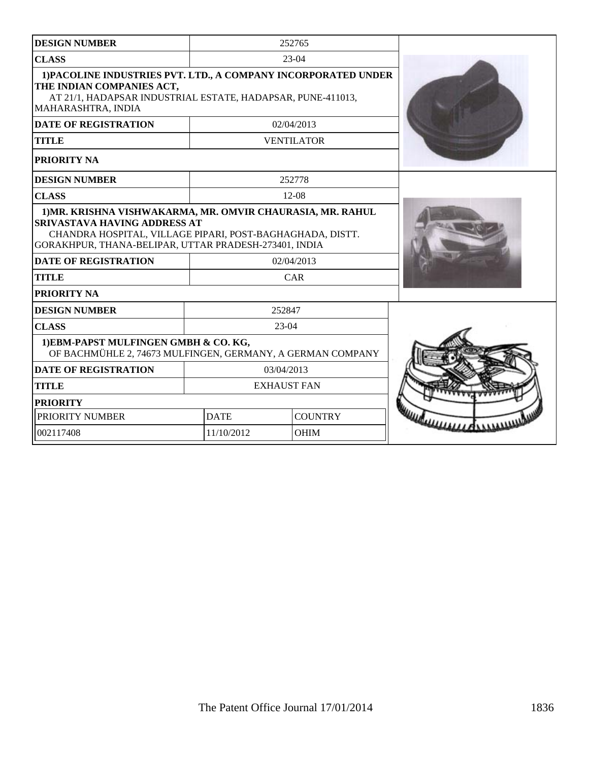| DESIGN NUMBER | 252765 |
| --- | --- |
| CLASS | 23-04 |
| 1)PACOLINE INDUSTRIES PVT. LTD., A COMPANY INCORPORATED UNDER THE INDIAN COMPANIES ACT, AT 21/1, HADAPSAR INDUSTRIAL ESTATE, HADAPSAR, PUNE-411013, MAHARASHTRA, INDIA | |
| DATE OF REGISTRATION | 02/04/2013 |
| TITLE | VENTILATOR |
| PRIORITY NA | |

| DESIGN NUMBER | 252778 |
| --- | --- |
| CLASS | 12-08 |
| 1)MR. KRISHNA VISHWAKARMA, MR. OMVIR CHAURASIA, MR. RAHUL SRIVASTAVA HAVING ADDRESS AT CHANDRA HOSPITAL, VILLAGE PIPARI, POST-BAGHAGHADA, DISTT. GORAKHPUR, THANA-BELIPAR, UTTAR PRADESH-273401, INDIA | |
| DATE OF REGISTRATION | 02/04/2013 |
| TITLE | CAR |
| PRIORITY NA | |

| DESIGN NUMBER | 252847 | |
| --- | --- | --- |
| CLASS | 23-04 | |
| 1)EBM-PAPST MULFINGEN GMBH & CO. KG, OF BACHMÜHLE 2, 74673 MULFINGEN, GERMANY, A GERMAN COMPANY | | |
| DATE OF REGISTRATION | 03/04/2013 | |
| TITLE | EXHAUST FAN | |
| PRIORITY | | |
| PRIORITY NUMBER | DATE | COUNTRY |
| 002117408 | 11/10/2012 | OHIM |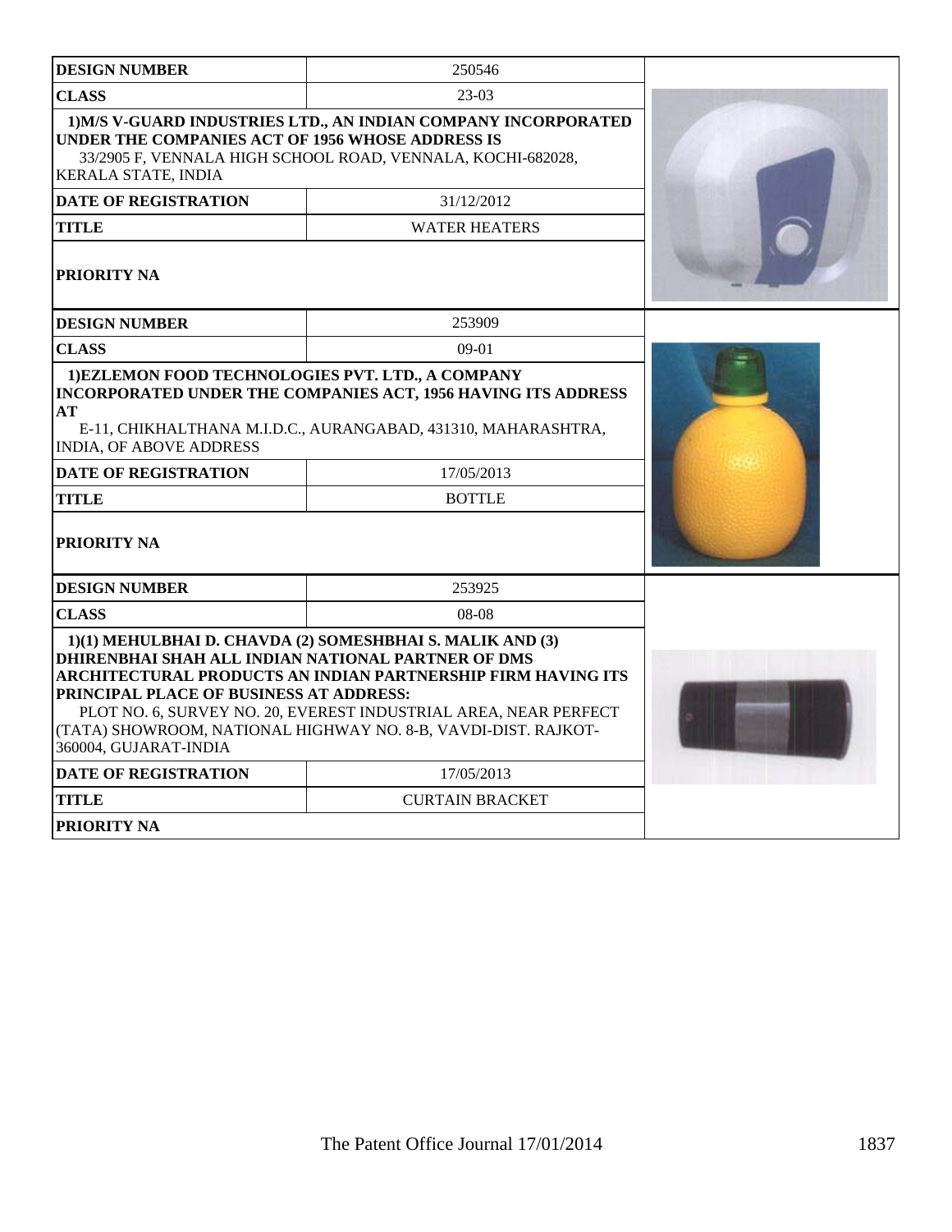| DESIGN NUMBER | 250546 |
|---|---|
| CLASS | 23-03 |
| 1)M/S V-GUARD INDUSTRIES LTD., AN INDIAN COMPANY INCORPORATED UNDER THE COMPANIES ACT OF 1956 WHOSE ADDRESS IS 33/2905 F, VENNALA HIGH SCHOOL ROAD, VENNALA, KOCHI-682028, KERALA STATE, INDIA | |
| DATE OF REGISTRATION | 31/12/2012 |
| TITLE | WATER HEATERS |
| PRIORITY NA | |

| DESIGN NUMBER | 253909 |
|---|---|
| CLASS | 09-01 |
| 1)EZLEMON FOOD TECHNOLOGIES PVT. LTD., A COMPANY INCORPORATED UNDER THE COMPANIES ACT, 1956 HAVING ITS ADDRESS AT E-11, CHIKHALTHANA M.I.D.C., AURANGABAD, 431310, MAHARASHTRA, INDIA, OF ABOVE ADDRESS | |
| DATE OF REGISTRATION | 17/05/2013 |
| TITLE | BOTTLE |
| PRIORITY NA | |

| DESIGN NUMBER | 253925 |
|---|---|
| CLASS | 08-08 |
| 1)(1) MEHULBHAI D. CHAVDA (2) SOMESHBHAI S. MALIK AND (3) DHIRENBHAI SHAH ALL INDIAN NATIONAL PARTNER OF DMS ARCHITECTURAL PRODUCTS AN INDIAN PARTNERSHIP FIRM HAVING ITS PRINCIPAL PLACE OF BUSINESS AT ADDRESS: PLOT NO. 6, SURVEY NO. 20, EVEREST INDUSTRIAL AREA, NEAR PERFECT (TATA) SHOWROOM, NATIONAL HIGHWAY NO. 8-B, VAVDI-DIST. RAJKOT-360004, GUJARAT-INDIA | |
| DATE OF REGISTRATION | 17/05/2013 |
| TITLE | CURTAIN BRACKET |
| PRIORITY NA | |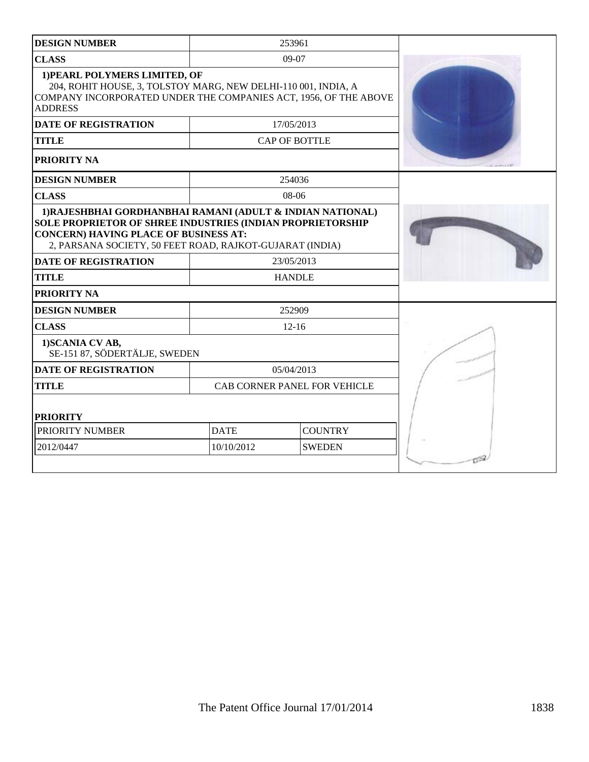| DESIGN NUMBER | 253961 |
|---|---|
| CLASS | 09-07 |
| 1)PEARL POLYMERS LIMITED, OF 204, ROHIT HOUSE, 3, TOLSTOY MARG, NEW DELHI-110 001, INDIA, A COMPANY INCORPORATED UNDER THE COMPANIES ACT, 1956, OF THE ABOVE ADDRESS | |
| DATE OF REGISTRATION | 17/05/2013 |
| TITLE | CAP OF BOTTLE |
| PRIORITY NA | |

| DESIGN NUMBER | 254036 |
|---|---|
| CLASS | 08-06 |
| 1)RAJESHBHAI GORDHANBHAI RAMANI (ADULT & INDIAN NATIONAL) SOLE PROPRIETOR OF SHREE INDUSTRIES (INDIAN PROPRIETORSHIP CONCERN) HAVING PLACE OF BUSINESS AT: 2, PARSANA SOCIETY, 50 FEET ROAD, RAJKOT-GUJARAT (INDIA) | |
| DATE OF REGISTRATION | 23/05/2013 |
| TITLE | HANDLE |
| PRIORITY NA | |

| DESIGN NUMBER | 252909 |
|---|---|
| CLASS | 12-16 |
| 1)SCANIA CV AB, SE-151 87, SÖDERTÄLJE, SWEDEN | |
| DATE OF REGISTRATION | 05/04/2013 |
| TITLE | CAB CORNER PANEL FOR VEHICLE |

**PRIORITY**

| PRIORITY NUMBER | DATE | COUNTRY |
|---|---|---|
| 2012/0447 | 10/10/2012 | SWEDEN |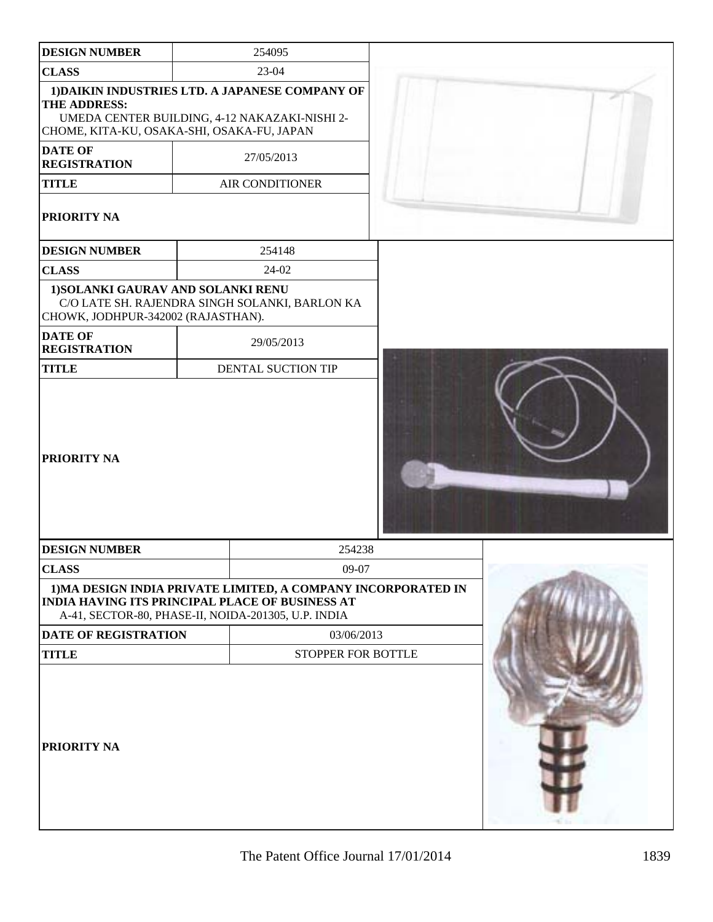| DESIGN NUMBER | 254095 |
|---|---|
| CLASS | 23-04 |
| 1)DAIKIN INDUSTRIES LTD. A JAPANESE COMPANY OF THE ADDRESS: UMEDA CENTER BUILDING, 4-12 NAKAZAKI-NISHI 2-CHOME, KITA-KU, OSAKA-SHI, OSAKA-FU, JAPAN | |
| DATE OF REGISTRATION | 27/05/2013 |
| TITLE | AIR CONDITIONER |
| PRIORITY NA | |

| DESIGN NUMBER | 254148 |
|---|---|
| CLASS | 24-02 |
| 1)SOLANKI GAURAV AND SOLANKI RENU C/O LATE SH. RAJENDRA SINGH SOLANKI, BARLON KA CHOWK, JODHPUR-342002 (RAJASTHAN). | |
| DATE OF REGISTRATION | 29/05/2013 |
| TITLE | DENTAL SUCTION TIP |
| PRIORITY NA | |

| DESIGN NUMBER | 254238 |
|---|---|
| CLASS | 09-07 |
| 1)MA DESIGN INDIA PRIVATE LIMITED, A COMPANY INCORPORATED IN INDIA HAVING ITS PRINCIPAL PLACE OF BUSINESS AT A-41, SECTOR-80, PHASE-II, NOIDA-201305, U.P. INDIA | |
| DATE OF REGISTRATION | 03/06/2013 |
| TITLE | STOPPER FOR BOTTLE |
| PRIORITY NA | |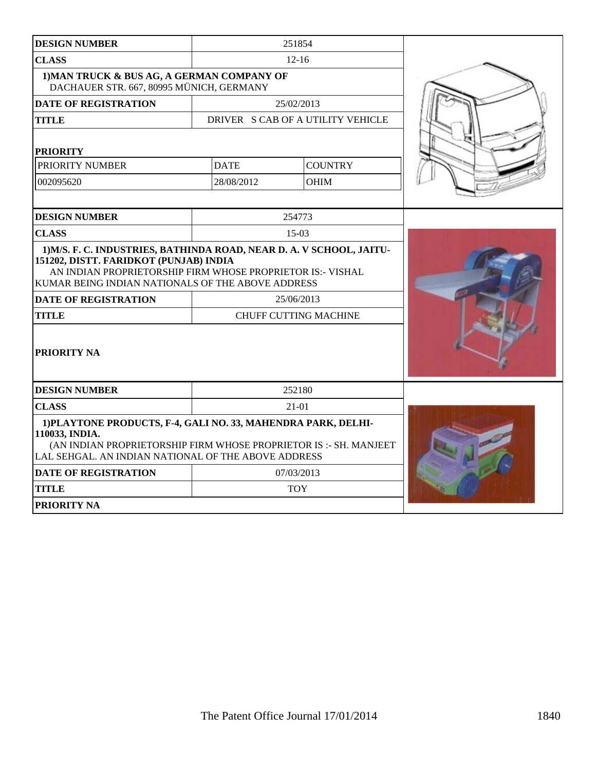| DESIGN NUMBER | 251854 | |
|---|---|---|
| CLASS | 12-16 | |
| 1)MAN TRUCK & BUS AG, A GERMAN COMPANY OF DACHAUER STR. 667, 80995 MÜNICH, GERMANY | | |
| DATE OF REGISTRATION | 25/02/2013 | |
| TITLE | DRIVER S CAB OF A UTILITY VEHICLE | |
| PRIORITY | | |
| PRIORITY NUMBER | DATE | COUNTRY |
| 002095620 | 28/08/2012 | OHIM |

| DESIGN NUMBER | 254773 |
|---|---|
| CLASS | 15-03 |
| 1)M/S. F. C. INDUSTRIES, BATHINDA ROAD, NEAR D. A. V SCHOOL, JAITU-151202, DISTT. FARIDKOT (PUNJAB) INDIA AN INDIAN PROPRIETORSHIP FIRM WHOSE PROPRIETOR IS:- VISHAL KUMAR BEING INDIAN NATIONALS OF THE ABOVE ADDRESS | |
| DATE OF REGISTRATION | 25/06/2013 |
| TITLE | CHUFF CUTTING MACHINE |
| PRIORITY NA | |

| DESIGN NUMBER | 252180 |
|---|---|
| CLASS | 21-01 |
| 1)PLAYTONE PRODUCTS, F-4, GALI NO. 33, MAHENDRA PARK, DELHI-110033, INDIA. (AN INDIAN PROPRIETORSHIP FIRM WHOSE PROPRIETOR IS :- SH. MANJEET LAL SEHGAL. AN INDIAN NATIONAL OF THE ABOVE ADDRESS | |
| DATE OF REGISTRATION | 07/03/2013 |
| TITLE | TOY |
| PRIORITY NA | |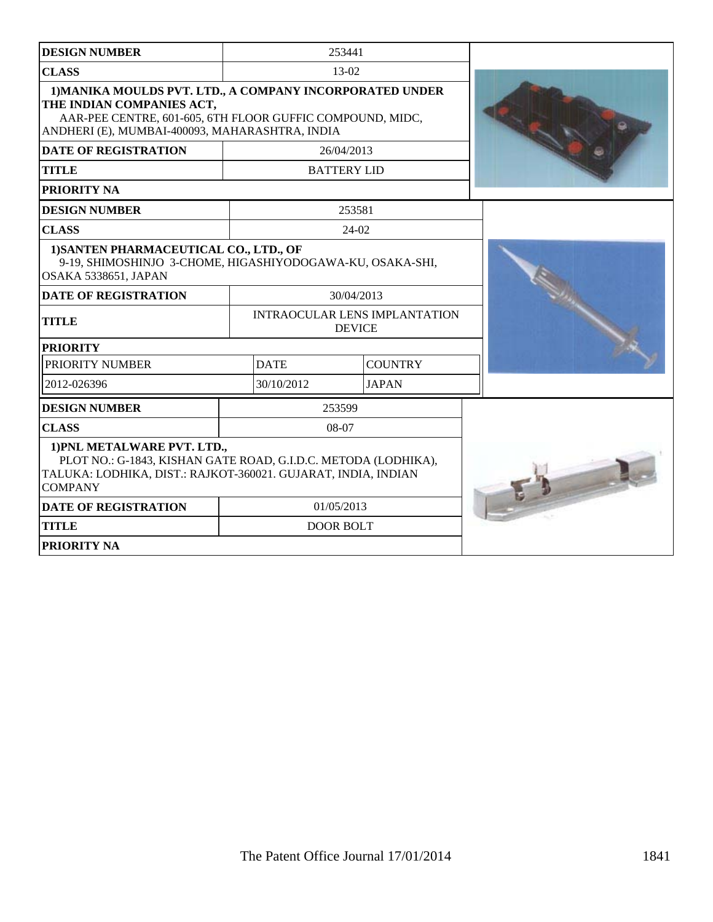| DESIGN NUMBER | 253441 |
|---|---|
| CLASS | 13-02 |
| 1)MANIKA MOULDS PVT. LTD., A COMPANY INCORPORATED UNDER THE INDIAN COMPANIES ACT, AAR-PEE CENTRE, 601-605, 6TH FLOOR GUFFIC COMPOUND, MIDC, ANDHERI (E), MUMBAI-400093, MAHARASHTRA, INDIA | |
| DATE OF REGISTRATION | 26/04/2013 |
| TITLE | BATTERY LID |
| PRIORITY NA | |

| DESIGN NUMBER | 253581 | |
|---|---|---|
| CLASS | 24-02 | |
| 1)SANTEN PHARMACEUTICAL CO., LTD., OF 9-19, SHIMOSHINJO 3-CHOME, HIGASHIYODOGAWA-KU, OSAKA-SHI, OSAKA 5338651, JAPAN | | |
| DATE OF REGISTRATION | 30/04/2013 | |
| TITLE | INTRAOCULAR LENS IMPLANTATION DEVICE | |
| PRIORITY | | |
| PRIORITY NUMBER | DATE | COUNTRY |
| 2012-026396 | 30/10/2012 | JAPAN |

| DESIGN NUMBER | 253599 |
|---|---|
| CLASS | 08-07 |
| 1)PNL METALWARE PVT. LTD., PLOT NO.: G-1843, KISHAN GATE ROAD, G.I.D.C. METODA (LODHIKA), TALUKA: LODHIKA, DIST.: RAJKOT-360021. GUJARAT, INDIA, INDIAN COMPANY | |
| DATE OF REGISTRATION | 01/05/2013 |
| TITLE | DOOR BOLT |
| PRIORITY NA | |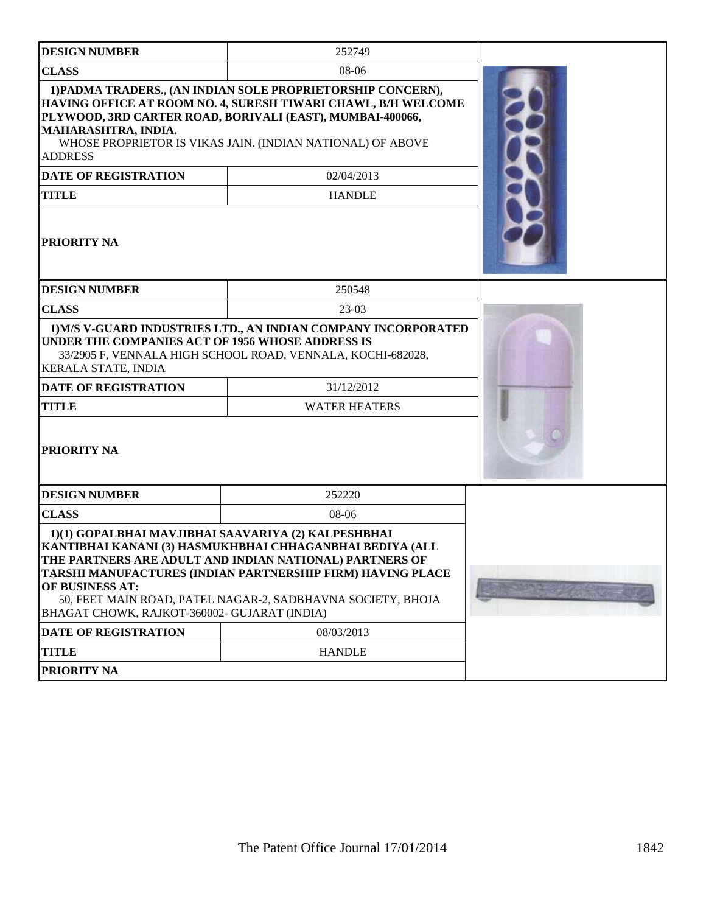| DESIGN NUMBER | 252749 |
|---|---|
| CLASS | 08-06 |
| 1)PADMA TRADERS., (AN INDIAN SOLE PROPRIETORSHIP CONCERN), HAVING OFFICE AT ROOM NO. 4, SURESH TIWARI CHAWL, B/H WELCOME PLYWOOD, 3RD CARTER ROAD, BORIVALI (EAST), MUMBAI-400066, MAHARASHTRA, INDIA. WHOSE PROPRIETOR IS VIKAS JAIN. (INDIAN NATIONAL) OF ABOVE ADDRESS | |
| DATE OF REGISTRATION | 02/04/2013 |
| TITLE | HANDLE |
| PRIORITY NA | |

| DESIGN NUMBER | 250548 |
|---|---|
| CLASS | 23-03 |
| 1)M/S V-GUARD INDUSTRIES LTD., AN INDIAN COMPANY INCORPORATED UNDER THE COMPANIES ACT OF 1956 WHOSE ADDRESS IS 33/2905 F, VENNALA HIGH SCHOOL ROAD, VENNALA, KOCHI-682028, KERALA STATE, INDIA | |
| DATE OF REGISTRATION | 31/12/2012 |
| TITLE | WATER HEATERS |
| PRIORITY NA | |

| DESIGN NUMBER | 252220 |
|---|---|
| CLASS | 08-06 |
| 1)(1) GOPALBHAI MAVJIBHAI SAAVARIYA (2) KALPESHBHAI KANTIBHAI KANANI (3) HASMUKHBHAI CHHAGANBHAI BEDIYA (ALL THE PARTNERS ARE ADULT AND INDIAN NATIONAL) PARTNERS OF TARSHI MANUFACTURES (INDIAN PARTNERSHIP FIRM) HAVING PLACE OF BUSINESS AT: 50, FEET MAIN ROAD, PATEL NAGAR-2, SADBHAVNA SOCIETY, BHOJA BHAGAT CHOWK, RAJKOT-360002- GUJARAT (INDIA) | |
| DATE OF REGISTRATION | 08/03/2013 |
| TITLE | HANDLE |
| PRIORITY NA | |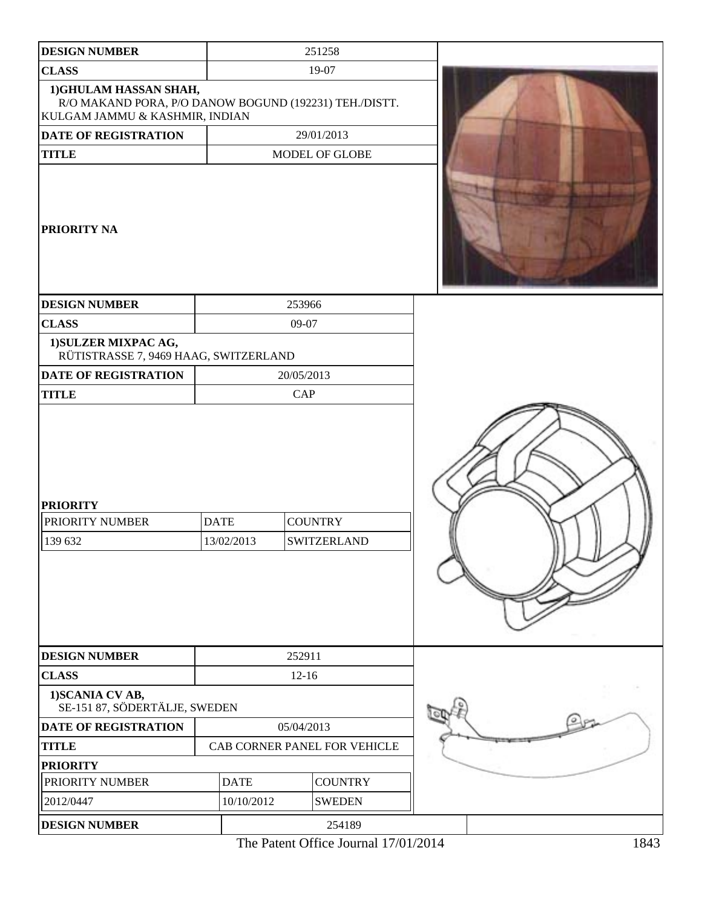| DESIGN NUMBER | 251258 |
|---|---|
| CLASS | 19-07 |
| 1)GHULAM HASSAN SHAH, R/O MAKAND PORA, P/O DANOW BOGUND (192231) TEH./DISTT. KULGAM JAMMU & KASHMIR, INDIAN | |
| DATE OF REGISTRATION | 29/01/2013 |
| TITLE | MODEL OF GLOBE |
| PRIORITY NA | |

| DESIGN NUMBER | 253966 |
|---|---|
| CLASS | 09-07 |
| 1)SULZER MIXPAC AG, RÜTISTRASSE 7, 9469 HAAG, SWITZERLAND | |
| DATE OF REGISTRATION | 20/05/2013 |
| TITLE | CAP |

**PRIORITY**

| PRIORITY NUMBER | DATE | COUNTRY |
|---|---|---|
| 139 632 | 13/02/2013 | SWITZERLAND |

| DESIGN NUMBER | 252911 |
|---|---|
| CLASS | 12-16 |
| 1)SCANIA CV AB, SE-151 87, SÖDERTÄLJE, SWEDEN | |
| DATE OF REGISTRATION | 05/04/2013 |
| TITLE | CAB CORNER PANEL FOR VEHICLE |

**PRIORITY**

| PRIORITY NUMBER | DATE | COUNTRY |
|---|---|---|
| 2012/0447 | 10/10/2012 | SWEDEN |

| DESIGN NUMBER | 254189 |
|---|---|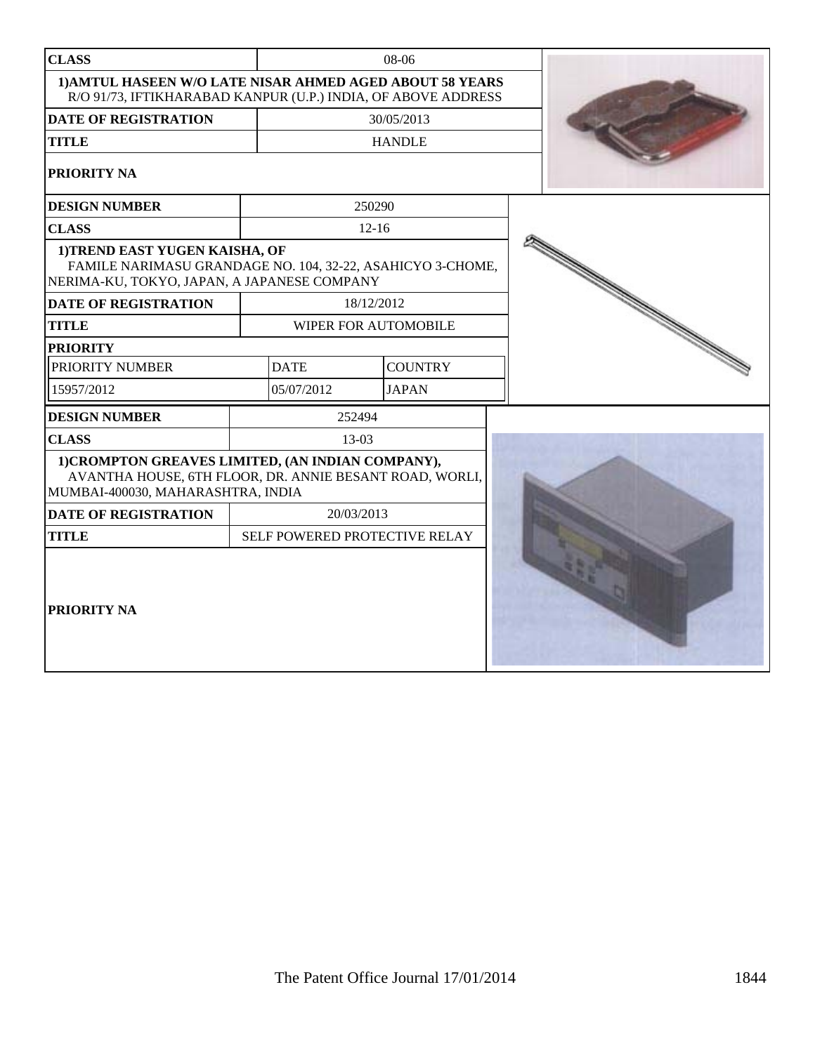| CLASS | 08-06 |
|---|---|
| 1)AMTUL HASEEN W/O LATE NISAR AHMED AGED ABOUT 58 YEARS R/O 91/73, IFTIKHARABAD KANPUR (U.P.) INDIA, OF ABOVE ADDRESS | |
| DATE OF REGISTRATION | 30/05/2013 |
| TITLE | HANDLE |
| PRIORITY NA | |

| DESIGN NUMBER | 250290 | |
|---|---|---|
| CLASS | 12-16 | |
| 1)TREND EAST YUGEN KAISHA, OF FAMILE NARIMASU GRANDAGE NO. 104, 32-22, ASAHICYO 3-CHOME, NERIMA-KU, TOKYO, JAPAN, A JAPANESE COMPANY | | |
| DATE OF REGISTRATION | 18/12/2012 | |
| TITLE | WIPER FOR AUTOMOBILE | |
| PRIORITY | | |
| PRIORITY NUMBER | DATE | COUNTRY |
| 15957/2012 | 05/07/2012 | JAPAN |

| DESIGN NUMBER | 252494 |
|---|---|
| CLASS | 13-03 |
| 1)CROMPTON GREAVES LIMITED, (AN INDIAN COMPANY), AVANTHA HOUSE, 6TH FLOOR, DR. ANNIE BESANT ROAD, WORLI, MUMBAI-400030, MAHARASHTRA, INDIA | |
| DATE OF REGISTRATION | 20/03/2013 |
| TITLE | SELF POWERED PROTECTIVE RELAY |
| PRIORITY NA | |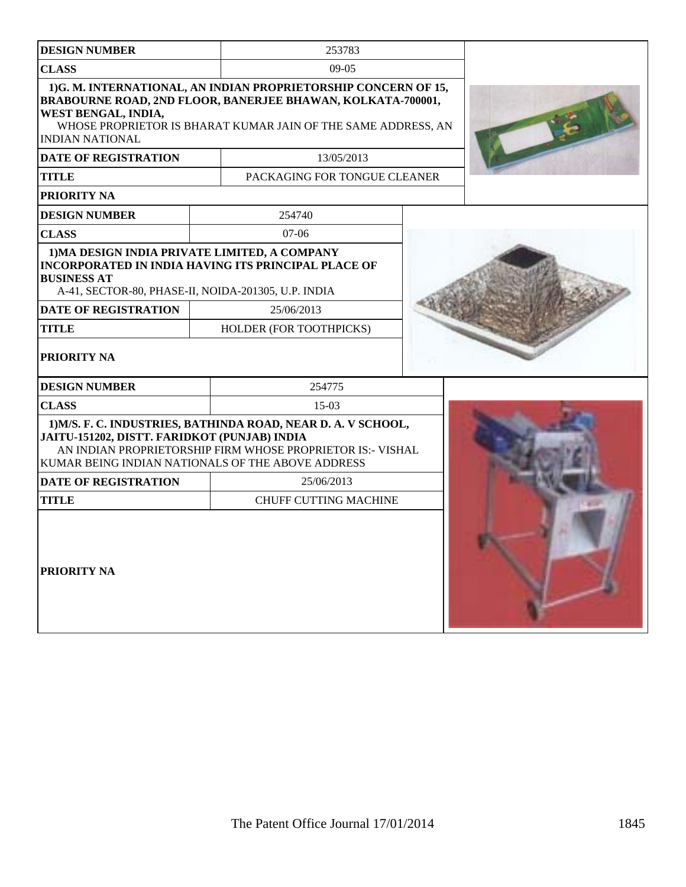| DESIGN NUMBER | 253783 |
| --- | --- |
| CLASS | 09-05 |
| 1)G. M. INTERNATIONAL, AN INDIAN PROPRIETORSHIP CONCERN OF 15, BRABOURNE ROAD, 2ND FLOOR, BANERJEE BHAWAN, KOLKATA-700001, WEST BENGAL, INDIA, WHOSE PROPRIETOR IS BHARAT KUMAR JAIN OF THE SAME ADDRESS, AN INDIAN NATIONAL | |
| DATE OF REGISTRATION | 13/05/2013 |
| TITLE | PACKAGING FOR TONGUE CLEANER |
| PRIORITY NA | |

| DESIGN NUMBER | 254740 |
| --- | --- |
| CLASS | 07-06 |
| 1)MA DESIGN INDIA PRIVATE LIMITED, A COMPANY INCORPORATED IN INDIA HAVING ITS PRINCIPAL PLACE OF BUSINESS AT A-41, SECTOR-80, PHASE-II, NOIDA-201305, U.P. INDIA | |
| DATE OF REGISTRATION | 25/06/2013 |
| TITLE | HOLDER (FOR TOOTHPICKS) |
| PRIORITY NA | |

| DESIGN NUMBER | 254775 |
| --- | --- |
| CLASS | 15-03 |
| 1)M/S. F. C. INDUSTRIES, BATHINDA ROAD, NEAR D. A. V SCHOOL, JAITU-151202, DISTT. FARIDKOT (PUNJAB) INDIA AN INDIAN PROPRIETORSHIP FIRM WHOSE PROPRIETOR IS:- VISHAL KUMAR BEING INDIAN NATIONALS OF THE ABOVE ADDRESS | |
| DATE OF REGISTRATION | 25/06/2013 |
| TITLE | CHUFF CUTTING MACHINE |
| PRIORITY NA | |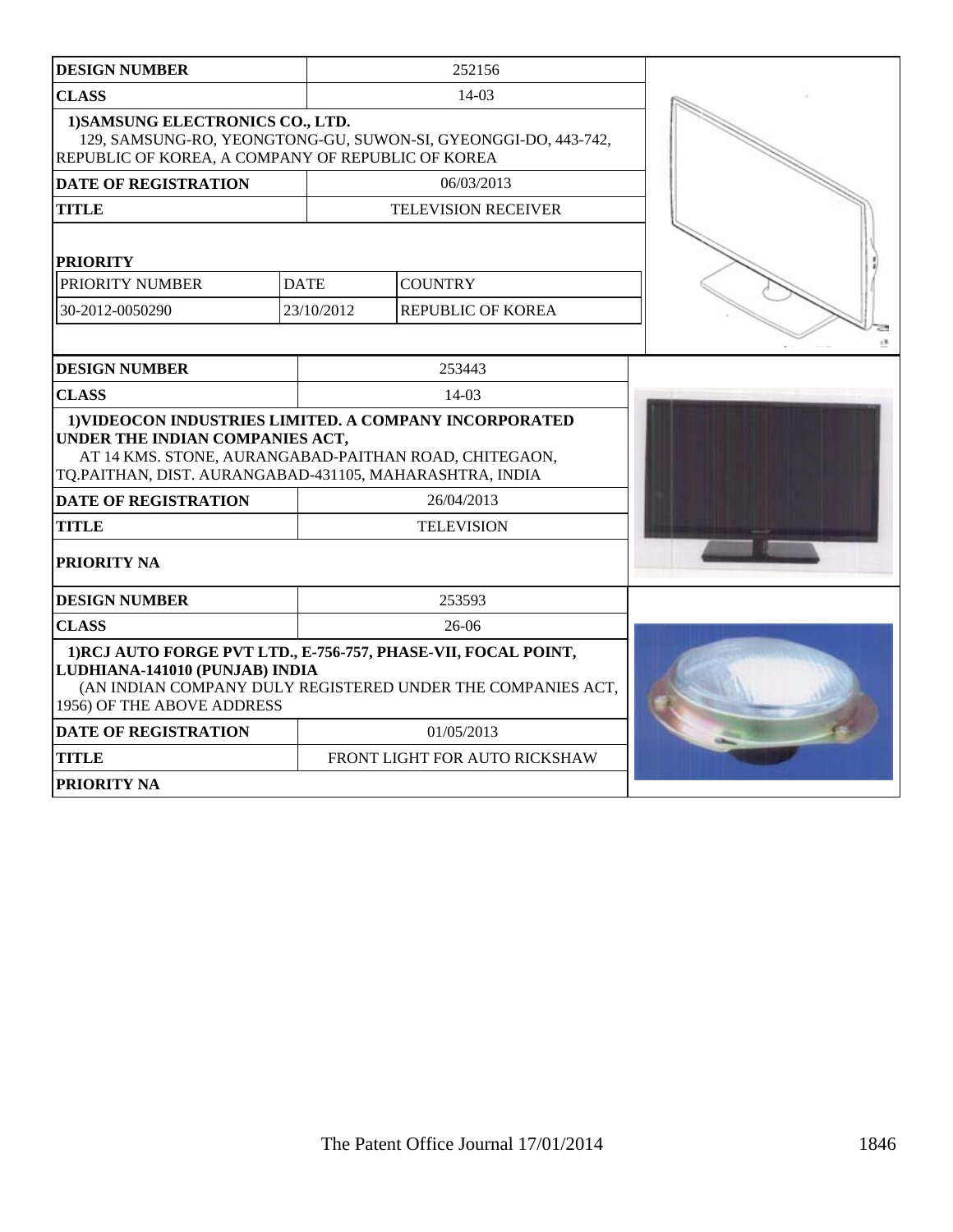| DESIGN NUMBER | 252156 | |
|---|---|---|
| CLASS | 14-03 | |
| 1)SAMSUNG ELECTRONICS CO., LTD. 129, SAMSUNG-RO, YEONGTONG-GU, SUWON-SI, GYEONGGI-DO, 443-742, REPUBLIC OF KOREA, A COMPANY OF REPUBLIC OF KOREA | | |
| DATE OF REGISTRATION | 06/03/2013 | |
| TITLE | TELEVISION RECEIVER | |
| PRIORITY | | |
| PRIORITY NUMBER | DATE | COUNTRY |
| 30-2012-0050290 | 23/10/2012 | REPUBLIC OF KOREA |

| DESIGN NUMBER | 253443 |
|---|---|
| CLASS | 14-03 |
| 1)VIDEOCON INDUSTRIES LIMITED. A COMPANY INCORPORATED UNDER THE INDIAN COMPANIES ACT, AT 14 KMS. STONE, AURANGABAD-PAITHAN ROAD, CHITEGAON, TQ.PAITHAN, DIST. AURANGABAD-431105, MAHARASHTRA, INDIA | |
| DATE OF REGISTRATION | 26/04/2013 |
| TITLE | TELEVISION |
| PRIORITY NA | |

| DESIGN NUMBER | 253593 |
|---|---|
| CLASS | 26-06 |
| 1)RCJ AUTO FORGE PVT LTD., E-756-757, PHASE-VII, FOCAL POINT, LUDHIANA-141010 (PUNJAB) INDIA (AN INDIAN COMPANY DULY REGISTERED UNDER THE COMPANIES ACT, 1956) OF THE ABOVE ADDRESS | |
| DATE OF REGISTRATION | 01/05/2013 |
| TITLE | FRONT LIGHT FOR AUTO RICKSHAW |
| PRIORITY NA | |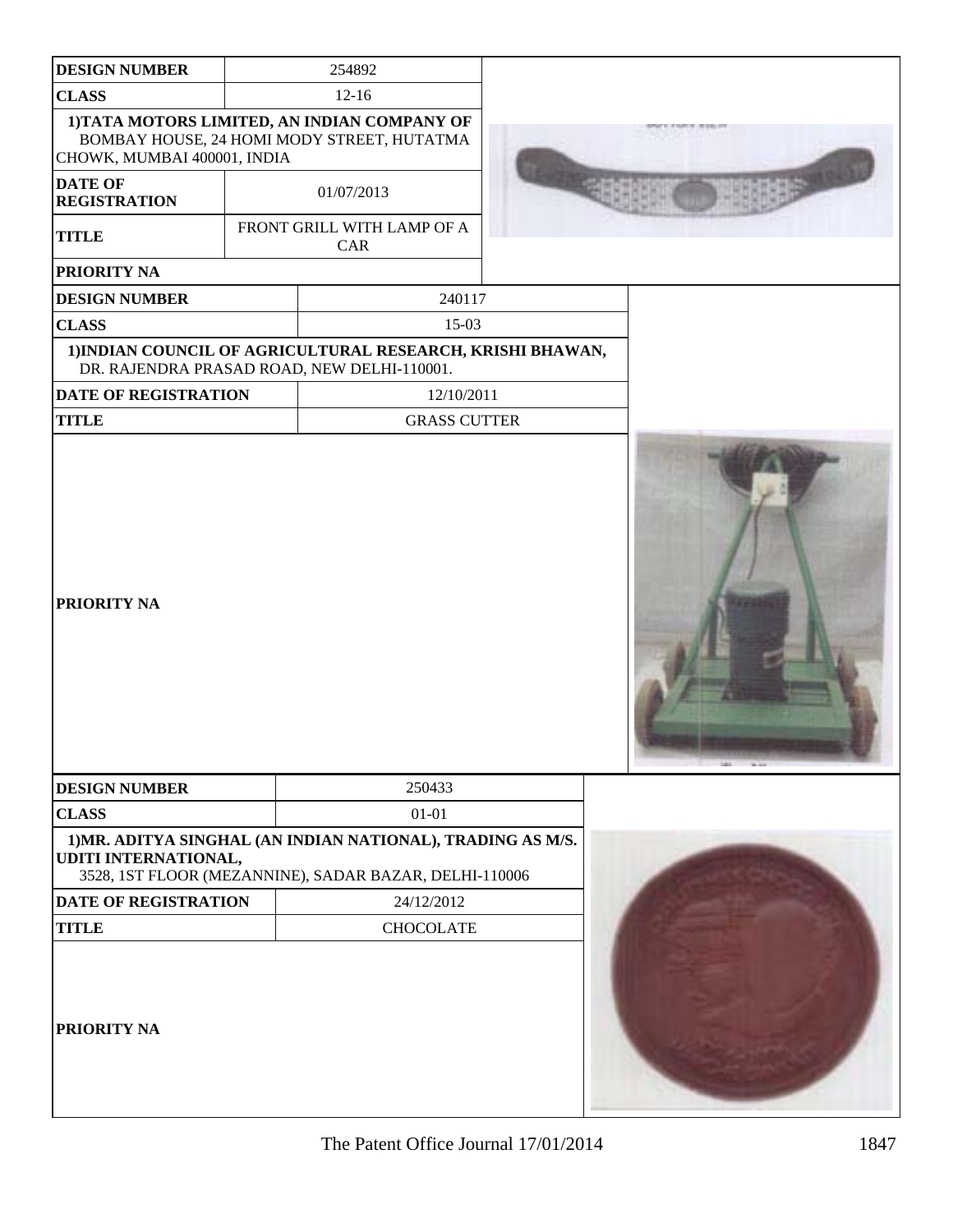| DESIGN NUMBER | 254892 |
|---|---|
| CLASS | 12-16 |
| 1)TATA MOTORS LIMITED, AN INDIAN COMPANY OF BOMBAY HOUSE, 24 HOMI MODY STREET, HUTATMA CHOWK, MUMBAI 400001, INDIA | |
| DATE OF REGISTRATION | 01/07/2013 |
| TITLE | FRONT GRILL WITH LAMP OF A CAR |
| PRIORITY NA | |

| DESIGN NUMBER | 240117 |
|---|---|
| CLASS | 15-03 |
| 1)INDIAN COUNCIL OF AGRICULTURAL RESEARCH, KRISHI BHAWAN, DR. RAJENDRA PRASAD ROAD, NEW DELHI-110001. | |
| DATE OF REGISTRATION | 12/10/2011 |
| TITLE | GRASS CUTTER |
| PRIORITY NA | |

| DESIGN NUMBER | 250433 |
|---|---|
| CLASS | 01-01 |
| 1)MR. ADITYA SINGHAL (AN INDIAN NATIONAL), TRADING AS M/S. UDITI INTERNATIONAL, 3528, 1ST FLOOR (MEZANNINE), SADAR BAZAR, DELHI-110006 | |
| DATE OF REGISTRATION | 24/12/2012 |
| TITLE | CHOCOLATE |
| PRIORITY NA | |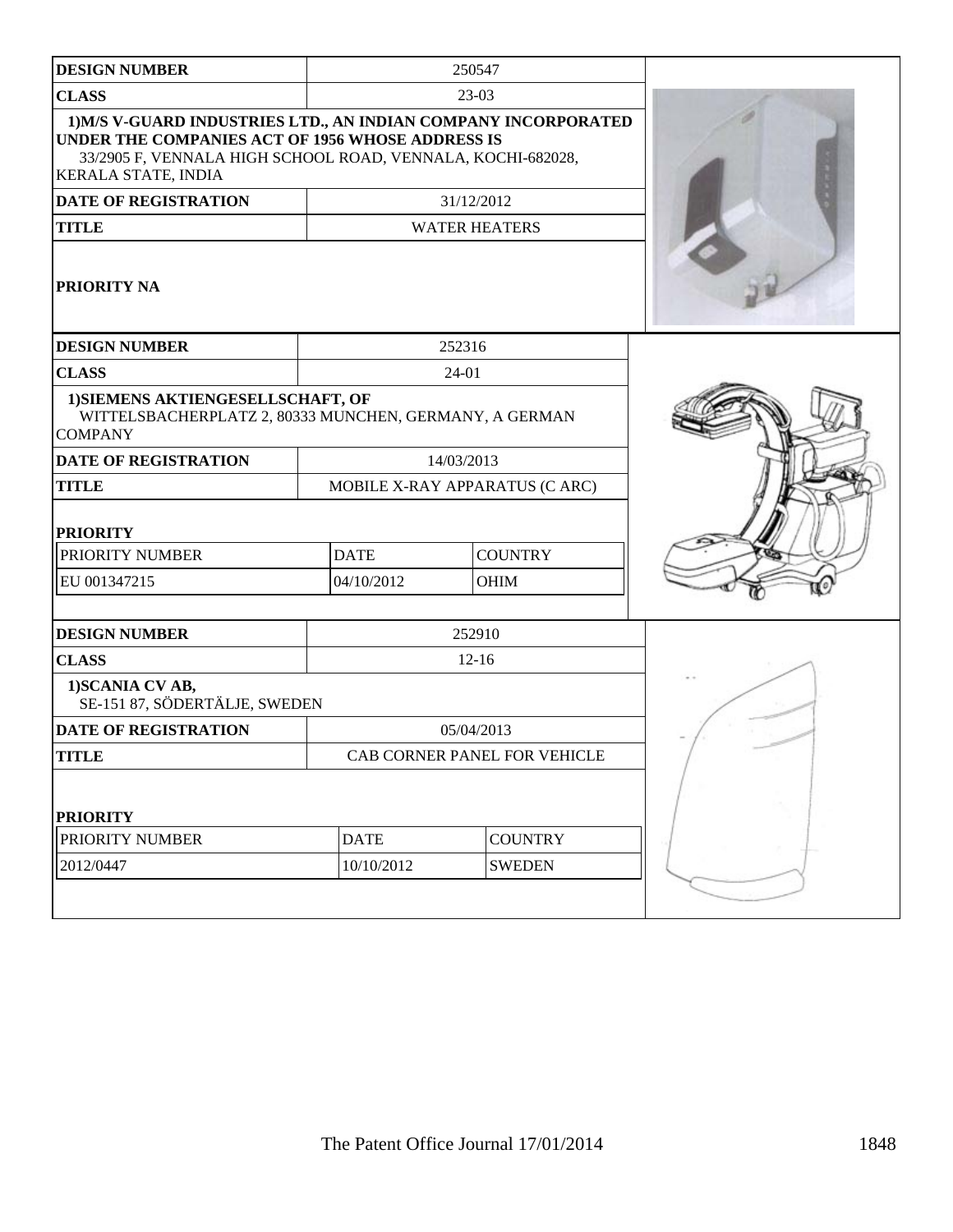| DESIGN NUMBER | 250547 |
|---|---|
| CLASS | 23-03 |
| **1)M/S V-GUARD INDUSTRIES LTD., AN INDIAN COMPANY INCORPORATED UNDER THE COMPANIES ACT OF 1956 WHOSE ADDRESS IS** 33/2905 F, VENNALA HIGH SCHOOL ROAD, VENNALA, KOCHI-682028, KERALA STATE, INDIA | |
| DATE OF REGISTRATION | 31/12/2012 |
| TITLE | WATER HEATERS |
| PRIORITY NA | |

| DESIGN NUMBER | 252316 |
|---|---|
| CLASS | 24-01 |
| **1)SIEMENS AKTIENGESELLSCHAFT, OF** WITTELSBACHERPLATZ 2, 80333 MUNCHEN, GERMANY, A GERMAN COMPANY | |
| DATE OF REGISTRATION | 14/03/2013 |
| TITLE | MOBILE X-RAY APPARATUS (C ARC) |

**PRIORITY**

| PRIORITY NUMBER | DATE | COUNTRY |
|---|---|---|
| EU 001347215 | 04/10/2012 | OHIM |

| DESIGN NUMBER | 252910 |
|---|---|
| CLASS | 12-16 |
| **1)SCANIA CV AB,** SE-151 87, SÖDERTÄLJE, SWEDEN | |
| DATE OF REGISTRATION | 05/04/2013 |
| TITLE | CAB CORNER PANEL FOR VEHICLE |

**PRIORITY**

| PRIORITY NUMBER | DATE | COUNTRY |
|---|---|---|
| 2012/0447 | 10/10/2012 | SWEDEN |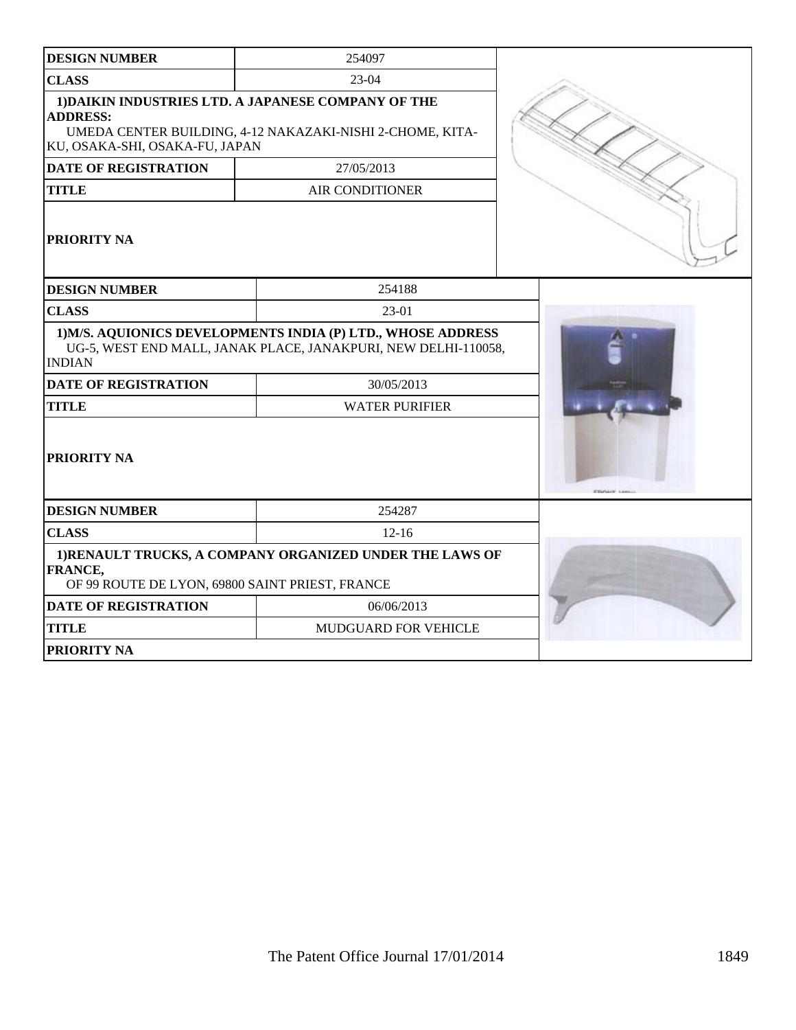| DESIGN NUMBER | 254097 |
| --- | --- |
| CLASS | 23-04 |
| 1)DAIKIN INDUSTRIES LTD. A JAPANESE COMPANY OF THE ADDRESS: UMEDA CENTER BUILDING, 4-12 NAKAZAKI-NISHI 2-CHOME, KITA-KU, OSAKA-SHI, OSAKA-FU, JAPAN | |
| DATE OF REGISTRATION | 27/05/2013 |
| TITLE | AIR CONDITIONER |
| PRIORITY NA | |

| DESIGN NUMBER | 254188 |
| --- | --- |
| CLASS | 23-01 |
| 1)M/S. AQUIONICS DEVELOPMENTS INDIA (P) LTD., WHOSE ADDRESS UG-5, WEST END MALL, JANAK PLACE, JANAKPURI, NEW DELHI-110058, INDIAN | |
| DATE OF REGISTRATION | 30/05/2013 |
| TITLE | WATER PURIFIER |
| PRIORITY NA | |

| DESIGN NUMBER | 254287 |
| --- | --- |
| CLASS | 12-16 |
| 1)RENAULT TRUCKS, A COMPANY ORGANIZED UNDER THE LAWS OF FRANCE, OF 99 ROUTE DE LYON, 69800 SAINT PRIEST, FRANCE | |
| DATE OF REGISTRATION | 06/06/2013 |
| TITLE | MUDGUARD FOR VEHICLE |
| PRIORITY NA | |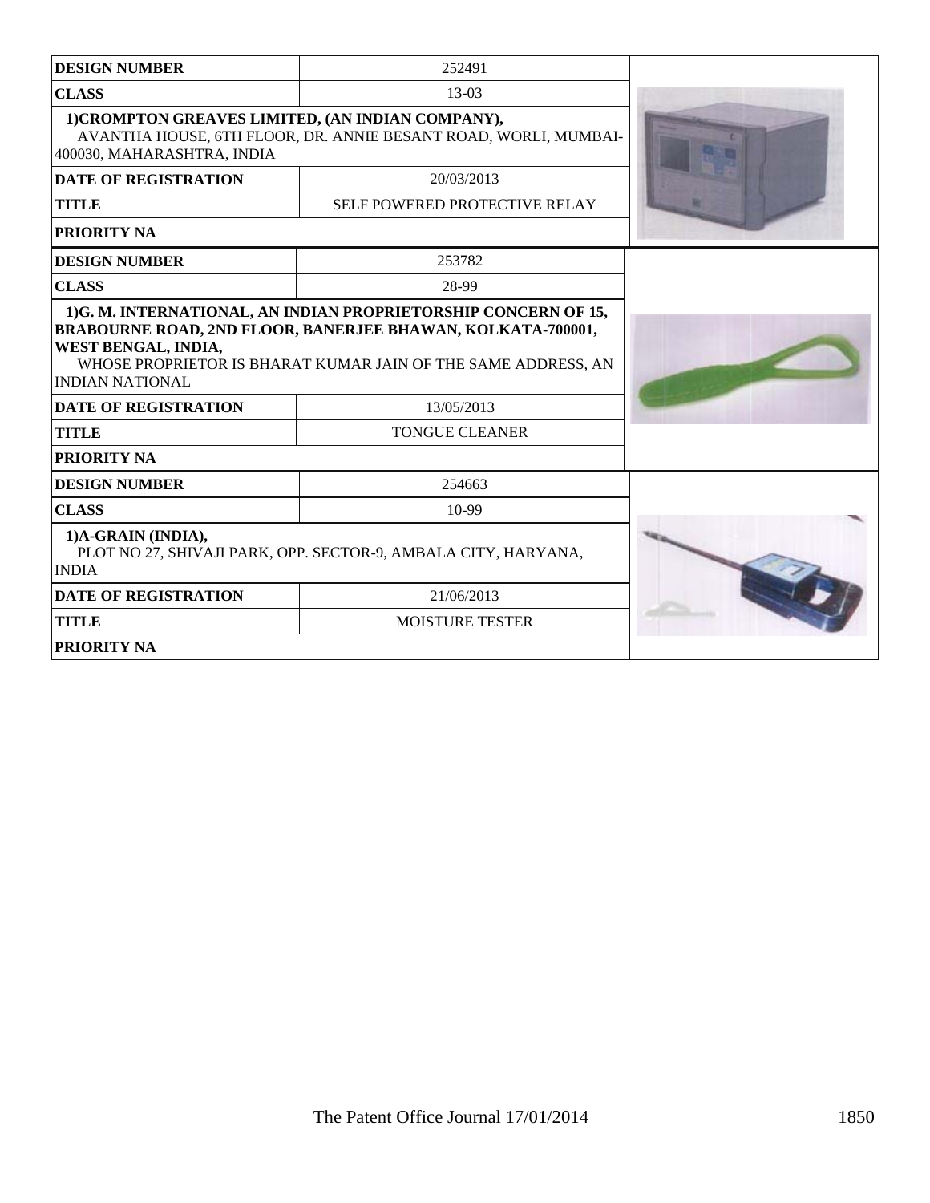| DESIGN NUMBER | 252491 |
|---|---|
| CLASS | 13-03 |
| 1)CROMPTON GREAVES LIMITED, (AN INDIAN COMPANY), AVANTHA HOUSE, 6TH FLOOR, DR. ANNIE BESANT ROAD, WORLI, MUMBAI-400030, MAHARASHTRA, INDIA | |
| DATE OF REGISTRATION | 20/03/2013 |
| TITLE | SELF POWERED PROTECTIVE RELAY |
| PRIORITY NA | |

| DESIGN NUMBER | 253782 |
|---|---|
| CLASS | 28-99 |
| 1)G. M. INTERNATIONAL, AN INDIAN PROPRIETORSHIP CONCERN OF 15, BRABOURNE ROAD, 2ND FLOOR, BANERJEE BHAWAN, KOLKATA-700001, WEST BENGAL, INDIA, WHOSE PROPRIETOR IS BHARAT KUMAR JAIN OF THE SAME ADDRESS, AN INDIAN NATIONAL | |
| DATE OF REGISTRATION | 13/05/2013 |
| TITLE | TONGUE CLEANER |
| PRIORITY NA | |

| DESIGN NUMBER | 254663 |
|---|---|
| CLASS | 10-99 |
| 1)A-GRAIN (INDIA), PLOT NO 27, SHIVAJI PARK, OPP. SECTOR-9, AMBALA CITY, HARYANA, INDIA | |
| DATE OF REGISTRATION | 21/06/2013 |
| TITLE | MOISTURE TESTER |
| PRIORITY NA | |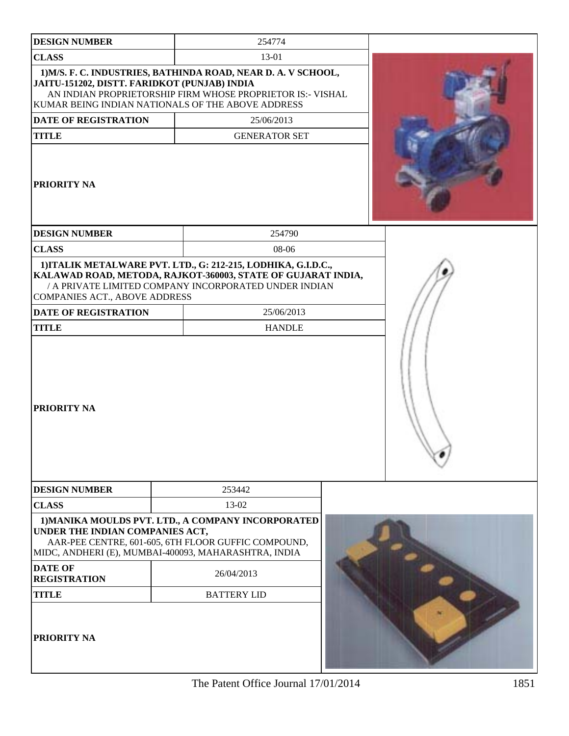| DESIGN NUMBER | 254774 |
|---|---|
| CLASS | 13-01 |
| 1)M/S. F. C. INDUSTRIES, BATHINDA ROAD, NEAR D. A. V SCHOOL, JAITU-151202, DISTT. FARIDKOT (PUNJAB) INDIA AN INDIAN PROPRIETORSHIP FIRM WHOSE PROPRIETOR IS:- VISHAL KUMAR BEING INDIAN NATIONALS OF THE ABOVE ADDRESS | |
| DATE OF REGISTRATION | 25/06/2013 |
| TITLE | GENERATOR SET |
| PRIORITY NA | |

| DESIGN NUMBER | 254790 |
|---|---|
| CLASS | 08-06 |
| 1)ITALIK METALWARE PVT. LTD., G: 212-215, LODHIKA, G.I.D.C., KALAWAD ROAD, METODA, RAJKOT-360003, STATE OF GUJARAT INDIA, / A PRIVATE LIMITED COMPANY INCORPORATED UNDER INDIAN COMPANIES ACT., ABOVE ADDRESS | |
| DATE OF REGISTRATION | 25/06/2013 |
| TITLE | HANDLE |
| PRIORITY NA | |

| DESIGN NUMBER | 253442 |
|---|---|
| CLASS | 13-02 |
| 1)MANIKA MOULDS PVT. LTD., A COMPANY INCORPORATED UNDER THE INDIAN COMPANIES ACT, AAR-PEE CENTRE, 601-605, 6TH FLOOR GUFFIC COMPOUND, MIDC, ANDHERI (E), MUMBAI-400093, MAHARASHTRA, INDIA | |
| DATE OF REGISTRATION | 26/04/2013 |
| TITLE | BATTERY LID |
| PRIORITY NA | |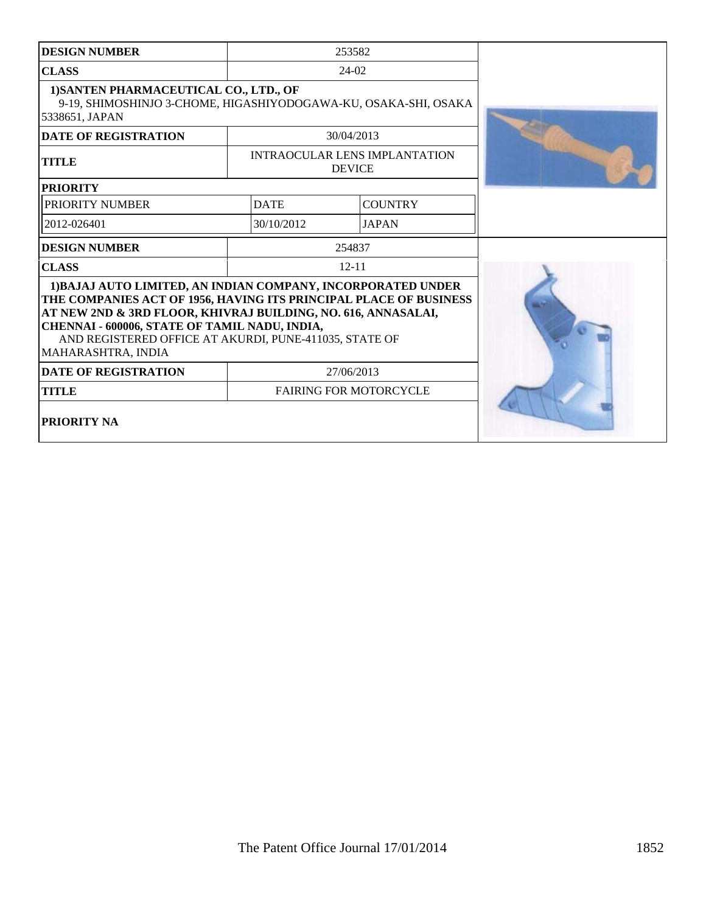| | | | |
|---|---|---|---|
| **DESIGN NUMBER** | 253582 | | |
| **CLASS** | 24-02 | | |
| **1)SANTEN PHARMACEUTICAL CO., LTD., OF** 9-19, SHIMOSHINJO 3-CHOME, HIGASHIYODOGAWA-KU, OSAKA-SHI, OSAKA 5338651, JAPAN | | | |
| **DATE OF REGISTRATION** | 30/04/2013 | | |
| **TITLE** | INTRAOCULAR LENS IMPLANTATION DEVICE | | |
| **PRIORITY** | | | |
| PRIORITY NUMBER | DATE | COUNTRY | |
| 2012-026401 | 30/10/2012 | JAPAN | |

| | | |
|---|---|---|
| **DESIGN NUMBER** | 254837 | |
| **CLASS** | 12-11 | |
| **1)BAJAJ AUTO LIMITED, AN INDIAN COMPANY, INCORPORATED UNDER THE COMPANIES ACT OF 1956, HAVING ITS PRINCIPAL PLACE OF BUSINESS AT NEW 2ND & 3RD FLOOR, KHIVRAJ BUILDING, NO. 616, ANNASALAI, CHENNAI - 600006, STATE OF TAMIL NADU, INDIA,** AND REGISTERED OFFICE AT AKURDI, PUNE-411035, STATE OF MAHARASHTRA, INDIA | | |
| **DATE OF REGISTRATION** | 27/06/2013 | |
| **TITLE** | FAIRING FOR MOTORCYCLE | |
| **PRIORITY NA** | | |